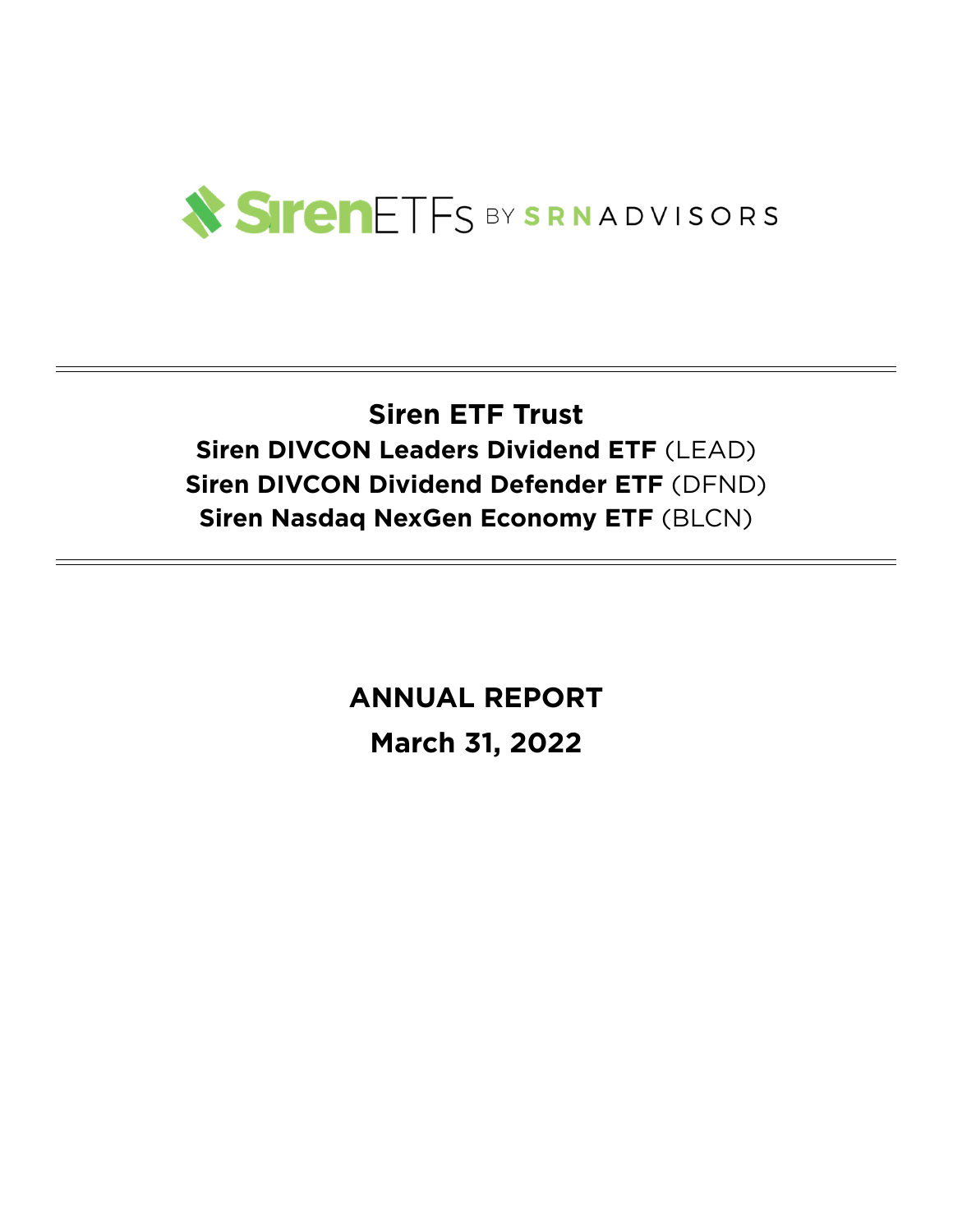SirenETFs BY SRNADVISORS

# Siren ETF Trust

**Siren DIVCON Leaders Dividend ETF** (LEAD)

**Siren DIVCON Dividend Defender ETF** (DFND)

**Siren Nasdaq NexGen Economy ETF** (BLCN)

## ANNUAL REPORT

## March 31, 2022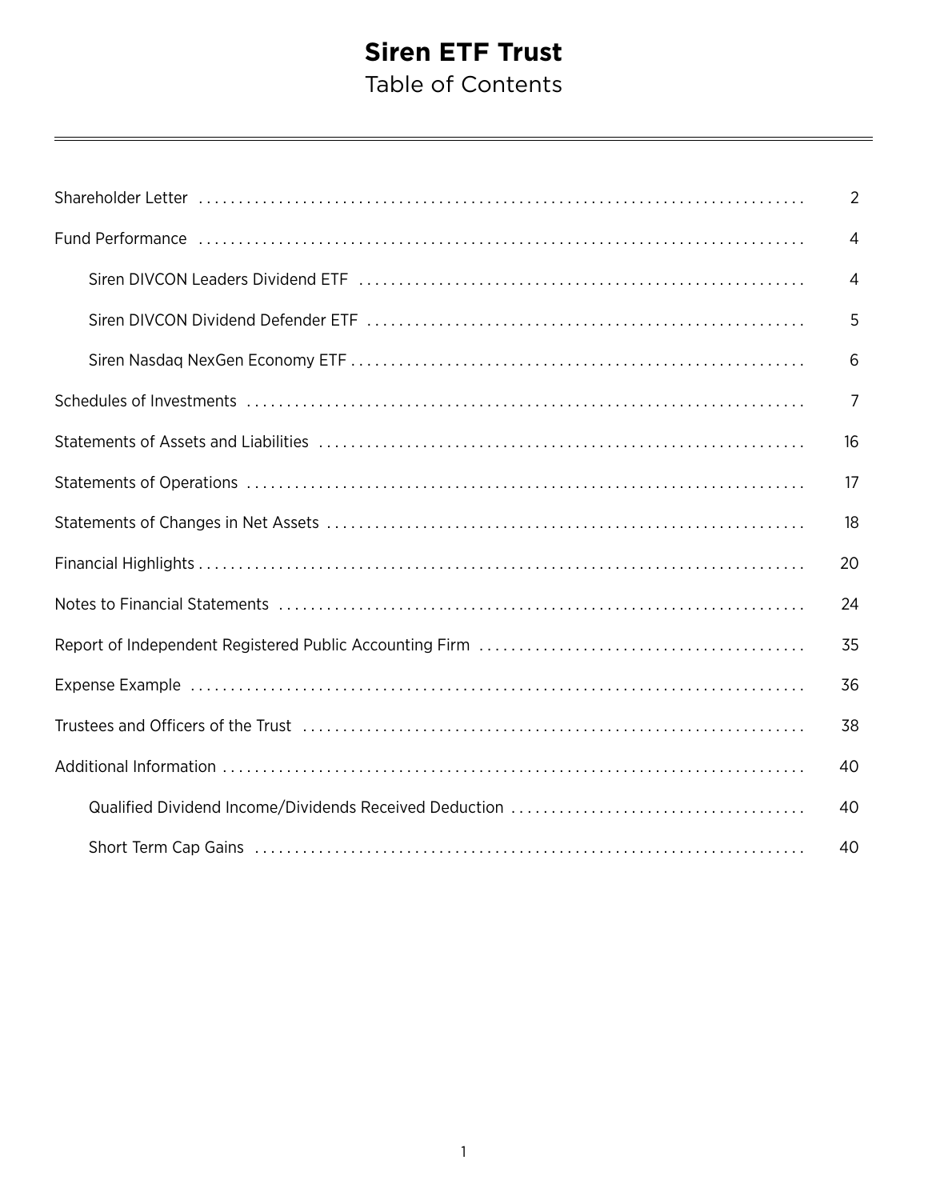# Siren ETF Trust

## Table of Contents

| | |
|---|---|
| Shareholder Letter | 2 |
| Fund Performance | 4 |
| Siren DIVCON Leaders Dividend ETF | 4 |
| Siren DIVCON Dividend Defender ETF | 5 |
| Siren Nasdaq NexGen Economy ETF | 6 |
| Schedules of Investments | 7 |
| Statements of Assets and Liabilities | 16 |
| Statements of Operations | 17 |
| Statements of Changes in Net Assets | 18 |
| Financial Highlights | 20 |
| Notes to Financial Statements | 24 |
| Report of Independent Registered Public Accounting Firm | 35 |
| Expense Example | 36 |
| Trustees and Officers of the Trust | 38 |
| Additional Information | 40 |
| Qualified Dividend Income/Dividends Received Deduction | 40 |
| Short Term Cap Gains | 40 |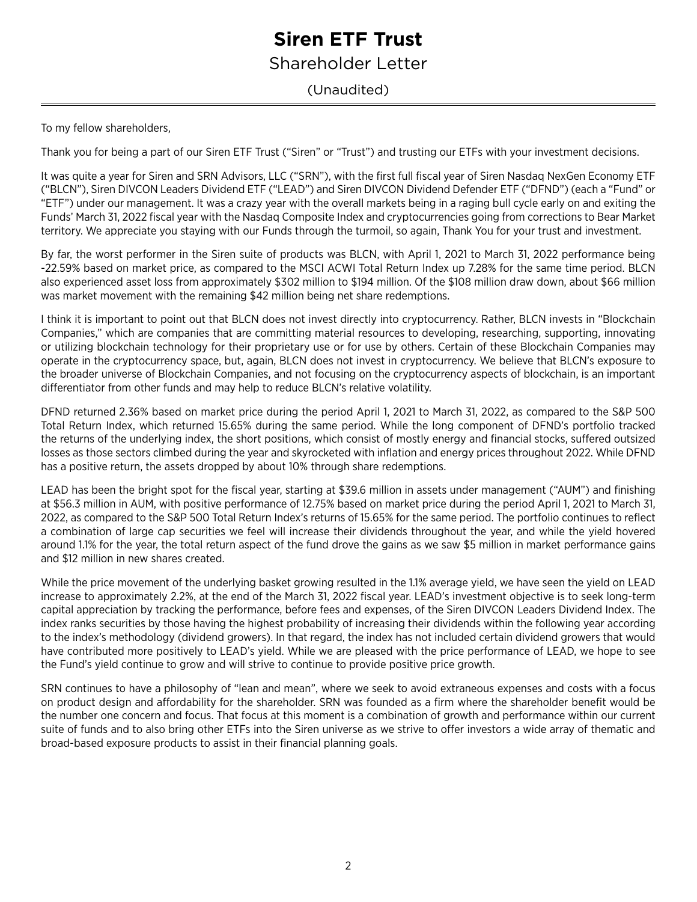# Siren ETF Trust

## Shareholder Letter

(Unaudited)

To my fellow shareholders,

Thank you for being a part of our Siren ETF Trust ("Siren" or "Trust") and trusting our ETFs with your investment decisions.

It was quite a year for Siren and SRN Advisors, LLC ("SRN"), with the first full fiscal year of Siren Nasdaq NexGen Economy ETF ("BLCN"), Siren DIVCON Leaders Dividend ETF ("LEAD") and Siren DIVCON Dividend Defender ETF ("DFND") (each a "Fund" or "ETF") under our management. It was a crazy year with the overall markets being in a raging bull cycle early on and exiting the Funds' March 31, 2022 fiscal year with the Nasdaq Composite Index and cryptocurrencies going from corrections to Bear Market territory. We appreciate you staying with our Funds through the turmoil, so again, Thank You for your trust and investment.

By far, the worst performer in the Siren suite of products was BLCN, with April 1, 2021 to March 31, 2022 performance being -22.59% based on market price, as compared to the MSCI ACWI Total Return Index up 7.28% for the same time period. BLCN also experienced asset loss from approximately $302 million to $194 million. Of the $108 million draw down, about $66 million was market movement with the remaining $42 million being net share redemptions.

I think it is important to point out that BLCN does not invest directly into cryptocurrency. Rather, BLCN invests in "Blockchain Companies," which are companies that are committing material resources to developing, researching, supporting, innovating or utilizing blockchain technology for their proprietary use or for use by others. Certain of these Blockchain Companies may operate in the cryptocurrency space, but, again, BLCN does not invest in cryptocurrency. We believe that BLCN's exposure to the broader universe of Blockchain Companies, and not focusing on the cryptocurrency aspects of blockchain, is an important differentiator from other funds and may help to reduce BLCN's relative volatility.

DFND returned 2.36% based on market price during the period April 1, 2021 to March 31, 2022, as compared to the S&P 500 Total Return Index, which returned 15.65% during the same period. While the long component of DFND's portfolio tracked the returns of the underlying index, the short positions, which consist of mostly energy and financial stocks, suffered outsized losses as those sectors climbed during the year and skyrocketed with inflation and energy prices throughout 2022. While DFND has a positive return, the assets dropped by about 10% through share redemptions.

LEAD has been the bright spot for the fiscal year, starting at $39.6 million in assets under management ("AUM") and finishing at $56.3 million in AUM, with positive performance of 12.75% based on market price during the period April 1, 2021 to March 31, 2022, as compared to the S&P 500 Total Return Index's returns of 15.65% for the same period. The portfolio continues to reflect a combination of large cap securities we feel will increase their dividends throughout the year, and while the yield hovered around 1.1% for the year, the total return aspect of the fund drove the gains as we saw $5 million in market performance gains and $12 million in new shares created.

While the price movement of the underlying basket growing resulted in the 1.1% average yield, we have seen the yield on LEAD increase to approximately 2.2%, at the end of the March 31, 2022 fiscal year. LEAD's investment objective is to seek long-term capital appreciation by tracking the performance, before fees and expenses, of the Siren DIVCON Leaders Dividend Index. The index ranks securities by those having the highest probability of increasing their dividends within the following year according to the index's methodology (dividend growers). In that regard, the index has not included certain dividend growers that would have contributed more positively to LEAD's yield. While we are pleased with the price performance of LEAD, we hope to see the Fund's yield continue to grow and will strive to continue to provide positive price growth.

SRN continues to have a philosophy of "lean and mean", where we seek to avoid extraneous expenses and costs with a focus on product design and affordability for the shareholder. SRN was founded as a firm where the shareholder benefit would be the number one concern and focus. That focus at this moment is a combination of growth and performance within our current suite of funds and to also bring other ETFs into the Siren universe as we strive to offer investors a wide array of thematic and broad-based exposure products to assist in their financial planning goals.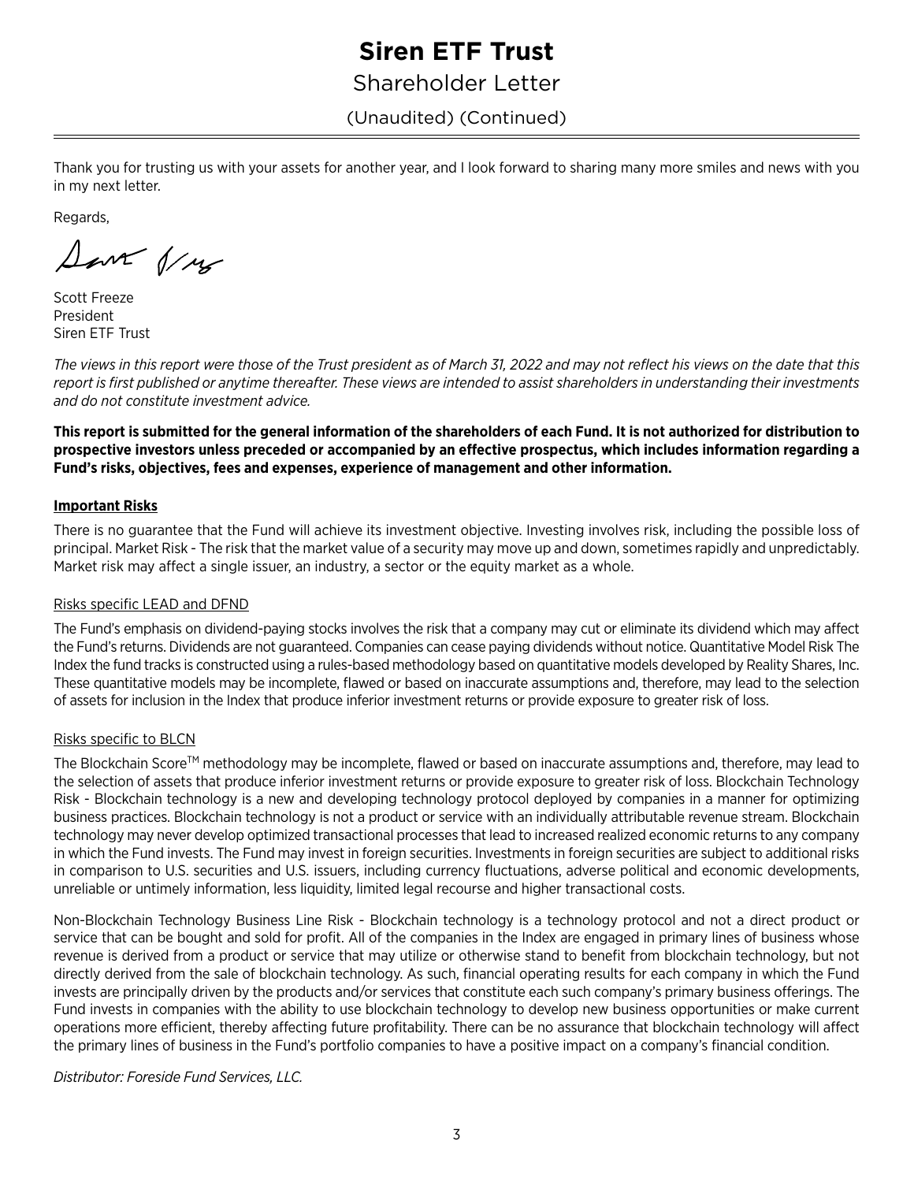Thank you for trusting us with your assets for another year, and I look forward to sharing many more smiles and news with you in my next letter.

Regards,

Scott Freeze
President
Siren ETF Trust

*The views in this report were those of the Trust president as of March 31, 2022 and may not reflect his views on the date that this report is first published or anytime thereafter. These views are intended to assist shareholders in understanding their investments and do not constitute investment advice.*

**This report is submitted for the general information of the shareholders of each Fund. It is not authorized for distribution to prospective investors unless preceded or accompanied by an effective prospectus, which includes information regarding a Fund's risks, objectives, fees and expenses, experience of management and other information.**

**Important Risks**

There is no guarantee that the Fund will achieve its investment objective. Investing involves risk, including the possible loss of principal. Market Risk - The risk that the market value of a security may move up and down, sometimes rapidly and unpredictably. Market risk may affect a single issuer, an industry, a sector or the equity market as a whole.

Risks specific LEAD and DFND

The Fund's emphasis on dividend-paying stocks involves the risk that a company may cut or eliminate its dividend which may affect the Fund's returns. Dividends are not guaranteed. Companies can cease paying dividends without notice. Quantitative Model Risk The Index the fund tracks is constructed using a rules-based methodology based on quantitative models developed by Reality Shares, Inc. These quantitative models may be incomplete, flawed or based on inaccurate assumptions and, therefore, may lead to the selection of assets for inclusion in the Index that produce inferior investment returns or provide exposure to greater risk of loss.

Risks specific to BLCN

The Blockchain Score™ methodology may be incomplete, flawed or based on inaccurate assumptions and, therefore, may lead to the selection of assets that produce inferior investment returns or provide exposure to greater risk of loss. Blockchain Technology Risk - Blockchain technology is a new and developing technology protocol deployed by companies in a manner for optimizing business practices. Blockchain technology is not a product or service with an individually attributable revenue stream. Blockchain technology may never develop optimized transactional processes that lead to increased realized economic returns to any company in which the Fund invests. The Fund may invest in foreign securities. Investments in foreign securities are subject to additional risks in comparison to U.S. securities and U.S. issuers, including currency fluctuations, adverse political and economic developments, unreliable or untimely information, less liquidity, limited legal recourse and higher transactional costs.

Non-Blockchain Technology Business Line Risk - Blockchain technology is a technology protocol and not a direct product or service that can be bought and sold for profit. All of the companies in the Index are engaged in primary lines of business whose revenue is derived from a product or service that may utilize or otherwise stand to benefit from blockchain technology, but not directly derived from the sale of blockchain technology. As such, financial operating results for each company in which the Fund invests are principally driven by the products and/or services that constitute each such company's primary business offerings. The Fund invests in companies with the ability to use blockchain technology to develop new business opportunities or make current operations more efficient, thereby affecting future profitability. There can be no assurance that blockchain technology will affect the primary lines of business in the Fund's portfolio companies to have a positive impact on a company's financial condition.

*Distributor: Foreside Fund Services, LLC.*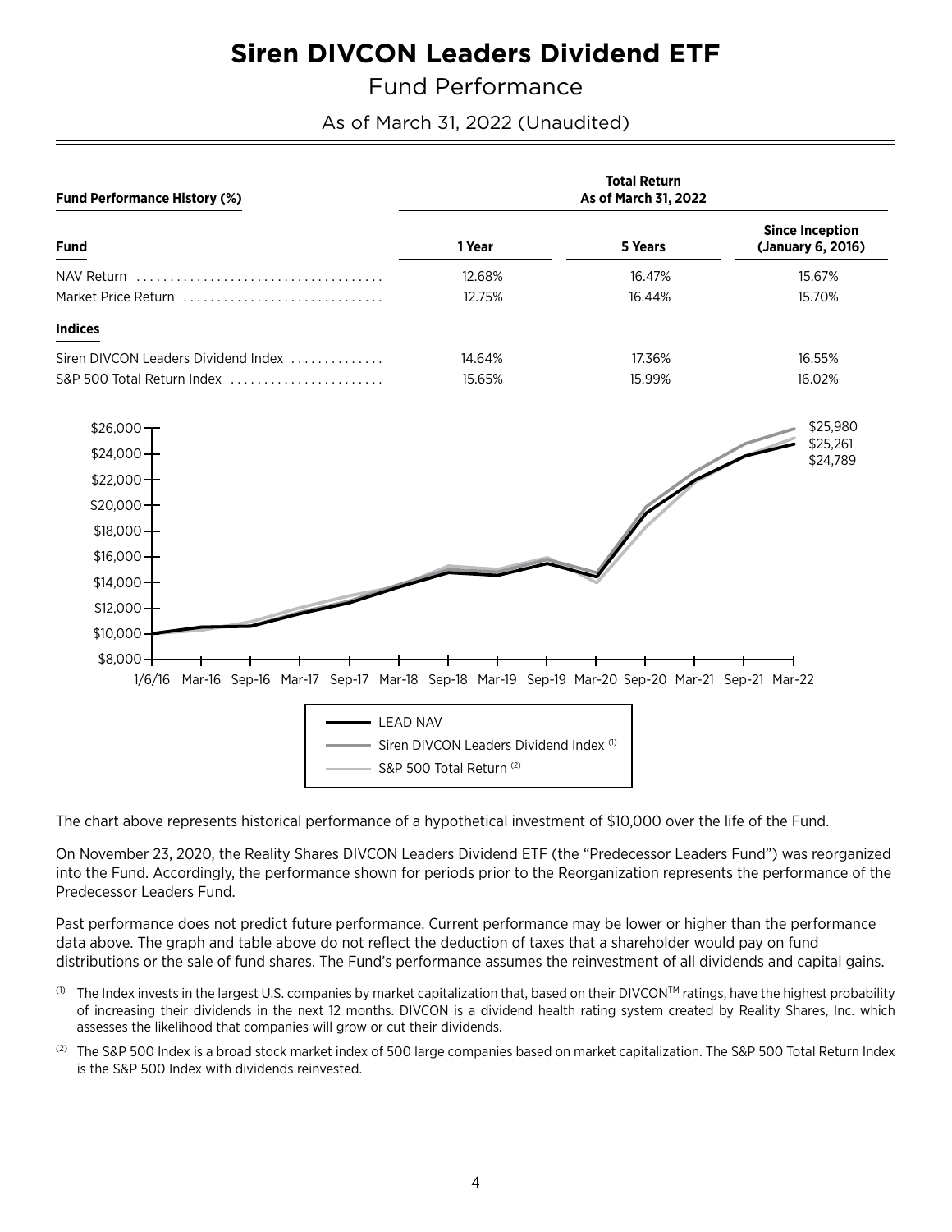# Siren DIVCON Leaders Dividend ETF

## Fund Performance

### As of March 31, 2022 (Unaudited)

| **Fund Performance History (%)** | **Total Return As of March 31, 2022** | | |
|---|---|---|---|
| **Fund** | **1 Year** | **5 Years** | **Since Inception (January 6, 2016)** |
| NAV Return | 12.68% | 16.47% | 15.67% |
| Market Price Return | 12.75% | 16.44% | 15.70% |
| **Indices** | | | |
| Siren DIVCON Leaders Dividend Index | 14.64% | 17.36% | 16.55% |
| S&P 500 Total Return Index | 15.65% | 15.99% | 16.02% |

The chart above represents historical performance of a hypothetical investment of $10,000 over the life of the Fund.

On November 23, 2020, the Reality Shares DIVCON Leaders Dividend ETF (the "Predecessor Leaders Fund") was reorganized into the Fund. Accordingly, the performance shown for periods prior to the Reorganization represents the performance of the Predecessor Leaders Fund.

Past performance does not predict future performance. Current performance may be lower or higher than the performance data above. The graph and table above do not reflect the deduction of taxes that a shareholder would pay on fund distributions or the sale of fund shares. The Fund's performance assumes the reinvestment of all dividends and capital gains.

(1) The Index invests in the largest U.S. companies by market capitalization that, based on their DIVCON™ ratings, have the highest probability of increasing their dividends in the next 12 months. DIVCON is a dividend health rating system created by Reality Shares, Inc. which assesses the likelihood that companies will grow or cut their dividends.

(2) The S&P 500 Index is a broad stock market index of 500 large companies based on market capitalization. The S&P 500 Total Return Index is the S&P 500 Index with dividends reinvested.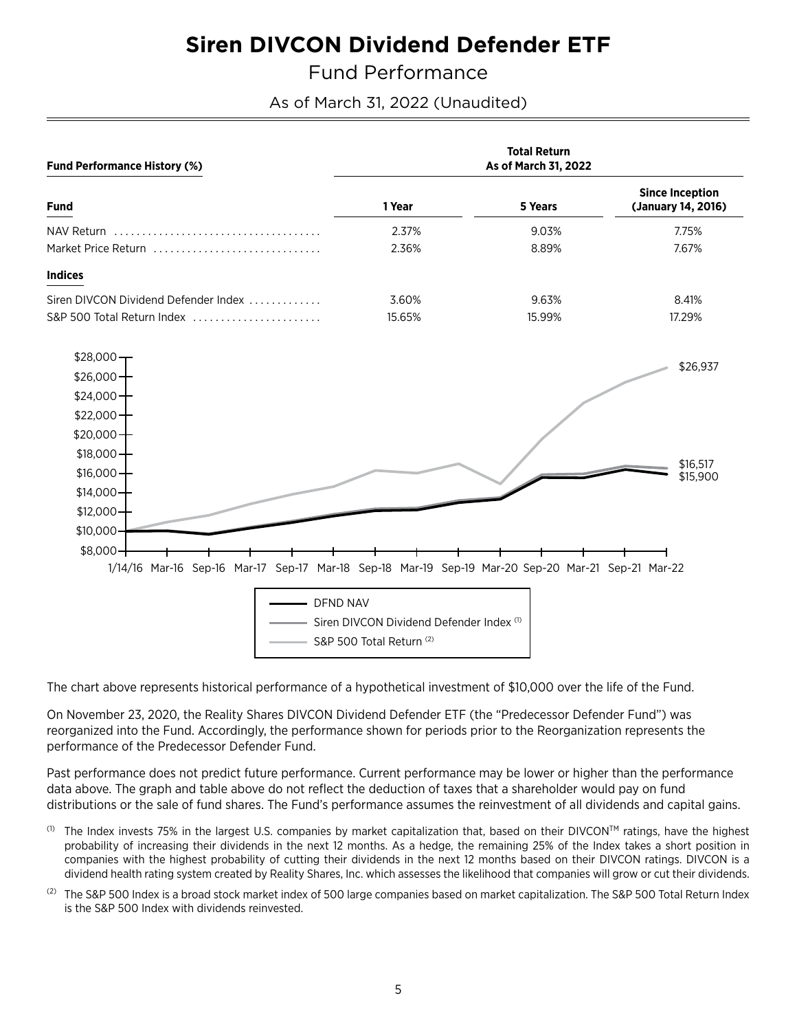# Siren DIVCON Dividend Defender ETF

## Fund Performance

As of March 31, 2022 (Unaudited)

| Fund Performance History (%) | Total Return As of March 31, 2022 | | |
|---|---|---|---|
| **Fund** | **1 Year** | **5 Years** | **Since Inception (January 14, 2016)** |
| NAV Return | 2.37% | 9.03% | 7.75% |
| Market Price Return | 2.36% | 8.89% | 7.67% |
| **Indices** | | | |
| Siren DIVCON Dividend Defender Index | 3.60% | 9.63% | 8.41% |
| S&P 500 Total Return Index | 15.65% | 15.99% | 17.29% |

The chart above represents historical performance of a hypothetical investment of $10,000 over the life of the Fund.

On November 23, 2020, the Reality Shares DIVCON Dividend Defender ETF (the "Predecessor Defender Fund") was reorganized into the Fund. Accordingly, the performance shown for periods prior to the Reorganization represents the performance of the Predecessor Defender Fund.

Past performance does not predict future performance. Current performance may be lower or higher than the performance data above. The graph and table above do not reflect the deduction of taxes that a shareholder would pay on fund distributions or the sale of fund shares. The Fund's performance assumes the reinvestment of all dividends and capital gains.

(1) The Index invests 75% in the largest U.S. companies by market capitalization that, based on their DIVCON™ ratings, have the highest probability of increasing their dividends in the next 12 months. As a hedge, the remaining 25% of the Index takes a short position in companies with the highest probability of cutting their dividends in the next 12 months based on their DIVCON ratings. DIVCON is a dividend health rating system created by Reality Shares, Inc. which assesses the likelihood that companies will grow or cut their dividends.

(2) The S&P 500 Index is a broad stock market index of 500 large companies based on market capitalization. The S&P 500 Total Return Index is the S&P 500 Index with dividends reinvested.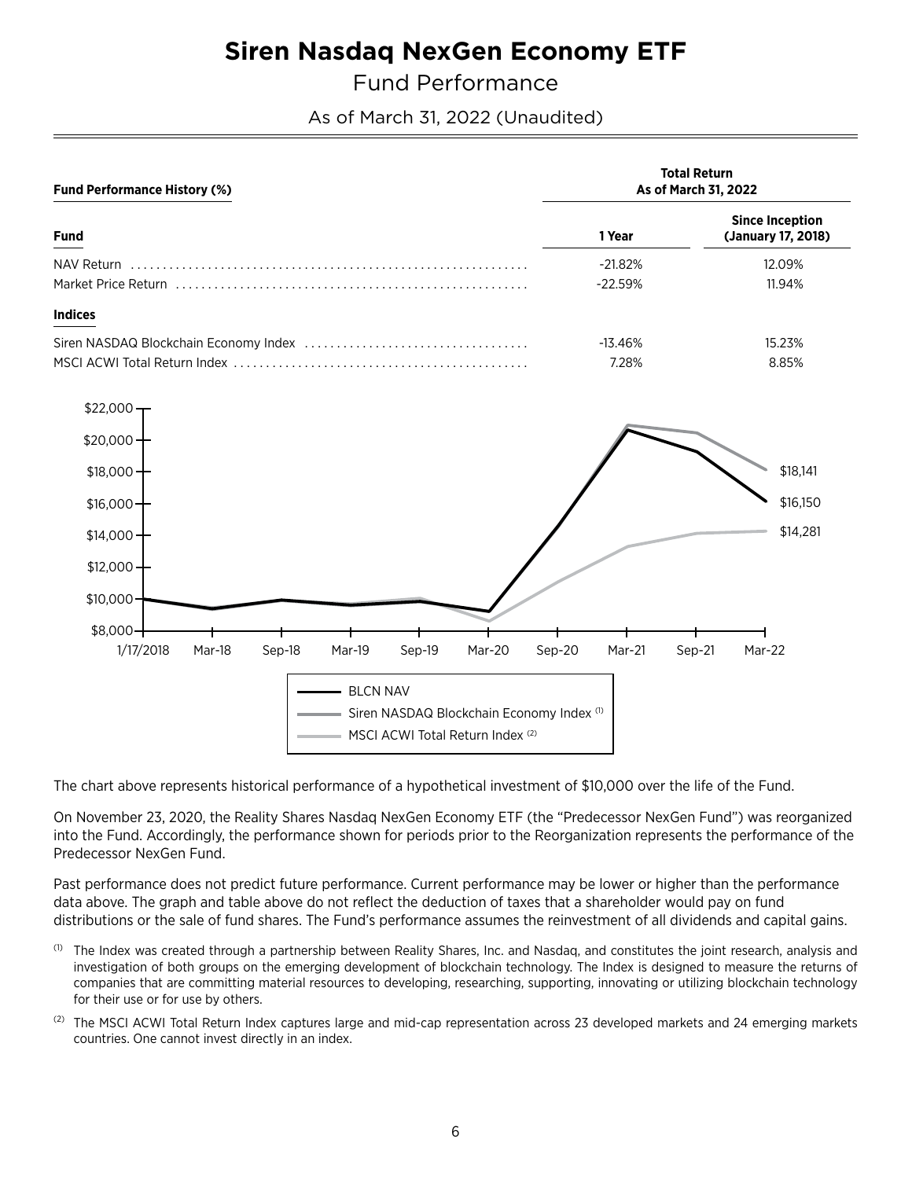# Siren Nasdaq NexGen Economy ETF

## Fund Performance

As of March 31, 2022 (Unaudited)

| Fund Performance History (%) | Total Return As of March 31, 2022 | |
|---|---|---|
| **Fund** | **1 Year** | **Since Inception (January 17, 2018)** |
| NAV Return | -21.82% | 12.09% |
| Market Price Return | -22.59% | 11.94% |
| **Indices** | | |
| Siren NASDAQ Blockchain Economy Index | -13.46% | 15.23% |
| MSCI ACWI Total Return Index | 7.28% | 8.85% |

The chart above represents historical performance of a hypothetical investment of $10,000 over the life of the Fund.

On November 23, 2020, the Reality Shares Nasdaq NexGen Economy ETF (the "Predecessor NexGen Fund") was reorganized into the Fund. Accordingly, the performance shown for periods prior to the Reorganization represents the performance of the Predecessor NexGen Fund.

Past performance does not predict future performance. Current performance may be lower or higher than the performance data above. The graph and table above do not reflect the deduction of taxes that a shareholder would pay on fund distributions or the sale of fund shares. The Fund's performance assumes the reinvestment of all dividends and capital gains.

(1) The Index was created through a partnership between Reality Shares, Inc. and Nasdaq, and constitutes the joint research, analysis and investigation of both groups on the emerging development of blockchain technology. The Index is designed to measure the returns of companies that are committing material resources to developing, researching, supporting, innovating or utilizing blockchain technology for their use or for use by others.

(2) The MSCI ACWI Total Return Index captures large and mid-cap representation across 23 developed markets and 24 emerging markets countries. One cannot invest directly in an index.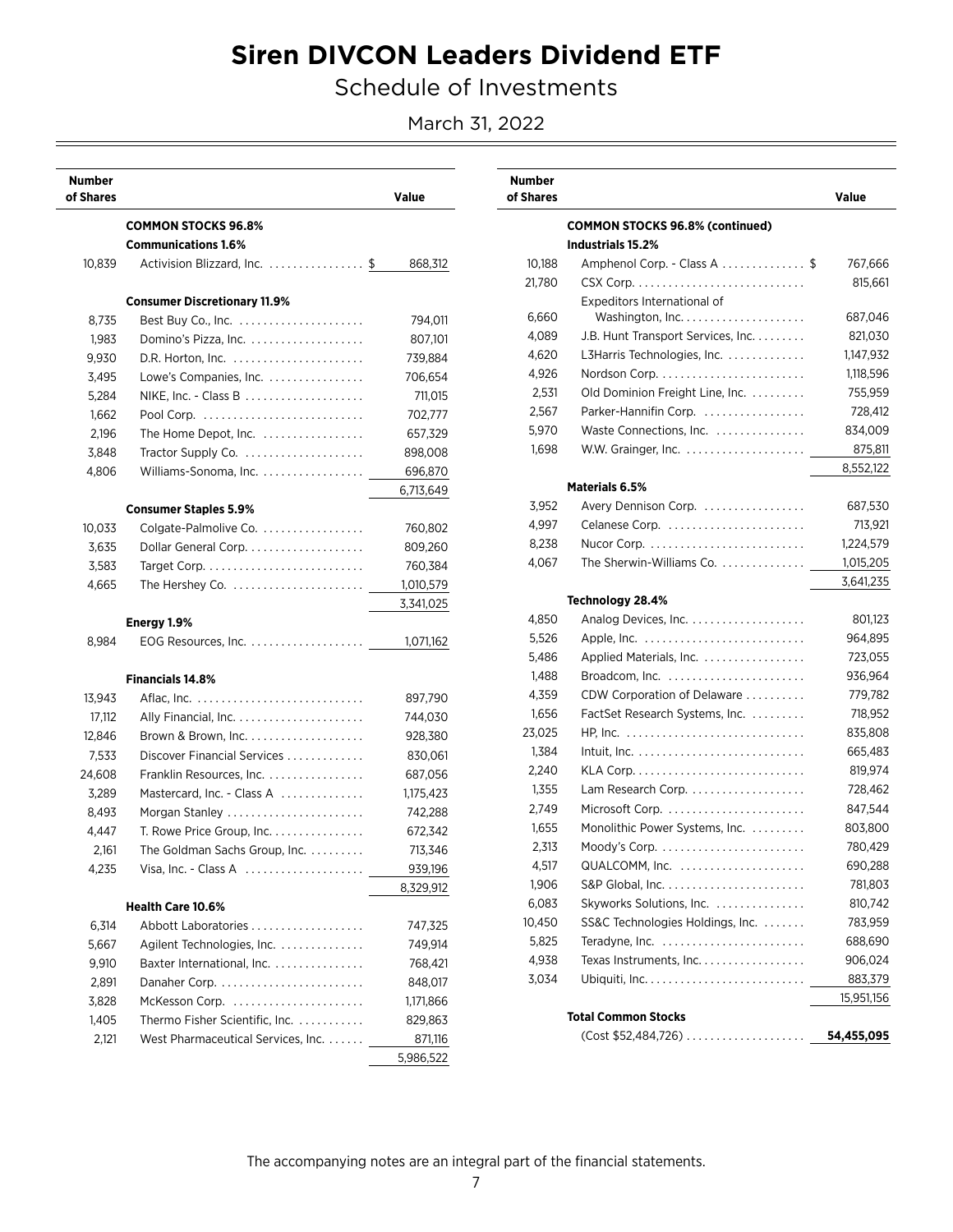# Siren DIVCON Leaders Dividend ETF

## Schedule of Investments

March 31, 2022

| Number of Shares | | Value |
|---|---|---|
| | **COMMON STOCKS 96.8%** | |
| | **Communications 1.6%** | |
| 10,839 | Activision Blizzard, Inc. | $ 868,312 |
| | **Consumer Discretionary 11.9%** | |
| 8,735 | Best Buy Co., Inc. | 794,011 |
| 1,983 | Domino's Pizza, Inc. | 807,101 |
| 9,930 | D.R. Horton, Inc. | 739,884 |
| 3,495 | Lowe's Companies, Inc. | 706,654 |
| 5,284 | NIKE, Inc. - Class B | 711,015 |
| 1,662 | Pool Corp. | 702,777 |
| 2,196 | The Home Depot, Inc. | 657,329 |
| 3,848 | Tractor Supply Co. | 898,008 |
| 4,806 | Williams-Sonoma, Inc. | 696,870 |
| | | 6,713,649 |
| | **Consumer Staples 5.9%** | |
| 10,033 | Colgate-Palmolive Co. | 760,802 |
| 3,635 | Dollar General Corp. | 809,260 |
| 3,583 | Target Corp. | 760,384 |
| 4,665 | The Hershey Co. | 1,010,579 |
| | | 3,341,025 |
| | **Energy 1.9%** | |
| 8,984 | EOG Resources, Inc. | 1,071,162 |
| | **Financials 14.8%** | |
| 13,943 | Aflac, Inc. | 897,790 |
| 17,112 | Ally Financial, Inc. | 744,030 |
| 12,846 | Brown & Brown, Inc. | 928,380 |
| 7,533 | Discover Financial Services | 830,061 |
| 24,608 | Franklin Resources, Inc. | 687,056 |
| 3,289 | Mastercard, Inc. - Class A | 1,175,423 |
| 8,493 | Morgan Stanley | 742,288 |
| 4,447 | T. Rowe Price Group, Inc. | 672,342 |
| 2,161 | The Goldman Sachs Group, Inc. | 713,346 |
| 4,235 | Visa, Inc. - Class A | 939,196 |
| | | 8,329,912 |
| | **Health Care 10.6%** | |
| 6,314 | Abbott Laboratories | 747,325 |
| 5,667 | Agilent Technologies, Inc. | 749,914 |
| 9,910 | Baxter International, Inc. | 768,421 |
| 2,891 | Danaher Corp. | 848,017 |
| 3,828 | McKesson Corp. | 1,171,866 |
| 1,405 | Thermo Fisher Scientific, Inc. | 829,863 |
| 2,121 | West Pharmaceutical Services, Inc. | 871,116 |
| | | 5,986,522 |
| | **COMMON STOCKS 96.8% (continued)** | |
| | **Industrials 15.2%** | |
| 10,188 | Amphenol Corp. - Class A | $ 767,666 |
| 21,780 | CSX Corp. | 815,661 |
| 6,660 | Expeditors International of Washington, Inc. | 687,046 |
| 4,089 | J.B. Hunt Transport Services, Inc. | 821,030 |
| 4,620 | L3Harris Technologies, Inc. | 1,147,932 |
| 4,926 | Nordson Corp. | 1,118,596 |
| 2,531 | Old Dominion Freight Line, Inc. | 755,959 |
| 2,567 | Parker-Hannifin Corp. | 728,412 |
| 5,970 | Waste Connections, Inc. | 834,009 |
| 1,698 | W.W. Grainger, Inc. | 875,811 |
| | | 8,552,122 |
| | **Materials 6.5%** | |
| 3,952 | Avery Dennison Corp. | 687,530 |
| 4,997 | Celanese Corp. | 713,921 |
| 8,238 | Nucor Corp. | 1,224,579 |
| 4,067 | The Sherwin-Williams Co. | 1,015,205 |
| | | 3,641,235 |
| | **Technology 28.4%** | |
| 4,850 | Analog Devices, Inc. | 801,123 |
| 5,526 | Apple, Inc. | 964,895 |
| 5,486 | Applied Materials, Inc. | 723,055 |
| 1,488 | Broadcom, Inc. | 936,964 |
| 4,359 | CDW Corporation of Delaware | 779,782 |
| 1,656 | FactSet Research Systems, Inc. | 718,952 |
| 23,025 | HP, Inc. | 835,808 |
| 1,384 | Intuit, Inc. | 665,483 |
| 2,240 | KLA Corp. | 819,974 |
| 1,355 | Lam Research Corp. | 728,462 |
| 2,749 | Microsoft Corp. | 847,544 |
| 1,655 | Monolithic Power Systems, Inc. | 803,800 |
| 2,313 | Moody's Corp. | 780,429 |
| 4,517 | QUALCOMM, Inc. | 690,288 |
| 1,906 | S&P Global, Inc. | 781,803 |
| 6,083 | Skyworks Solutions, Inc. | 810,742 |
| 10,450 | SS&C Technologies Holdings, Inc. | 783,959 |
| 5,825 | Teradyne, Inc. | 688,690 |
| 4,938 | Texas Instruments, Inc. | 906,024 |
| 3,034 | Ubiquiti, Inc. | 883,379 |
| | | 15,951,156 |
| | **Total Common Stocks** (Cost $52,484,726) | **54,455,095** |

The accompanying notes are an integral part of the financial statements.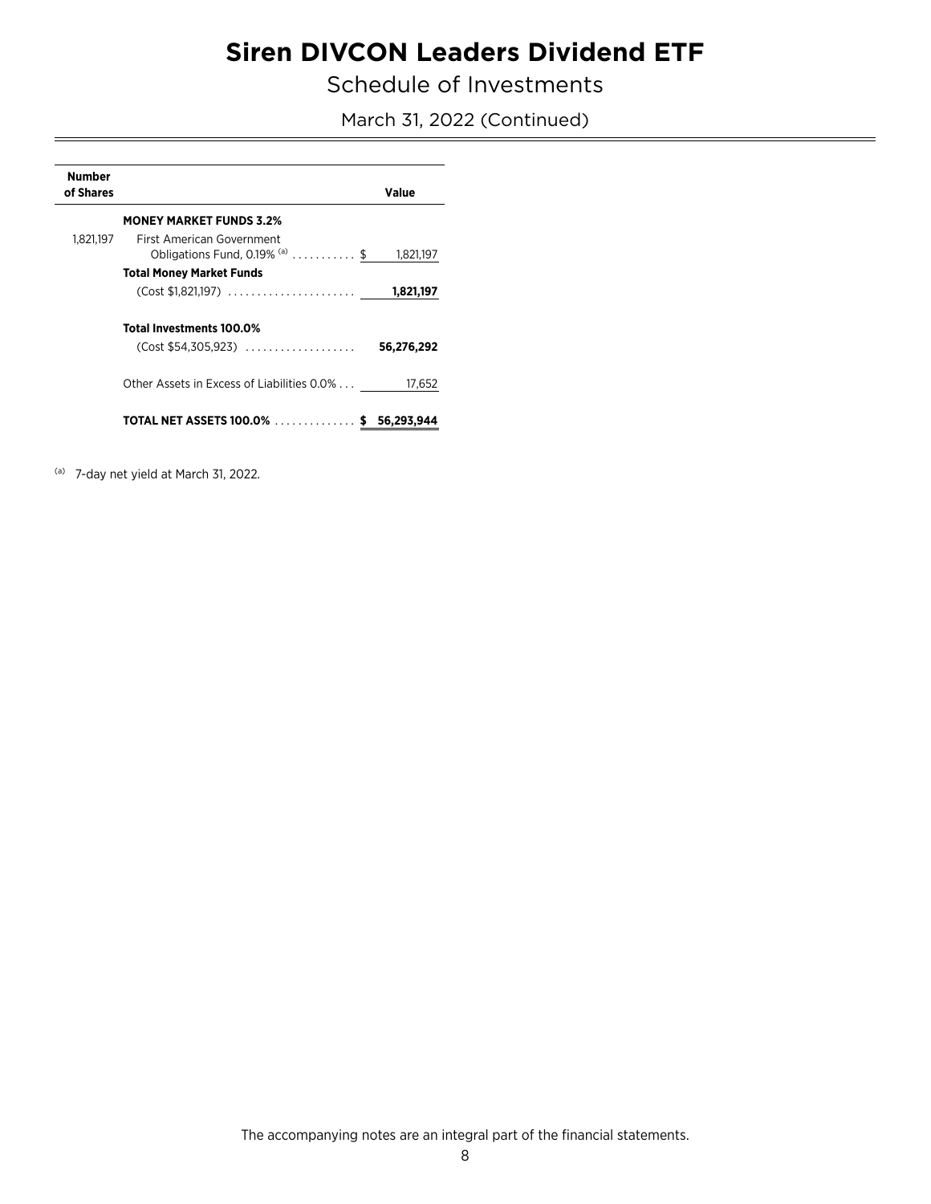# Siren DIVCON Leaders Dividend ETF

## Schedule of Investments

March 31, 2022 (Continued)

| Number of Shares | | Value |
|---|---|---|
| | **MONEY MARKET FUNDS 3.2%** | |
| 1,821,197 | First American Government Obligations Fund, 0.19% [(a)] | $ 1,821,197 |
| | **Total Money Market Funds** | |
| | (Cost $1,821,197) | **1,821,197** |
| | **Total Investments 100.0%** | |
| | (Cost $54,305,923) | **56,276,292** |
| | Other Assets in Excess of Liabilities 0.0% | 17,652 |
| | **TOTAL NET ASSETS 100.0%** | **$ 56,293,944** |

[(a)] 7-day net yield at March 31, 2022.

The accompanying notes are an integral part of the financial statements.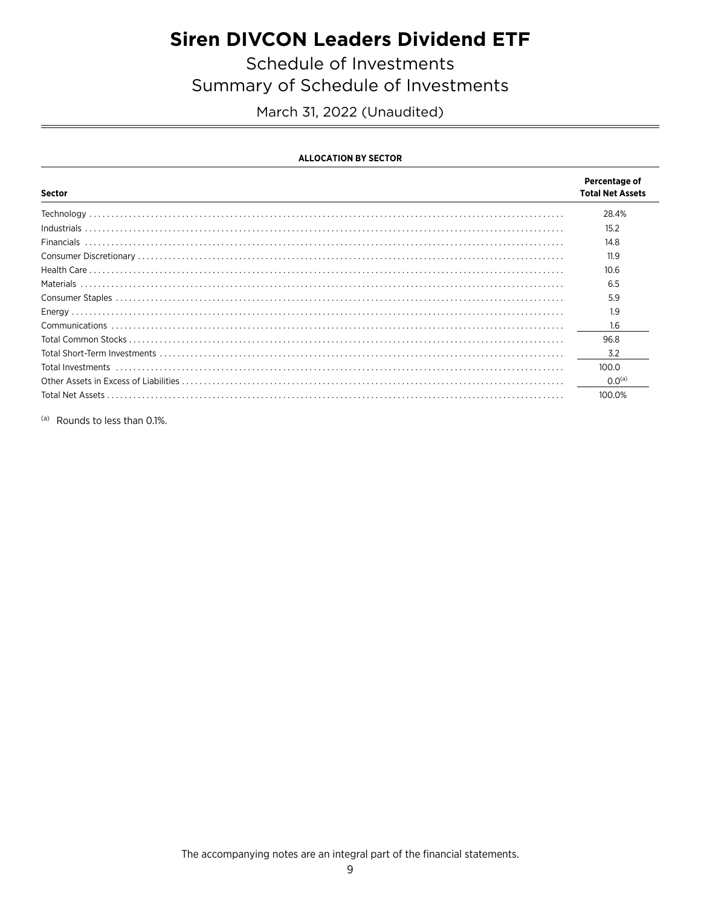# Siren DIVCON Leaders Dividend ETF

## Schedule of Investments
## Summary of Schedule of Investments

March 31, 2022 (Unaudited)

**ALLOCATION BY SECTOR**

| Sector | Percentage of Total Net Assets |
|---|---|
| Technology | 28.4% |
| Industrials | 15.2 |
| Financials | 14.8 |
| Consumer Discretionary | 11.9 |
| Health Care | 10.6 |
| Materials | 6.5 |
| Consumer Staples | 5.9 |
| Energy | 1.9 |
| Communications | 1.6 |
| Total Common Stocks | 96.8 |
| Total Short-Term Investments | 3.2 |
| Total Investments | 100.0 |
| Other Assets in Excess of Liabilities | 0.0[(a)] |
| Total Net Assets | 100.0% |

(a) Rounds to less than 0.1%.

The accompanying notes are an integral part of the financial statements.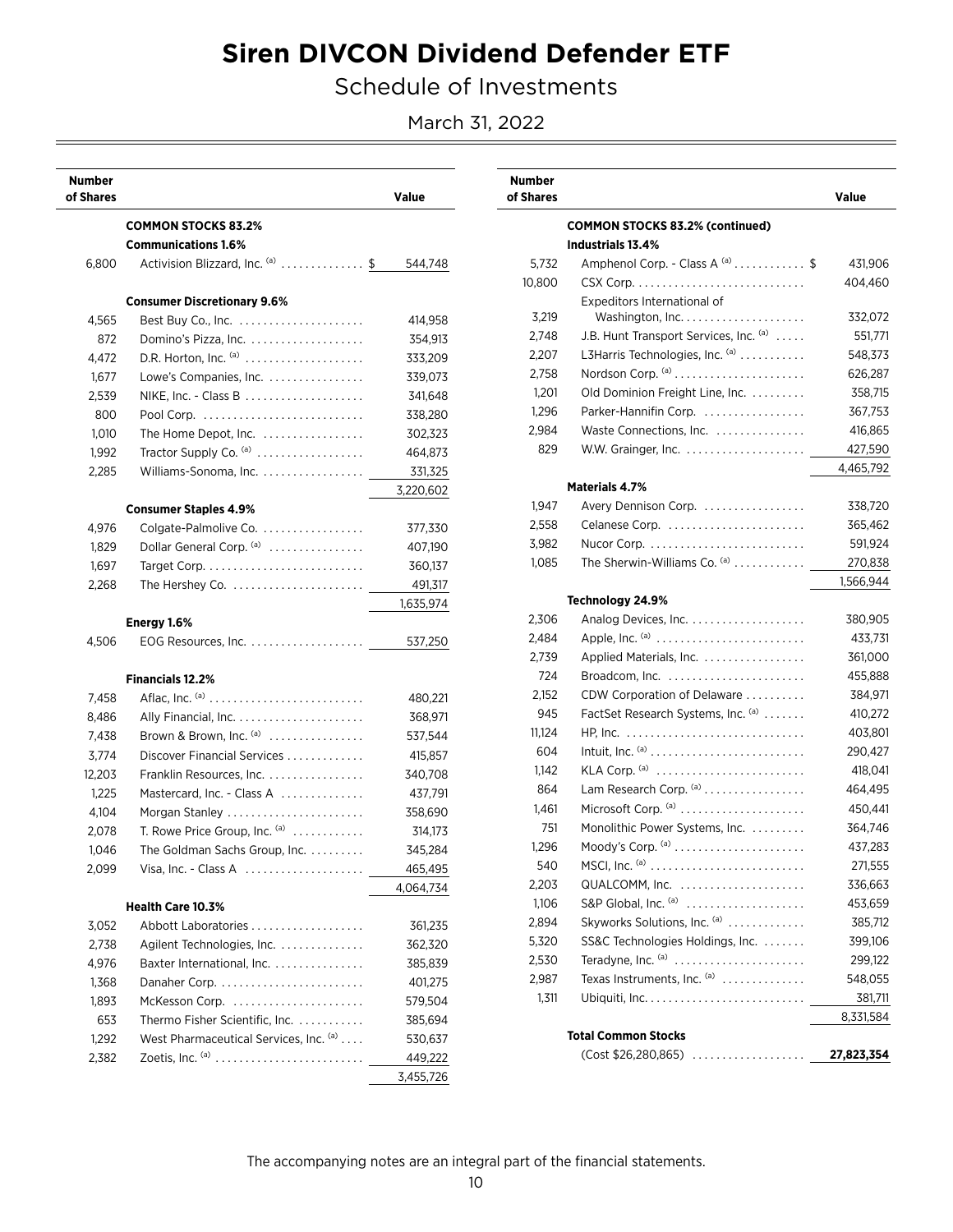# Siren DIVCON Dividend Defender ETF

## Schedule of Investments

March 31, 2022

| Number of Shares | | Value |
|---|---|---|
| | **COMMON STOCKS 83.2%** | |
| | **Communications 1.6%** | |
| 6,800 | Activision Blizzard, Inc. [(a)] | $ 544,748 |
| | **Consumer Discretionary 9.6%** | |
| 4,565 | Best Buy Co., Inc. | 414,958 |
| 872 | Domino's Pizza, Inc. | 354,913 |
| 4,472 | D.R. Horton, Inc. [(a)] | 333,209 |
| 1,677 | Lowe's Companies, Inc. | 339,073 |
| 2,539 | NIKE, Inc. - Class B | 341,648 |
| 800 | Pool Corp. | 338,280 |
| 1,010 | The Home Depot, Inc. | 302,323 |
| 1,992 | Tractor Supply Co. [(a)] | 464,873 |
| 2,285 | Williams-Sonoma, Inc. | 331,325 |
| | | 3,220,602 |
| | **Consumer Staples 4.9%** | |
| 4,976 | Colgate-Palmolive Co. | 377,330 |
| 1,829 | Dollar General Corp. [(a)] | 407,190 |
| 1,697 | Target Corp. | 360,137 |
| 2,268 | The Hershey Co. | 491,317 |
| | | 1,635,974 |
| | **Energy 1.6%** | |
| 4,506 | EOG Resources, Inc. | 537,250 |
| | **Financials 12.2%** | |
| 7,458 | Aflac, Inc. [(a)] | 480,221 |
| 8,486 | Ally Financial, Inc. | 368,971 |
| 7,438 | Brown & Brown, Inc. [(a)] | 537,544 |
| 3,774 | Discover Financial Services | 415,857 |
| 12,203 | Franklin Resources, Inc. | 340,708 |
| 1,225 | Mastercard, Inc. - Class A | 437,791 |
| 4,104 | Morgan Stanley | 358,690 |
| 2,078 | T. Rowe Price Group, Inc. [(a)] | 314,173 |
| 1,046 | The Goldman Sachs Group, Inc. | 345,284 |
| 2,099 | Visa, Inc. - Class A | 465,495 |
| | | 4,064,734 |
| | **Health Care 10.3%** | |
| 3,052 | Abbott Laboratories | 361,235 |
| 2,738 | Agilent Technologies, Inc. | 362,320 |
| 4,976 | Baxter International, Inc. | 385,839 |
| 1,368 | Danaher Corp. | 401,275 |
| 1,893 | McKesson Corp. | 579,504 |
| 653 | Thermo Fisher Scientific, Inc. | 385,694 |
| 1,292 | West Pharmaceutical Services, Inc. [(a)] | 530,637 |
| 2,382 | Zoetis, Inc. [(a)] | 449,222 |
| | | 3,455,726 |
| | **COMMON STOCKS 83.2% (continued)** | |
| | **Industrials 13.4%** | |
| 5,732 | Amphenol Corp. - Class A [(a)] | $ 431,906 |
| 10,800 | CSX Corp. | 404,460 |
| 3,219 | Expeditors International of Washington, Inc. | 332,072 |
| 2,748 | J.B. Hunt Transport Services, Inc. [(a)] | 551,771 |
| 2,207 | L3Harris Technologies, Inc. [(a)] | 548,373 |
| 2,758 | Nordson Corp. [(a)] | 626,287 |
| 1,201 | Old Dominion Freight Line, Inc. | 358,715 |
| 1,296 | Parker-Hannifin Corp. | 367,753 |
| 2,984 | Waste Connections, Inc. | 416,865 |
| 829 | W.W. Grainger, Inc. | 427,590 |
| | | 4,465,792 |
| | **Materials 4.7%** | |
| 1,947 | Avery Dennison Corp. | 338,720 |
| 2,558 | Celanese Corp. | 365,462 |
| 3,982 | Nucor Corp. | 591,924 |
| 1,085 | The Sherwin-Williams Co. [(a)] | 270,838 |
| | | 1,566,944 |
| | **Technology 24.9%** | |
| 2,306 | Analog Devices, Inc. | 380,905 |
| 2,484 | Apple, Inc. [(a)] | 433,731 |
| 2,739 | Applied Materials, Inc. | 361,000 |
| 724 | Broadcom, Inc. | 455,888 |
| 2,152 | CDW Corporation of Delaware | 384,971 |
| 945 | FactSet Research Systems, Inc. [(a)] | 410,272 |
| 11,124 | HP, Inc. | 403,801 |
| 604 | Intuit, Inc. [(a)] | 290,427 |
| 1,142 | KLA Corp. [(a)] | 418,041 |
| 864 | Lam Research Corp. [(a)] | 464,495 |
| 1,461 | Microsoft Corp. [(a)] | 450,441 |
| 751 | Monolithic Power Systems, Inc. | 364,746 |
| 1,296 | Moody's Corp. [(a)] | 437,283 |
| 540 | MSCI, Inc. [(a)] | 271,555 |
| 2,203 | QUALCOMM, Inc. | 336,663 |
| 1,106 | S&P Global, Inc. [(a)] | 453,659 |
| 2,894 | Skyworks Solutions, Inc. [(a)] | 385,712 |
| 5,320 | SS&C Technologies Holdings, Inc. | 399,106 |
| 2,530 | Teradyne, Inc. [(a)] | 299,122 |
| 2,987 | Texas Instruments, Inc. [(a)] | 548,055 |
| 1,311 | Ubiquiti, Inc. | 381,711 |
| | | 8,331,584 |
| | **Total Common Stocks** (Cost $26,280,865) | **27,823,354** |

The accompanying notes are an integral part of the financial statements.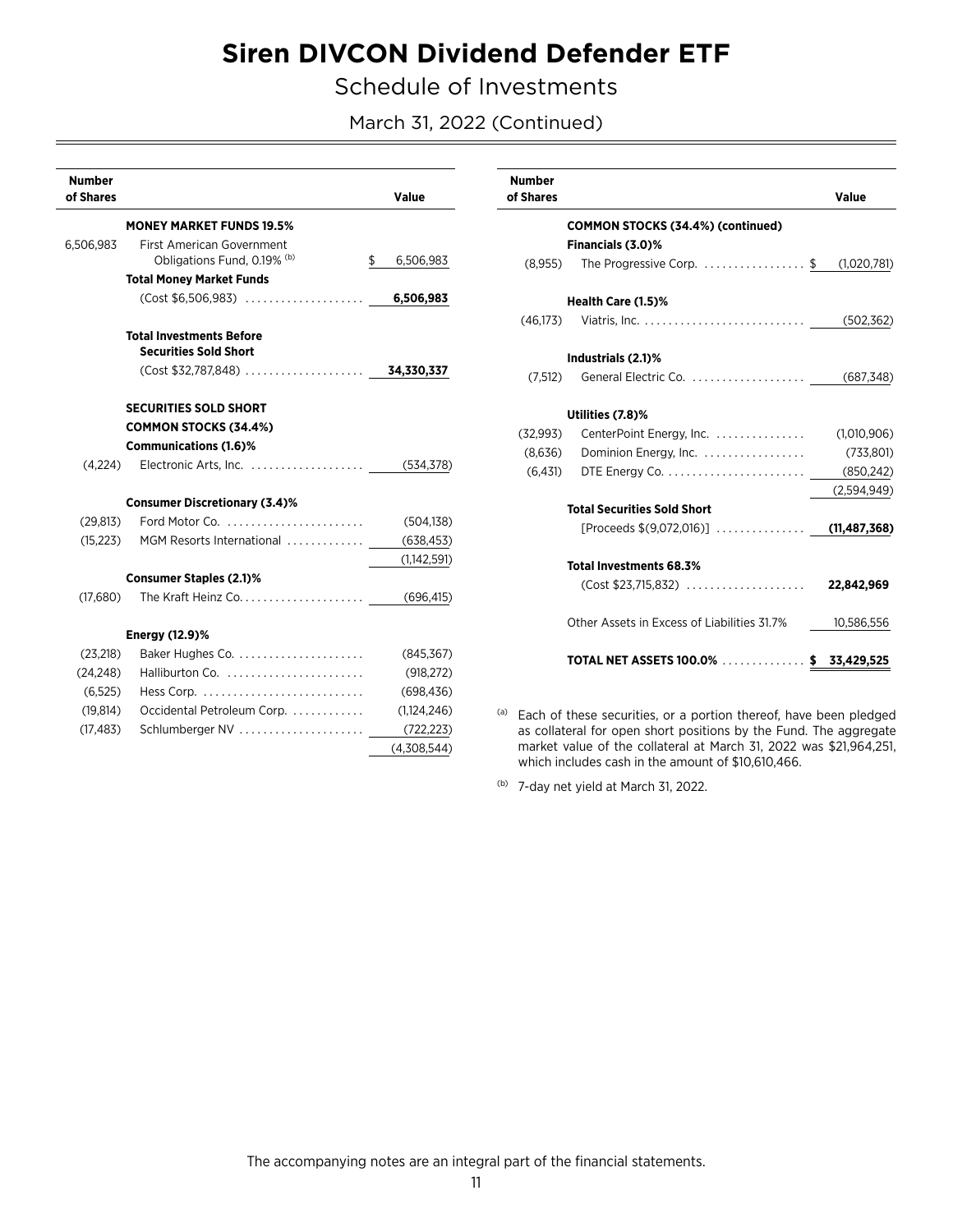# Siren DIVCON Dividend Defender ETF

## Schedule of Investments

### March 31, 2022 (Continued)

| Number of Shares | | Value |
|---|---|---|
| | **MONEY MARKET FUNDS 19.5%** | |
| 6,506,983 | First American Government Obligations Fund, 0.19% (b) | $ 6,506,983 |
| | **Total Money Market Funds** | |
| | (Cost $6,506,983) | **6,506,983** |
| | **Total Investments Before Securities Sold Short** | |
| | (Cost $32,787,848) | **34,330,337** |
| | **SECURITIES SOLD SHORT** | |
| | **COMMON STOCKS (34.4%)** | |
| | **Communications (1.6)%** | |
| (4,224) | Electronic Arts, Inc. | (534,378) |
| | **Consumer Discretionary (3.4)%** | |
| (29,813) | Ford Motor Co. | (504,138) |
| (15,223) | MGM Resorts International | (638,453) |
| | | (1,142,591) |
| | **Consumer Staples (2.1)%** | |
| (17,680) | The Kraft Heinz Co. | (696,415) |
| | **Energy (12.9)%** | |
| (23,218) | Baker Hughes Co. | (845,367) |
| (24,248) | Halliburton Co. | (918,272) |
| (6,525) | Hess Corp. | (698,436) |
| (19,814) | Occidental Petroleum Corp. | (1,124,246) |
| (17,483) | Schlumberger NV | (722,223) |
| | | (4,308,544) |
| | **COMMON STOCKS (34.4%) (continued)** | |
| | **Financials (3.0)%** | |
| (8,955) | The Progressive Corp. | $ (1,020,781) |
| | **Health Care (1.5)%** | |
| (46,173) | Viatris, Inc. | (502,362) |
| | **Industrials (2.1)%** | |
| (7,512) | General Electric Co. | (687,348) |
| | **Utilities (7.8)%** | |
| (32,993) | CenterPoint Energy, Inc. | (1,010,906) |
| (8,636) | Dominion Energy, Inc. | (733,801) |
| (6,431) | DTE Energy Co. | (850,242) |
| | | (2,594,949) |
| | **Total Securities Sold Short** | |
| | [Proceeds $(9,072,016)] | **(11,487,368)** |
| | **Total Investments 68.3%** | |
| | (Cost $23,715,832) | **22,842,969** |
| | Other Assets in Excess of Liabilities 31.7% | 10,586,556 |
| | **TOTAL NET ASSETS 100.0%** | **$ 33,429,525** |

(a) Each of these securities, or a portion thereof, have been pledged as collateral for open short positions by the Fund. The aggregate market value of the collateral at March 31, 2022 was $21,964,251, which includes cash in the amount of $10,610,466.

(b) 7-day net yield at March 31, 2022.

The accompanying notes are an integral part of the financial statements.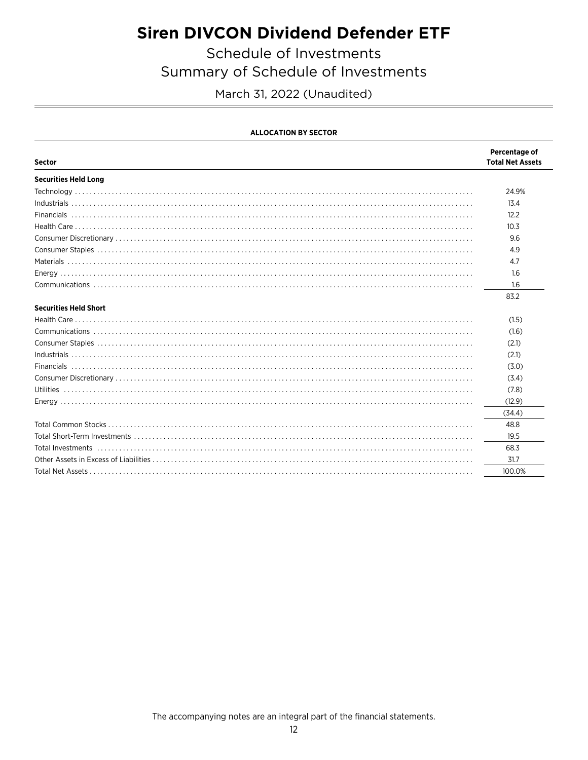# Siren DIVCON Dividend Defender ETF

## Schedule of Investments
## Summary of Schedule of Investments

March 31, 2022 (Unaudited)

**ALLOCATION BY SECTOR**

| Sector | Percentage of Total Net Assets |
|---|---|
| **Securities Held Long** | |
| Technology | 24.9% |
| Industrials | 13.4 |
| Financials | 12.2 |
| Health Care | 10.3 |
| Consumer Discretionary | 9.6 |
| Consumer Staples | 4.9 |
| Materials | 4.7 |
| Energy | 1.6 |
| Communications | 1.6 |
| | 83.2 |
| **Securities Held Short** | |
| Health Care | (1.5) |
| Communications | (1.6) |
| Consumer Staples | (2.1) |
| Industrials | (2.1) |
| Financials | (3.0) |
| Consumer Discretionary | (3.4) |
| Utilities | (7.8) |
| Energy | (12.9) |
| | (34.4) |
| Total Common Stocks | 48.8 |
| Total Short-Term Investments | 19.5 |
| Total Investments | 68.3 |
| Other Assets in Excess of Liabilities | 31.7 |
| Total Net Assets | 100.0% |

The accompanying notes are an integral part of the financial statements.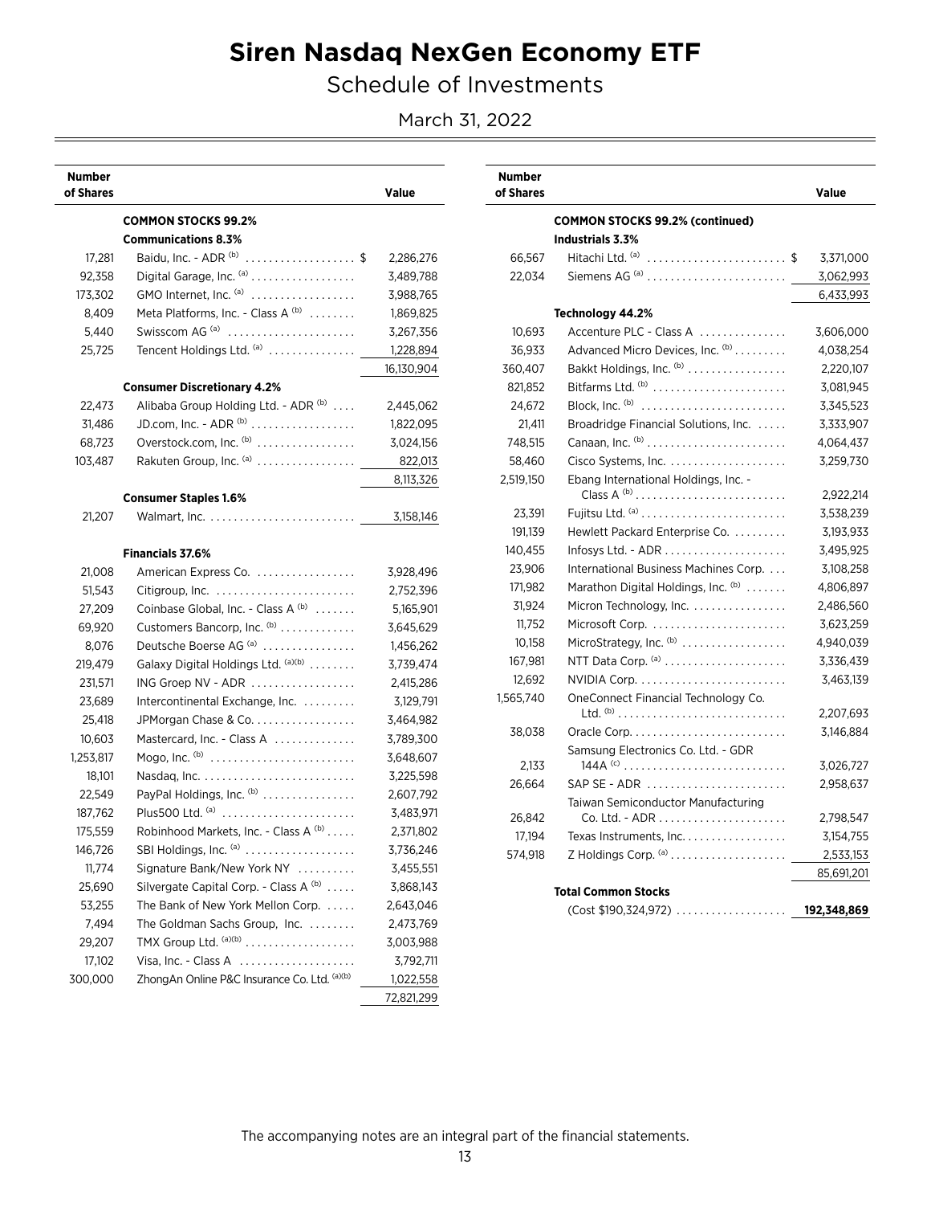# Siren Nasdaq NexGen Economy ETF

## Schedule of Investments

March 31, 2022

| Number of Shares | | Value |
|---|---|---|
| | **COMMON STOCKS 99.2%** | |
| | **Communications 8.3%** | |
| 17,281 | Baidu, Inc. - ADR [(b)] | $ 2,286,276 |
| 92,358 | Digital Garage, Inc. [(a)] | 3,489,788 |
| 173,302 | GMO Internet, Inc. [(a)] | 3,988,765 |
| 8,409 | Meta Platforms, Inc. - Class A [(b)] | 1,869,825 |
| 5,440 | Swisscom AG [(a)] | 3,267,356 |
| 25,725 | Tencent Holdings Ltd. [(a)] | 1,228,894 |
| | | 16,130,904 |
| | **Consumer Discretionary 4.2%** | |
| 22,473 | Alibaba Group Holding Ltd. - ADR [(b)] | 2,445,062 |
| 31,486 | JD.com, Inc. - ADR [(b)] | 1,822,095 |
| 68,723 | Overstock.com, Inc. [(b)] | 3,024,156 |
| 103,487 | Rakuten Group, Inc. [(a)] | 822,013 |
| | | 8,113,326 |
| | **Consumer Staples 1.6%** | |
| 21,207 | Walmart, Inc. | 3,158,146 |
| | **Financials 37.6%** | |
| 21,008 | American Express Co. | 3,928,496 |
| 51,543 | Citigroup, Inc. | 2,752,396 |
| 27,209 | Coinbase Global, Inc. - Class A [(b)] | 5,165,901 |
| 69,920 | Customers Bancorp, Inc. [(b)] | 3,645,629 |
| 8,076 | Deutsche Boerse AG [(a)] | 1,456,262 |
| 219,479 | Galaxy Digital Holdings Ltd. [(a)(b)] | 3,739,474 |
| 231,571 | ING Groep NV - ADR | 2,415,286 |
| 23,689 | Intercontinental Exchange, Inc. | 3,129,791 |
| 25,418 | JPMorgan Chase & Co. | 3,464,982 |
| 10,603 | Mastercard, Inc. - Class A | 3,789,300 |
| 1,253,817 | Mogo, Inc. [(b)] | 3,648,607 |
| 18,101 | Nasdaq, Inc. | 3,225,598 |
| 22,549 | PayPal Holdings, Inc. [(b)] | 2,607,792 |
| 187,762 | Plus500 Ltd. [(a)] | 3,483,971 |
| 175,559 | Robinhood Markets, Inc. - Class A [(b)] | 2,371,802 |
| 146,726 | SBI Holdings, Inc. [(a)] | 3,736,246 |
| 11,774 | Signature Bank/New York NY | 3,455,551 |
| 25,690 | Silvergate Capital Corp. - Class A [(b)] | 3,868,143 |
| 53,255 | The Bank of New York Mellon Corp. | 2,643,046 |
| 7,494 | The Goldman Sachs Group, Inc. | 2,473,769 |
| 29,207 | TMX Group Ltd. [(a)(b)] | 3,003,988 |
| 17,102 | Visa, Inc. - Class A | 3,792,711 |
| 300,000 | ZhongAn Online P&C Insurance Co. Ltd. [(a)(b)] | 1,022,558 |
| | | 72,821,299 |
| | **COMMON STOCKS 99.2% (continued)** | |
| | **Industrials 3.3%** | |
| 66,567 | Hitachi Ltd. [(a)] | $ 3,371,000 |
| 22,034 | Siemens AG [(a)] | 3,062,993 |
| | | 6,433,993 |
| | **Technology 44.2%** | |
| 10,693 | Accenture PLC - Class A | 3,606,000 |
| 36,933 | Advanced Micro Devices, Inc. [(b)] | 4,038,254 |
| 360,407 | Bakkt Holdings, Inc. [(b)] | 2,220,107 |
| 821,852 | Bitfarms Ltd. [(b)] | 3,081,945 |
| 24,672 | Block, Inc. [(b)] | 3,345,523 |
| 21,411 | Broadridge Financial Solutions, Inc. | 3,333,907 |
| 748,515 | Canaan, Inc. [(b)] | 4,064,437 |
| 58,460 | Cisco Systems, Inc. | 3,259,730 |
| 2,519,150 | Ebang International Holdings, Inc. - Class A [(b)] | 2,922,214 |
| 23,391 | Fujitsu Ltd. [(a)] | 3,538,239 |
| 191,139 | Hewlett Packard Enterprise Co. | 3,193,933 |
| 140,455 | Infosys Ltd. - ADR | 3,495,925 |
| 23,906 | International Business Machines Corp. | 3,108,258 |
| 171,982 | Marathon Digital Holdings, Inc. [(b)] | 4,806,897 |
| 31,924 | Micron Technology, Inc. | 2,486,560 |
| 11,752 | Microsoft Corp. | 3,623,259 |
| 10,158 | MicroStrategy, Inc. [(b)] | 4,940,039 |
| 167,981 | NTT Data Corp. [(a)] | 3,336,439 |
| 12,692 | NVIDIA Corp. | 3,463,139 |
| 1,565,740 | OneConnect Financial Technology Co. Ltd. [(b)] | 2,207,693 |
| 38,038 | Oracle Corp. | 3,146,884 |
| 2,133 | Samsung Electronics Co. Ltd. - GDR 144A [(c)] | 3,026,727 |
| 26,664 | SAP SE - ADR | 2,958,637 |
| 26,842 | Taiwan Semiconductor Manufacturing Co. Ltd. - ADR | 2,798,547 |
| 17,194 | Texas Instruments, Inc. | 3,154,755 |
| 574,918 | Z Holdings Corp. [(a)] | 2,533,153 |
| | | 85,691,201 |
| | **Total Common Stocks** (Cost $190,324,972) | **192,348,869** |

The accompanying notes are an integral part of the financial statements.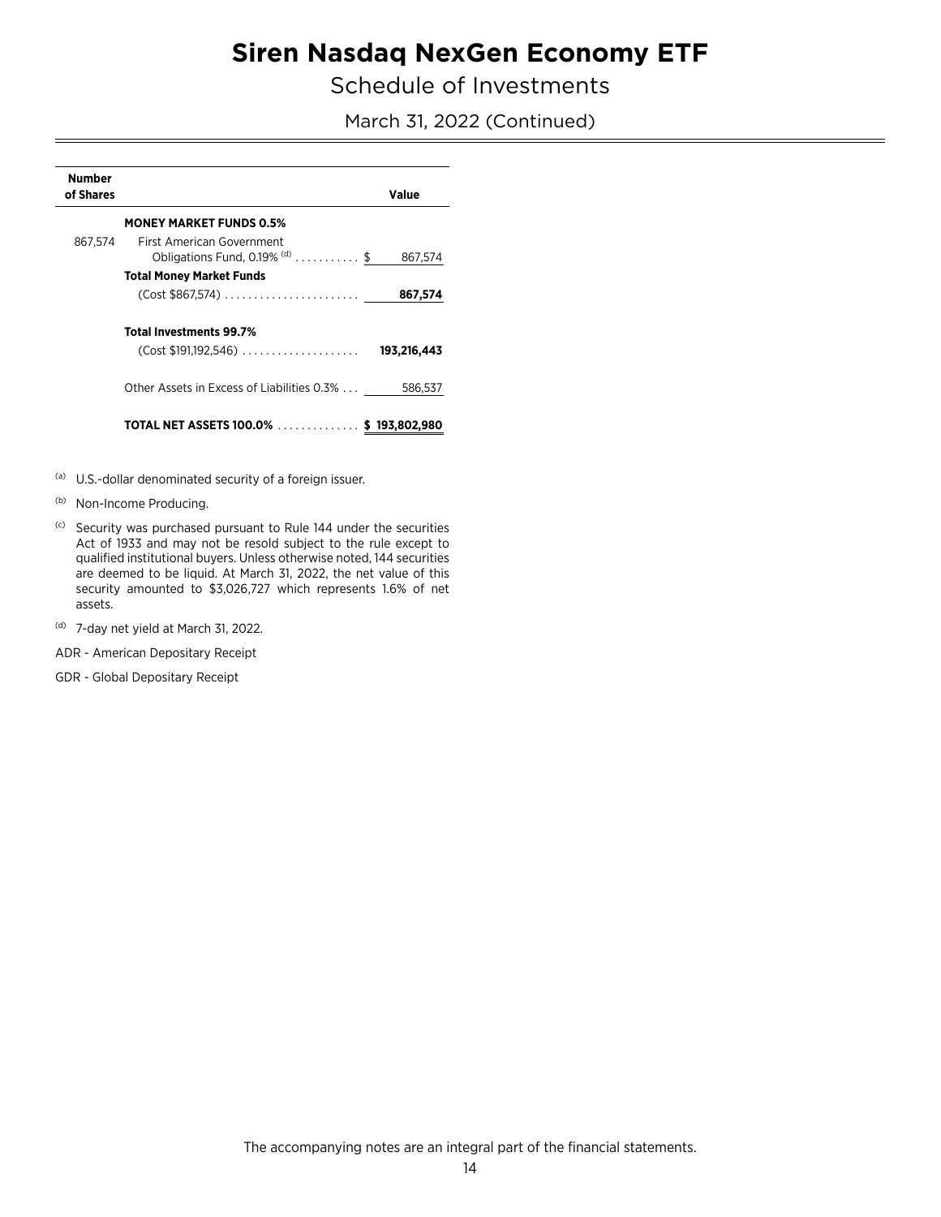# Siren Nasdaq NexGen Economy ETF

Schedule of Investments

March 31, 2022 (Continued)

| Number of Shares | | Value |
|---|---|---|
| | **MONEY MARKET FUNDS 0.5%** | |
| 867,574 | First American Government Obligations Fund, 0.19% [d] | $ 867,574 |
| | **Total Money Market Funds** (Cost $867,574) | **867,574** |
| | **Total Investments 99.7%** (Cost $191,192,546) | **193,216,443** |
| | Other Assets in Excess of Liabilities 0.3% | 586,537 |
| | **TOTAL NET ASSETS 100.0%** | **$ 193,802,980** |

[a] U.S.-dollar denominated security of a foreign issuer.

[b] Non-Income Producing.

[c] Security was purchased pursuant to Rule 144 under the securities Act of 1933 and may not be resold subject to the rule except to qualified institutional buyers. Unless otherwise noted, 144 securities are deemed to be liquid. At March 31, 2022, the net value of this security amounted to $3,026,727 which represents 1.6% of net assets.

[d] 7-day net yield at March 31, 2022.

ADR - American Depositary Receipt

GDR - Global Depositary Receipt

The accompanying notes are an integral part of the financial statements.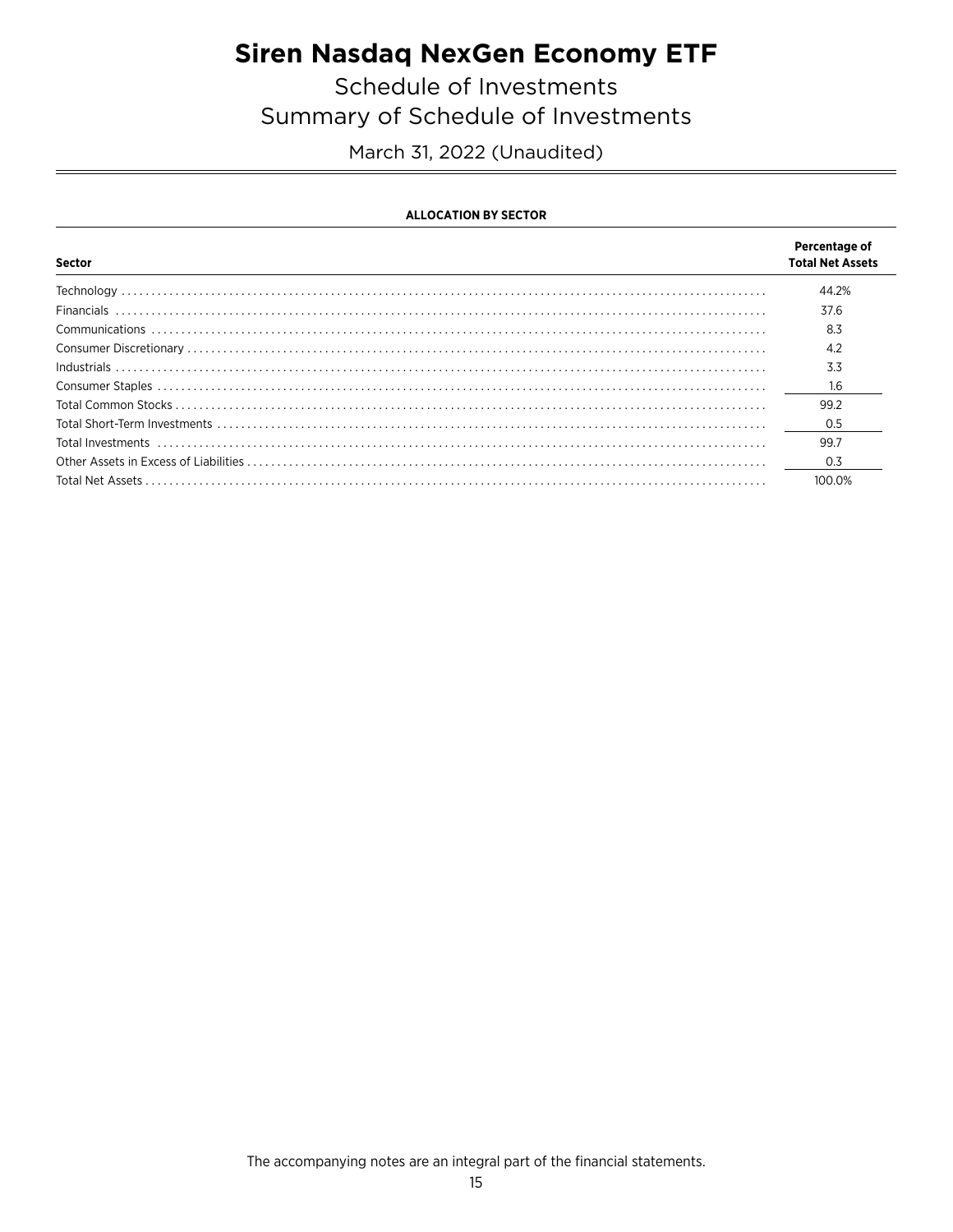# Siren Nasdaq NexGen Economy ETF

## Schedule of Investments
## Summary of Schedule of Investments

March 31, 2022 (Unaudited)

**ALLOCATION BY SECTOR**

| Sector | Percentage of Total Net Assets |
|---|---|
| Technology | 44.2% |
| Financials | 37.6 |
| Communications | 8.3 |
| Consumer Discretionary | 4.2 |
| Industrials | 3.3 |
| Consumer Staples | 1.6 |
| Total Common Stocks | 99.2 |
| Total Short-Term Investments | 0.5 |
| Total Investments | 99.7 |
| Other Assets in Excess of Liabilities | 0.3 |
| Total Net Assets | 100.0% |

The accompanying notes are an integral part of the financial statements.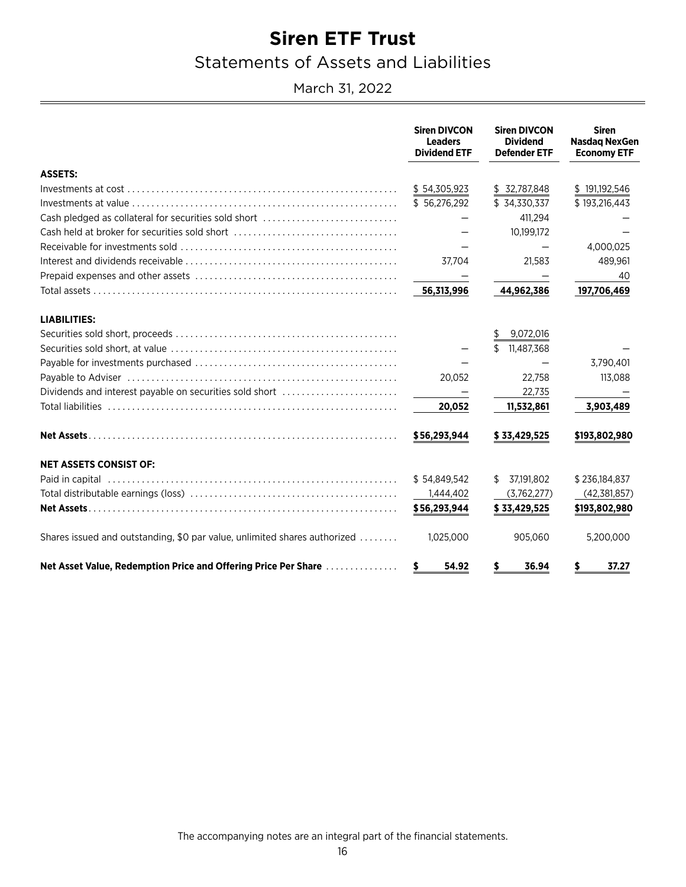# Siren ETF Trust

## Statements of Assets and Liabilities

March 31, 2022

| | Siren DIVCON Leaders Dividend ETF | Siren DIVCON Dividend Defender ETF | Siren Nasdaq NexGen Economy ETF |
|---|---|---|---|
| **ASSETS:** | | | |
| Investments at cost | $ 54,305,923 | $ 32,787,848 | $ 191,192,546 |
| Investments at value | $ 56,276,292 | $ 34,330,337 | $ 193,216,443 |
| Cash pledged as collateral for securities sold short | — | 411,294 | — |
| Cash held at broker for securities sold short | — | 10,199,172 | — |
| Receivable for investments sold | — | — | 4,000,025 |
| Interest and dividends receivable | 37,704 | 21,583 | 489,961 |
| Prepaid expenses and other assets | — | — | 40 |
| Total assets | 56,313,996 | 44,962,386 | 197,706,469 |
| **LIABILITIES:** | | | |
| Securities sold short, proceeds | | $ 9,072,016 | |
| Securities sold short, at value | — | $ 11,487,368 | — |
| Payable for investments purchased | — | — | 3,790,401 |
| Payable to Adviser | 20,052 | 22,758 | 113,088 |
| Dividends and interest payable on securities sold short | — | 22,735 | — |
| Total liabilities | 20,052 | 11,532,861 | 3,903,489 |
| **Net Assets** | **$56,293,944** | **$ 33,429,525** | **$193,802,980** |
| **NET ASSETS CONSIST OF:** | | | |
| Paid in capital | $ 54,849,542 | $ 37,191,802 | $ 236,184,837 |
| Total distributable earnings (loss) | 1,444,402 | (3,762,277) | (42,381,857) |
| **Net Assets** | **$56,293,944** | **$ 33,429,525** | **$193,802,980** |
| Shares issued and outstanding, $0 par value, unlimited shares authorized | 1,025,000 | 905,060 | 5,200,000 |
| **Net Asset Value, Redemption Price and Offering Price Per Share** | **$ 54.92** | **$ 36.94** | **$ 37.27** |

The accompanying notes are an integral part of the financial statements.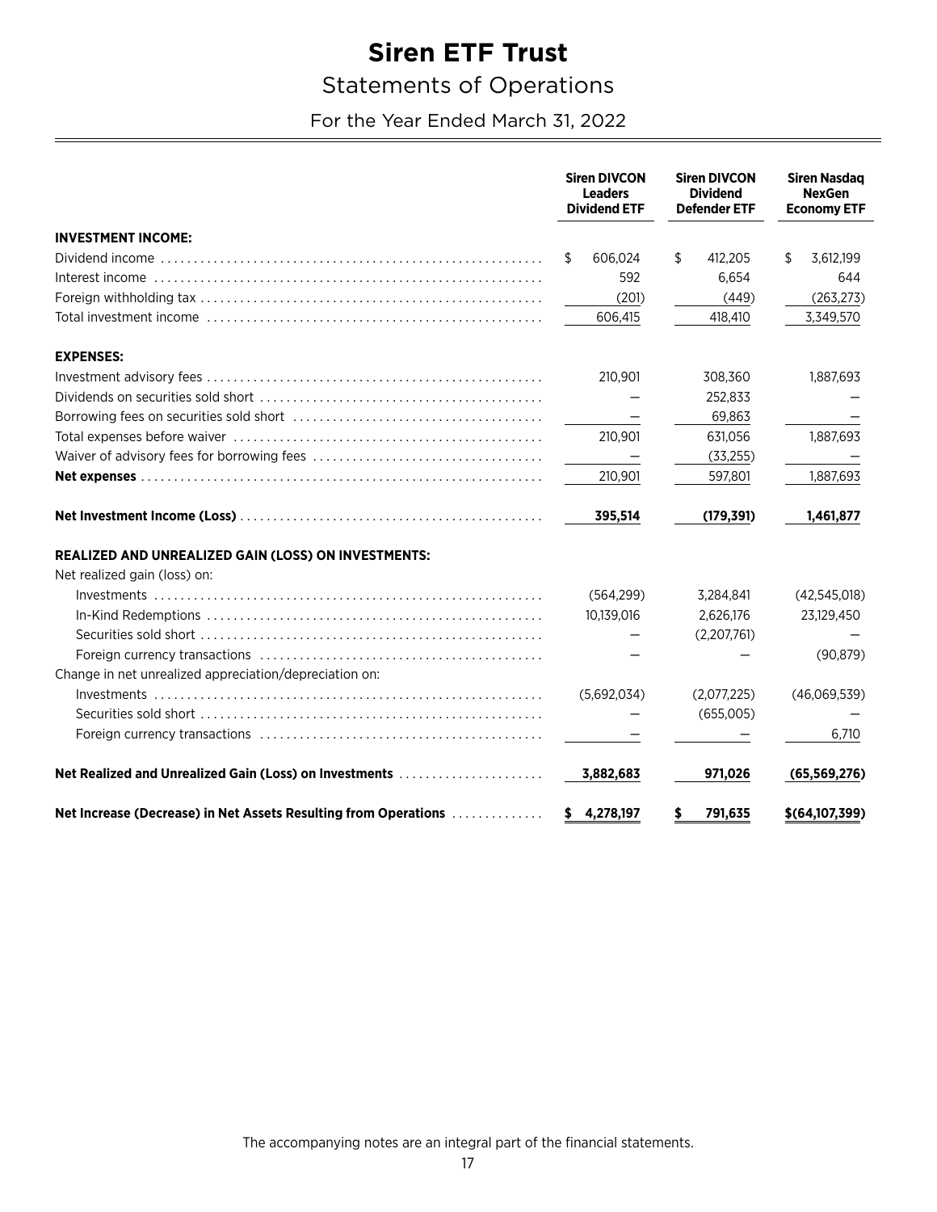# Siren ETF Trust

## Statements of Operations

### For the Year Ended March 31, 2022

| | Siren DIVCON Leaders Dividend ETF | Siren DIVCON Dividend Defender ETF | Siren Nasdaq NexGen Economy ETF |
|---|---|---|---|
| **INVESTMENT INCOME:** | | | |
| Dividend income | $ 606,024 | $ 412,205 | $ 3,612,199 |
| Interest income | 592 | 6,654 | 644 |
| Foreign withholding tax | (201) | (449) | (263,273) |
| Total investment income | 606,415 | 418,410 | 3,349,570 |
| **EXPENSES:** | | | |
| Investment advisory fees | 210,901 | 308,360 | 1,887,693 |
| Dividends on securities sold short | — | 252,833 | — |
| Borrowing fees on securities sold short | — | 69,863 | — |
| Total expenses before waiver | 210,901 | 631,056 | 1,887,693 |
| Waiver of advisory fees for borrowing fees | — | (33,255) | — |
| **Net expenses** | 210,901 | 597,801 | 1,887,693 |
| **Net Investment Income (Loss)** | **395,514** | **(179,391)** | **1,461,877** |
| **REALIZED AND UNREALIZED GAIN (LOSS) ON INVESTMENTS:** | | | |
| Net realized gain (loss) on: | | | |
| Investments | (564,299) | 3,284,841 | (42,545,018) |
| In-Kind Redemptions | 10,139,016 | 2,626,176 | 23,129,450 |
| Securities sold short | — | (2,207,761) | — |
| Foreign currency transactions | — | — | (90,879) |
| Change in net unrealized appreciation/depreciation on: | | | |
| Investments | (5,692,034) | (2,077,225) | (46,069,539) |
| Securities sold short | — | (655,005) | — |
| Foreign currency transactions | — | — | 6,710 |
| **Net Realized and Unrealized Gain (Loss) on Investments** | **3,882,683** | **971,026** | **(65,569,276)** |
| **Net Increase (Decrease) in Net Assets Resulting from Operations** | **$ 4,278,197** | **$ 791,635** | **$(64,107,399)** |

The accompanying notes are an integral part of the financial statements.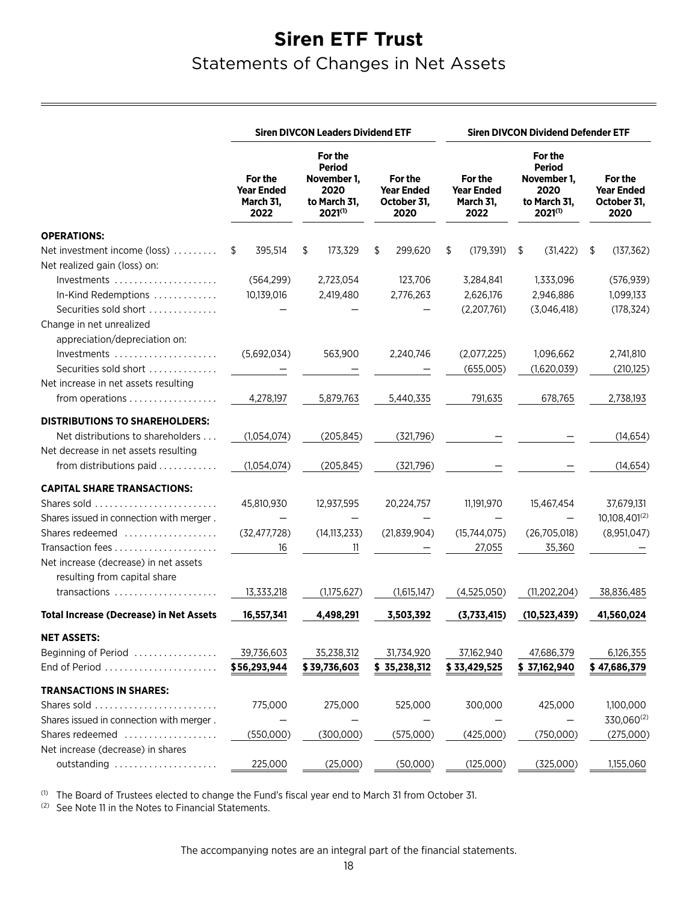# Siren ETF Trust

## Statements of Changes in Net Assets

| | Siren DIVCON Leaders Dividend ETF | | | Siren DIVCON Dividend Defender ETF | | |
|---|---|---|---|---|---|---|
| | For the Year Ended March 31, 2022 | For the Period November 1, 2020 to March 31, 2021[(1)] | For the Year Ended October 31, 2020 | For the Year Ended March 31, 2022 | For the Period November 1, 2020 to March 31, 2021[(1)] | For the Year Ended October 31, 2020 |
| **OPERATIONS:** | | | | | | |
| Net investment income (loss) | $ 395,514 | $ 173,329 | $ 299,620 | $ (179,391) | $ (31,422) | $ (137,362) |
| Net realized gain (loss) on: | | | | | | |
| Investments | (564,299) | 2,723,054 | 123,706 | 3,284,841 | 1,333,096 | (576,939) |
| In-Kind Redemptions | 10,139,016 | 2,419,480 | 2,776,263 | 2,626,176 | 2,946,886 | 1,099,133 |
| Securities sold short | — | — | — | (2,207,761) | (3,046,418) | (178,324) |
| Change in net unrealized appreciation/depreciation on: | | | | | | |
| Investments | (5,692,034) | 563,900 | 2,240,746 | (2,077,225) | 1,096,662 | 2,741,810 |
| Securities sold short | — | — | — | (655,005) | (1,620,039) | (210,125) |
| Net increase in net assets resulting from operations | 4,278,197 | 5,879,763 | 5,440,335 | 791,635 | 678,765 | 2,738,193 |
| **DISTRIBUTIONS TO SHAREHOLDERS:** | | | | | | |
| Net distributions to shareholders | (1,054,074) | (205,845) | (321,796) | — | — | (14,654) |
| Net decrease in net assets resulting from distributions paid | (1,054,074) | (205,845) | (321,796) | — | — | (14,654) |
| **CAPITAL SHARE TRANSACTIONS:** | | | | | | |
| Shares sold | 45,810,930 | 12,937,595 | 20,224,757 | 11,191,970 | 15,467,454 | 37,679,131 |
| Shares issued in connection with merger | — | — | — | — | — | 10,108,401[(2)] |
| Shares redeemed | (32,477,728) | (14,113,233) | (21,839,904) | (15,744,075) | (26,705,018) | (8,951,047) |
| Transaction fees | 16 | 11 | — | 27,055 | 35,360 | — |
| Net increase (decrease) in net assets resulting from capital share transactions | 13,333,218 | (1,175,627) | (1,615,147) | (4,525,050) | (11,202,204) | 38,836,485 |
| **Total Increase (Decrease) in Net Assets** | **16,557,341** | **4,498,291** | **3,503,392** | **(3,733,415)** | **(10,523,439)** | **41,560,024** |
| **NET ASSETS:** | | | | | | |
| Beginning of Period | 39,736,603 | 35,238,312 | 31,734,920 | 37,162,940 | 47,686,379 | 6,126,355 |
| End of Period | **$56,293,944** | **$39,736,603** | **$35,238,312** | **$33,429,525** | **$37,162,940** | **$47,686,379** |
| **TRANSACTIONS IN SHARES:** | | | | | | |
| Shares sold | 775,000 | 275,000 | 525,000 | 300,000 | 425,000 | 1,100,000 |
| Shares issued in connection with merger | — | — | — | — | — | 330,060[(2)] |
| Shares redeemed | (550,000) | (300,000) | (575,000) | (425,000) | (750,000) | (275,000) |
| Net increase (decrease) in shares outstanding | 225,000 | (25,000) | (50,000) | (125,000) | (325,000) | 1,155,060 |

[(1)] The Board of Trustees elected to change the Fund's fiscal year end to March 31 from October 31.

[(2)] See Note 11 in the Notes to Financial Statements.

The accompanying notes are an integral part of the financial statements.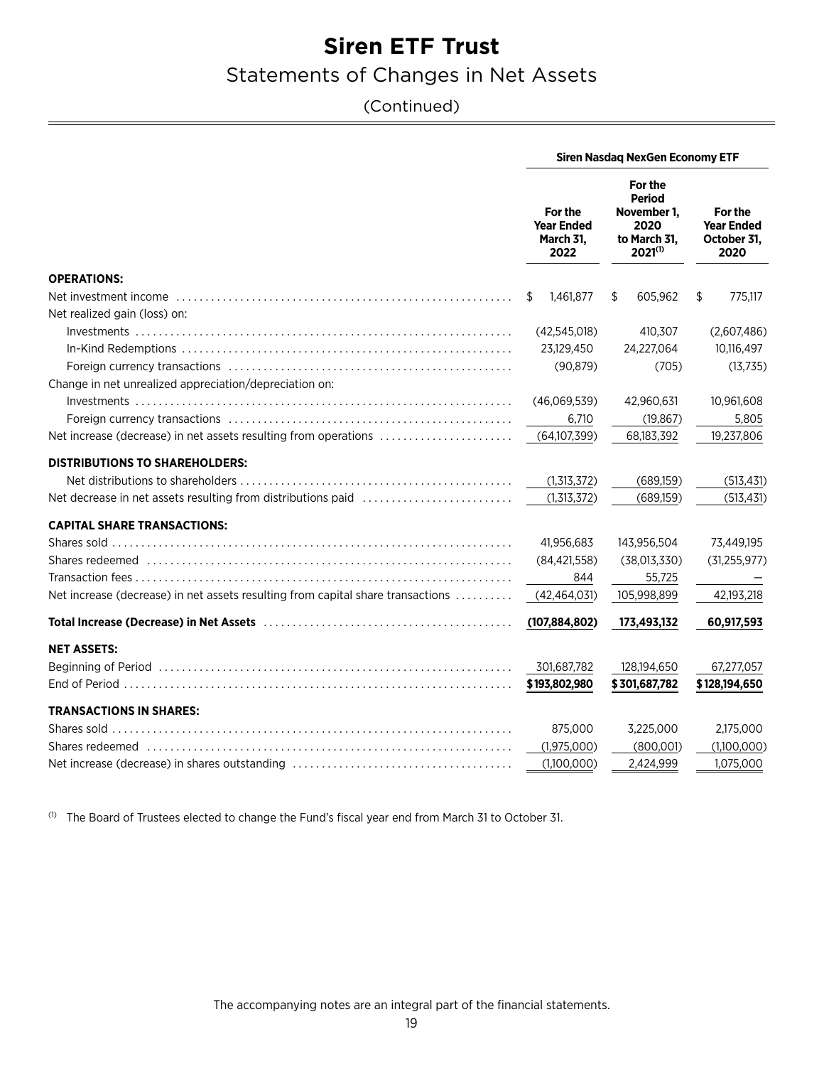# Siren ETF Trust

## Statements of Changes in Net Assets

(Continued)

| | Siren Nasdaq NexGen Economy ETF | | |
|---|---|---|---|
| | For the Year Ended March 31, 2022 | For the Period November 1, 2020 to March 31, 2021[(1)] | For the Year Ended October 31, 2020 |
| **OPERATIONS:** | | | |
| Net investment income | $ 1,461,877 | $ 605,962 | $ 775,117 |
| Net realized gain (loss) on: | | | |
| Investments | (42,545,018) | 410,307 | (2,607,486) |
| In-Kind Redemptions | 23,129,450 | 24,227,064 | 10,116,497 |
| Foreign currency transactions | (90,879) | (705) | (13,735) |
| Change in net unrealized appreciation/depreciation on: | | | |
| Investments | (46,069,539) | 42,960,631 | 10,961,608 |
| Foreign currency transactions | 6,710 | (19,867) | 5,805 |
| Net increase (decrease) in net assets resulting from operations | (64,107,399) | 68,183,392 | 19,237,806 |
| **DISTRIBUTIONS TO SHAREHOLDERS:** | | | |
| Net distributions to shareholders | (1,313,372) | (689,159) | (513,431) |
| Net decrease in net assets resulting from distributions paid | (1,313,372) | (689,159) | (513,431) |
| **CAPITAL SHARE TRANSACTIONS:** | | | |
| Shares sold | 41,956,683 | 143,956,504 | 73,449,195 |
| Shares redeemed | (84,421,558) | (38,013,330) | (31,255,977) |
| Transaction fees | 844 | 55,725 | — |
| Net increase (decrease) in net assets resulting from capital share transactions | (42,464,031) | 105,998,899 | 42,193,218 |
| **Total Increase (Decrease) in Net Assets** | **(107,884,802)** | **173,493,132** | **60,917,593** |
| **NET ASSETS:** | | | |
| Beginning of Period | 301,687,782 | 128,194,650 | 67,277,057 |
| End of Period | **$193,802,980** | **$301,687,782** | **$128,194,650** |
| **TRANSACTIONS IN SHARES:** | | | |
| Shares sold | 875,000 | 3,225,000 | 2,175,000 |
| Shares redeemed | (1,975,000) | (800,001) | (1,100,000) |
| Net increase (decrease) in shares outstanding | (1,100,000) | 2,424,999 | 1,075,000 |

(1) The Board of Trustees elected to change the Fund's fiscal year end from March 31 to October 31.

The accompanying notes are an integral part of the financial statements.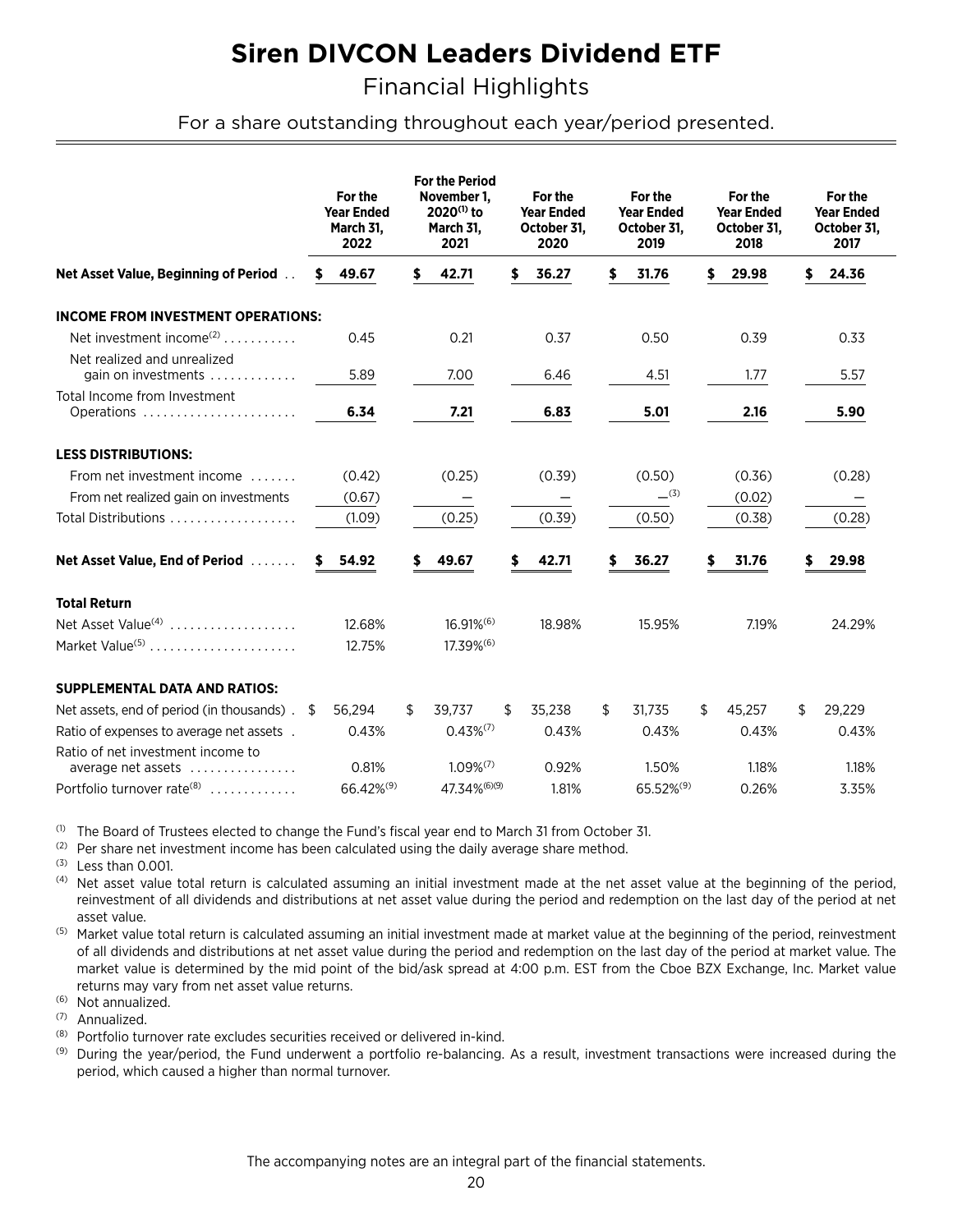# Siren DIVCON Leaders Dividend ETF

## Financial Highlights

For a share outstanding throughout each year/period presented.

| | For the Year Ended March 31, 2022 | For the Period November 1, 2020[1] to March 31, 2021 | For the Year Ended October 31, 2020 | For the Year Ended October 31, 2019 | For the Year Ended October 31, 2018 | For the Year Ended October 31, 2017 |
|---|---|---|---|---|---|---|
| **Net Asset Value, Beginning of Period** | **$ 49.67** | **$ 42.71** | **$ 36.27** | **$ 31.76** | **$ 29.98** | **$ 24.36** |
| **INCOME FROM INVESTMENT OPERATIONS:** | | | | | | |
| Net investment income[2] | 0.45 | 0.21 | 0.37 | 0.50 | 0.39 | 0.33 |
| Net realized and unrealized gain on investments | 5.89 | 7.00 | 6.46 | 4.51 | 1.77 | 5.57 |
| Total Income from Investment Operations | **6.34** | **7.21** | **6.83** | **5.01** | **2.16** | **5.90** |
| **LESS DISTRIBUTIONS:** | | | | | | |
| From net investment income | (0.42) | (0.25) | (0.39) | (0.50) | (0.36) | (0.28) |
| From net realized gain on investments | (0.67) | — | — | —[3] | (0.02) | — |
| Total Distributions | (1.09) | (0.25) | (0.39) | (0.50) | (0.38) | (0.28) |
| **Net Asset Value, End of Period** | **$ 54.92** | **$ 49.67** | **$ 42.71** | **$ 36.27** | **$ 31.76** | **$ 29.98** |
| **Total Return** | | | | | | |
| Net Asset Value[4] | 12.68% | 16.91%[6] | 18.98% | 15.95% | 7.19% | 24.29% |
| Market Value[5] | 12.75% | 17.39%[6] | | | | |
| **SUPPLEMENTAL DATA AND RATIOS:** | | | | | | |
| Net assets, end of period (in thousands) | $ 56,294 | $ 39,737 | $ 35,238 | $ 31,735 | $ 45,257 | $ 29,229 |
| Ratio of expenses to average net assets | 0.43% | 0.43%[7] | 0.43% | 0.43% | 0.43% | 0.43% |
| Ratio of net investment income to average net assets | 0.81% | 1.09%[7] | 0.92% | 1.50% | 1.18% | 1.18% |
| Portfolio turnover rate[8] | 66.42%[9] | 47.34%[6][9] | 1.81% | 65.52%[9] | 0.26% | 3.35% |

(1) The Board of Trustees elected to change the Fund's fiscal year end to March 31 from October 31.

(2) Per share net investment income has been calculated using the daily average share method.

(3) Less than 0.001.

(4) Net asset value total return is calculated assuming an initial investment made at the net asset value at the beginning of the period, reinvestment of all dividends and distributions at net asset value during the period and redemption on the last day of the period at net asset value.

(5) Market value total return is calculated assuming an initial investment made at market value at the beginning of the period, reinvestment of all dividends and distributions at net asset value during the period and redemption on the last day of the period at market value. The market value is determined by the mid point of the bid/ask spread at 4:00 p.m. EST from the Cboe BZX Exchange, Inc. Market value returns may vary from net asset value returns.

(6) Not annualized.

(7) Annualized.

(8) Portfolio turnover rate excludes securities received or delivered in-kind.

(9) During the year/period, the Fund underwent a portfolio re-balancing. As a result, investment transactions were increased during the period, which caused a higher than normal turnover.

The accompanying notes are an integral part of the financial statements.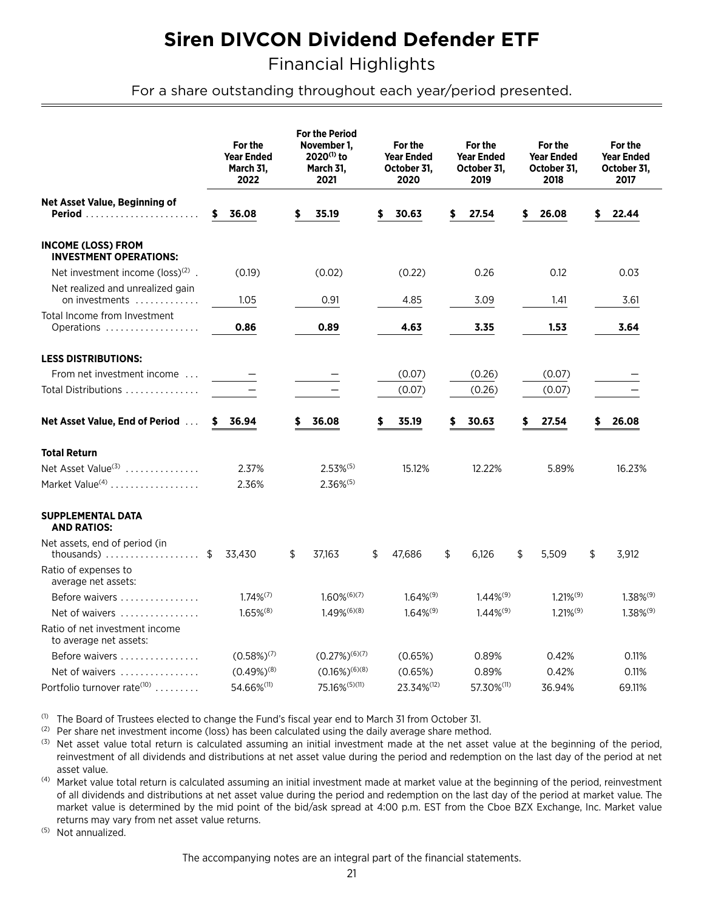# Siren DIVCON Dividend Defender ETF

## Financial Highlights

For a share outstanding throughout each year/period presented.

| | For the Year Ended March 31, 2022 | For the Period November 1, 2020[(1)] to March 31, 2021 | For the Year Ended October 31, 2020 | For the Year Ended October 31, 2019 | For the Year Ended October 31, 2018 | For the Year Ended October 31, 2017 |
|---|---|---|---|---|---|---|
| **Net Asset Value, Beginning of Period** | $ 36.08 | $ 35.19 | $ 30.63 | $ 27.54 | $ 26.08 | $ 22.44 |
| **INCOME (LOSS) FROM INVESTMENT OPERATIONS:** | | | | | | |
| Net investment income (loss)[(2)] | (0.19) | (0.02) | (0.22) | 0.26 | 0.12 | 0.03 |
| Net realized and unrealized gain on investments | 1.05 | 0.91 | 4.85 | 3.09 | 1.41 | 3.61 |
| Total Income from Investment Operations | **0.86** | **0.89** | **4.63** | **3.35** | **1.53** | **3.64** |
| **LESS DISTRIBUTIONS:** | | | | | | |
| From net investment income | — | — | (0.07) | (0.26) | (0.07) | — |
| Total Distributions | — | — | (0.07) | (0.26) | (0.07) | — |
| **Net Asset Value, End of Period** | **$ 36.94** | **$ 36.08** | **$ 35.19** | **$ 30.63** | **$ 27.54** | **$ 26.08** |
| **Total Return** | | | | | | |
| Net Asset Value[(3)] | 2.37% | 2.53%[(5)] | 15.12% | 12.22% | 5.89% | 16.23% |
| Market Value[(4)] | 2.36% | 2.36%[(5)] | | | | |
| **SUPPLEMENTAL DATA AND RATIOS:** | | | | | | |
| Net assets, end of period (in thousands) | $ 33,430 | $ 37,163 | $ 47,686 | $ 6,126 | $ 5,509 | $ 3,912 |
| Ratio of expenses to average net assets: | | | | | | |
| Before waivers | 1.74%[(7)] | 1.60%[(6)(7)] | 1.64%[(9)] | 1.44%[(9)] | 1.21%[(9)] | 1.38%[(9)] |
| Net of waivers | 1.65%[(8)] | 1.49%[(6)(8)] | 1.64%[(9)] | 1.44%[(9)] | 1.21%[(9)] | 1.38%[(9)] |
| Ratio of net investment income to average net assets: | | | | | | |
| Before waivers | (0.58%)[(7)] | (0.27%)[(6)(7)] | (0.65%) | 0.89% | 0.42% | 0.11% |
| Net of waivers | (0.49%)[(8)] | (0.16%)[(6)(8)] | (0.65%) | 0.89% | 0.42% | 0.11% |
| Portfolio turnover rate[(10)] | 54.66%[(11)] | 75.16%[(5)(11)] | 23.34%[(12)] | 57.30%[(11)] | 36.94% | 69.11% |

[(1)] The Board of Trustees elected to change the Fund's fiscal year end to March 31 from October 31.

[(2)] Per share net investment income (loss) has been calculated using the daily average share method.

[(3)] Net asset value total return is calculated assuming an initial investment made at the net asset value at the beginning of the period, reinvestment of all dividends and distributions at net asset value during the period and redemption on the last day of the period at net asset value.

[(4)] Market value total return is calculated assuming an initial investment made at market value at the beginning of the period, reinvestment of all dividends and distributions at net asset value during the period and redemption on the last day of the period at market value. The market value is determined by the mid point of the bid/ask spread at 4:00 p.m. EST from the Cboe BZX Exchange, Inc. Market value returns may vary from net asset value returns.

[(5)] Not annualized.

The accompanying notes are an integral part of the financial statements.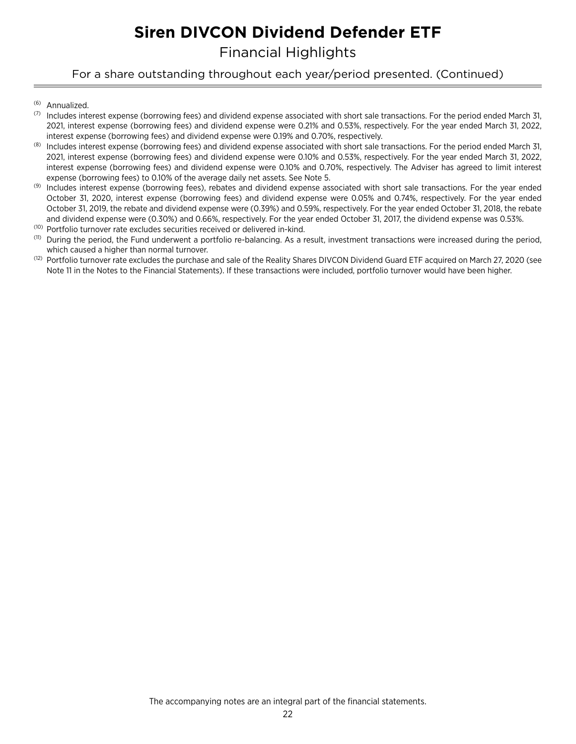# Siren DIVCON Dividend Defender ETF

## Financial Highlights

For a share outstanding throughout each year/period presented. (Continued)

(6) Annualized.

(7) Includes interest expense (borrowing fees) and dividend expense associated with short sale transactions. For the period ended March 31, 2021, interest expense (borrowing fees) and dividend expense were 0.21% and 0.53%, respectively. For the year ended March 31, 2022, interest expense (borrowing fees) and dividend expense were 0.19% and 0.70%, respectively.

(8) Includes interest expense (borrowing fees) and dividend expense associated with short sale transactions. For the period ended March 31, 2021, interest expense (borrowing fees) and dividend expense were 0.10% and 0.53%, respectively. For the year ended March 31, 2022, interest expense (borrowing fees) and dividend expense were 0.10% and 0.70%, respectively. The Adviser has agreed to limit interest expense (borrowing fees) to 0.10% of the average daily net assets. See Note 5.

(9) Includes interest expense (borrowing fees), rebates and dividend expense associated with short sale transactions. For the year ended October 31, 2020, interest expense (borrowing fees) and dividend expense were 0.05% and 0.74%, respectively. For the year ended October 31, 2019, the rebate and dividend expense were (0.39%) and 0.59%, respectively. For the year ended October 31, 2018, the rebate and dividend expense were (0.30%) and 0.66%, respectively. For the year ended October 31, 2017, the dividend expense was 0.53%.

(10) Portfolio turnover rate excludes securities received or delivered in-kind.

(11) During the period, the Fund underwent a portfolio re-balancing. As a result, investment transactions were increased during the period, which caused a higher than normal turnover.

(12) Portfolio turnover rate excludes the purchase and sale of the Reality Shares DIVCON Dividend Guard ETF acquired on March 27, 2020 (see Note 11 in the Notes to the Financial Statements). If these transactions were included, portfolio turnover would have been higher.

The accompanying notes are an integral part of the financial statements.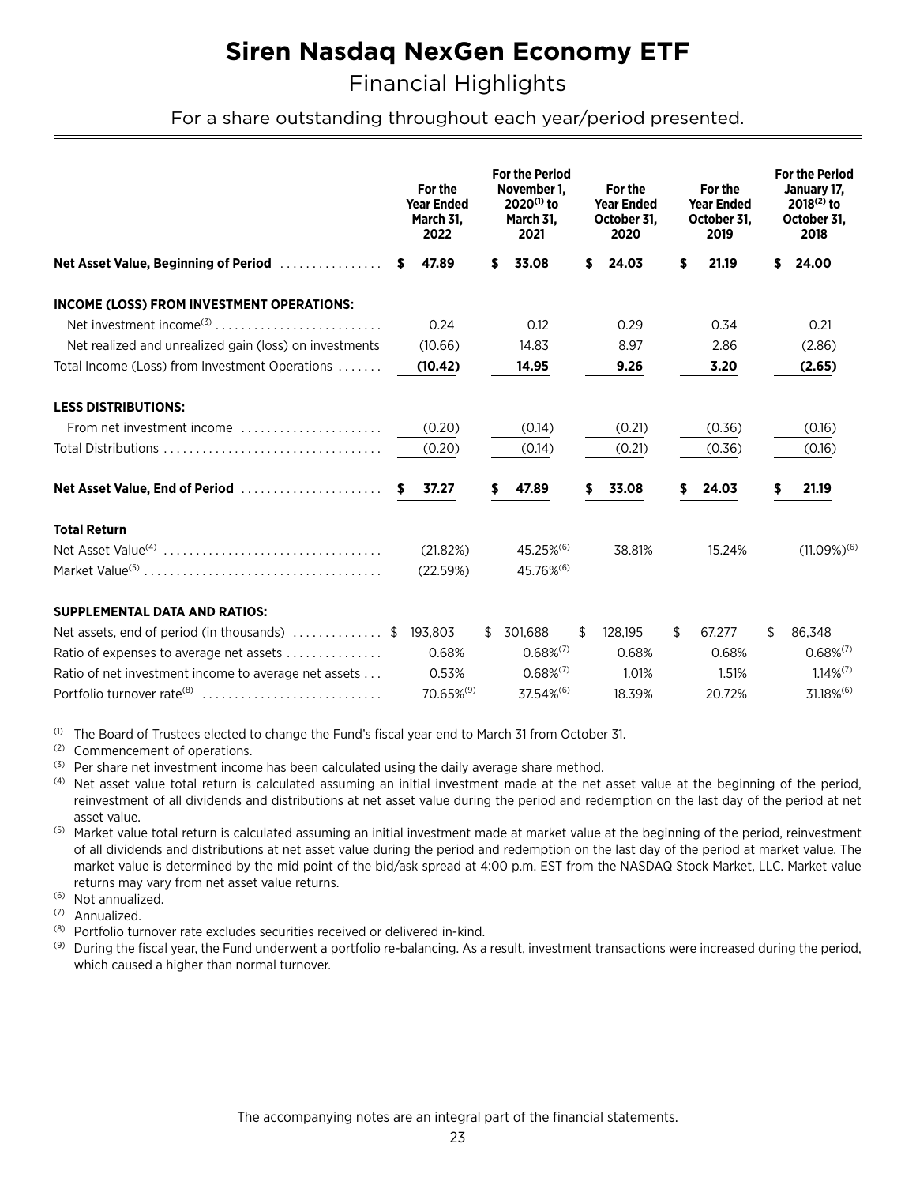# Siren Nasdaq NexGen Economy ETF

## Financial Highlights

For a share outstanding throughout each year/period presented.

| | For the Year Ended March 31, 2022 | For the Period November 1, 2020[1] to March 31, 2021 | For the Year Ended October 31, 2020 | For the Year Ended October 31, 2019 | For the Period January 17, 2018[2] to October 31, 2018 |
|---|---|---|---|---|---|
| **Net Asset Value, Beginning of Period** | **$ 47.89** | **$ 33.08** | **$ 24.03** | **$ 21.19** | **$ 24.00** |
| **INCOME (LOSS) FROM INVESTMENT OPERATIONS:** | | | | | |
| Net investment income[3] | 0.24 | 0.12 | 0.29 | 0.34 | 0.21 |
| Net realized and unrealized gain (loss) on investments | (10.66) | 14.83 | 8.97 | 2.86 | (2.86) |
| Total Income (Loss) from Investment Operations | **(10.42)** | **14.95** | **9.26** | **3.20** | **(2.65)** |
| **LESS DISTRIBUTIONS:** | | | | | |
| From net investment income | (0.20) | (0.14) | (0.21) | (0.36) | (0.16) |
| Total Distributions | (0.20) | (0.14) | (0.21) | (0.36) | (0.16) |
| **Net Asset Value, End of Period** | **$ 37.27** | **$ 47.89** | **$ 33.08** | **$ 24.03** | **$ 21.19** |
| **Total Return** | | | | | |
| Net Asset Value[4] | (21.82%) | 45.25%[6] | 38.81% | 15.24% | (11.09%)[6] |
| Market Value[5] | (22.59%) | 45.76%[6] | | | |
| **SUPPLEMENTAL DATA AND RATIOS:** | | | | | |
| Net assets, end of period (in thousands) | $ 193,803 | $ 301,688 | $ 128,195 | $ 67,277 | $ 86,348 |
| Ratio of expenses to average net assets | 0.68% | 0.68%[7] | 0.68% | 0.68% | 0.68%[7] |
| Ratio of net investment income to average net assets | 0.53% | 0.68%[7] | 1.01% | 1.51% | 1.14%[7] |
| Portfolio turnover rate[8] | 70.65%[9] | 37.54%[6] | 18.39% | 20.72% | 31.18%[6] |

[1] The Board of Trustees elected to change the Fund's fiscal year end to March 31 from October 31.

[2] Commencement of operations.

[3] Per share net investment income has been calculated using the daily average share method.

[4] Net asset value total return is calculated assuming an initial investment made at the net asset value at the beginning of the period, reinvestment of all dividends and distributions at net asset value during the period and redemption on the last day of the period at net asset value.

[5] Market value total return is calculated assuming an initial investment made at market value at the beginning of the period, reinvestment of all dividends and distributions at net asset value during the period and redemption on the last day of the period at market value. The market value is determined by the mid point of the bid/ask spread at 4:00 p.m. EST from the NASDAQ Stock Market, LLC. Market value returns may vary from net asset value returns.

[6] Not annualized.

[7] Annualized.

[8] Portfolio turnover rate excludes securities received or delivered in-kind.

[9] During the fiscal year, the Fund underwent a portfolio re-balancing. As a result, investment transactions were increased during the period, which caused a higher than normal turnover.

The accompanying notes are an integral part of the financial statements.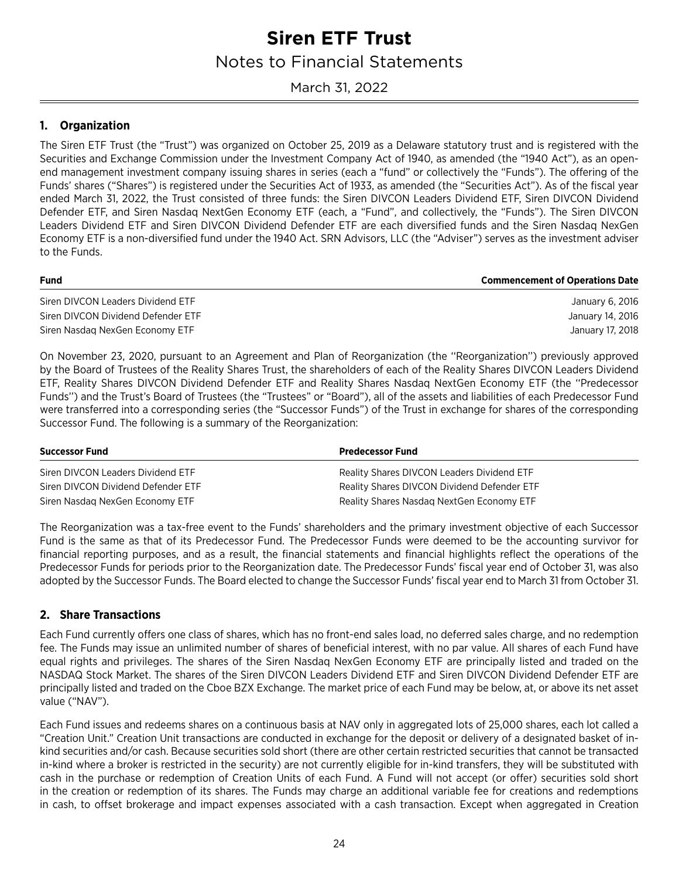# Siren ETF Trust

## Notes to Financial Statements

March 31, 2022

### 1. Organization

The Siren ETF Trust (the "Trust") was organized on October 25, 2019 as a Delaware statutory trust and is registered with the Securities and Exchange Commission under the Investment Company Act of 1940, as amended (the "1940 Act"), as an open-end management investment company issuing shares in series (each a "fund" or collectively the "Funds"). The offering of the Funds' shares ("Shares") is registered under the Securities Act of 1933, as amended (the "Securities Act"). As of the fiscal year ended March 31, 2022, the Trust consisted of three funds: the Siren DIVCON Leaders Dividend ETF, Siren DIVCON Dividend Defender ETF, and Siren Nasdaq NextGen Economy ETF (each, a "Fund", and collectively, the "Funds"). The Siren DIVCON Leaders Dividend ETF and Siren DIVCON Dividend Defender ETF are each diversified funds and the Siren Nasdaq NexGen Economy ETF is a non-diversified fund under the 1940 Act. SRN Advisors, LLC (the "Adviser") serves as the investment adviser to the Funds.

| Fund | Commencement of Operations Date |
|---|---|
| Siren DIVCON Leaders Dividend ETF | January 6, 2016 |
| Siren DIVCON Dividend Defender ETF | January 14, 2016 |
| Siren Nasdaq NexGen Economy ETF | January 17, 2018 |

On November 23, 2020, pursuant to an Agreement and Plan of Reorganization (the ''Reorganization'') previously approved by the Board of Trustees of the Reality Shares Trust, the shareholders of each of the Reality Shares DIVCON Leaders Dividend ETF, Reality Shares DIVCON Dividend Defender ETF and Reality Shares Nasdaq NextGen Economy ETF (the ''Predecessor Funds'') and the Trust's Board of Trustees (the "Trustees" or "Board"), all of the assets and liabilities of each Predecessor Fund were transferred into a corresponding series (the "Successor Funds") of the Trust in exchange for shares of the corresponding Successor Fund. The following is a summary of the Reorganization:

| Successor Fund | Predecessor Fund |
|---|---|
| Siren DIVCON Leaders Dividend ETF | Reality Shares DIVCON Leaders Dividend ETF |
| Siren DIVCON Dividend Defender ETF | Reality Shares DIVCON Dividend Defender ETF |
| Siren Nasdaq NexGen Economy ETF | Reality Shares Nasdaq NextGen Economy ETF |

The Reorganization was a tax-free event to the Funds' shareholders and the primary investment objective of each Successor Fund is the same as that of its Predecessor Fund. The Predecessor Funds were deemed to be the accounting survivor for financial reporting purposes, and as a result, the financial statements and financial highlights reflect the operations of the Predecessor Funds for periods prior to the Reorganization date. The Predecessor Funds' fiscal year end of October 31, was also adopted by the Successor Funds. The Board elected to change the Successor Funds' fiscal year end to March 31 from October 31.

### 2. Share Transactions

Each Fund currently offers one class of shares, which has no front-end sales load, no deferred sales charge, and no redemption fee. The Funds may issue an unlimited number of shares of beneficial interest, with no par value. All shares of each Fund have equal rights and privileges. The shares of the Siren Nasdaq NexGen Economy ETF are principally listed and traded on the NASDAQ Stock Market. The shares of the Siren DIVCON Leaders Dividend ETF and Siren DIVCON Dividend Defender ETF are principally listed and traded on the Cboe BZX Exchange. The market price of each Fund may be below, at, or above its net asset value ("NAV").

Each Fund issues and redeems shares on a continuous basis at NAV only in aggregated lots of 25,000 shares, each lot called a "Creation Unit." Creation Unit transactions are conducted in exchange for the deposit or delivery of a designated basket of in-kind securities and/or cash. Because securities sold short (there are other certain restricted securities that cannot be transacted in-kind where a broker is restricted in the security) are not currently eligible for in-kind transfers, they will be substituted with cash in the purchase or redemption of Creation Units of each Fund. A Fund will not accept (or offer) securities sold short in the creation or redemption of its shares. The Funds may charge an additional variable fee for creations and redemptions in cash, to offset brokerage and impact expenses associated with a cash transaction. Except when aggregated in Creation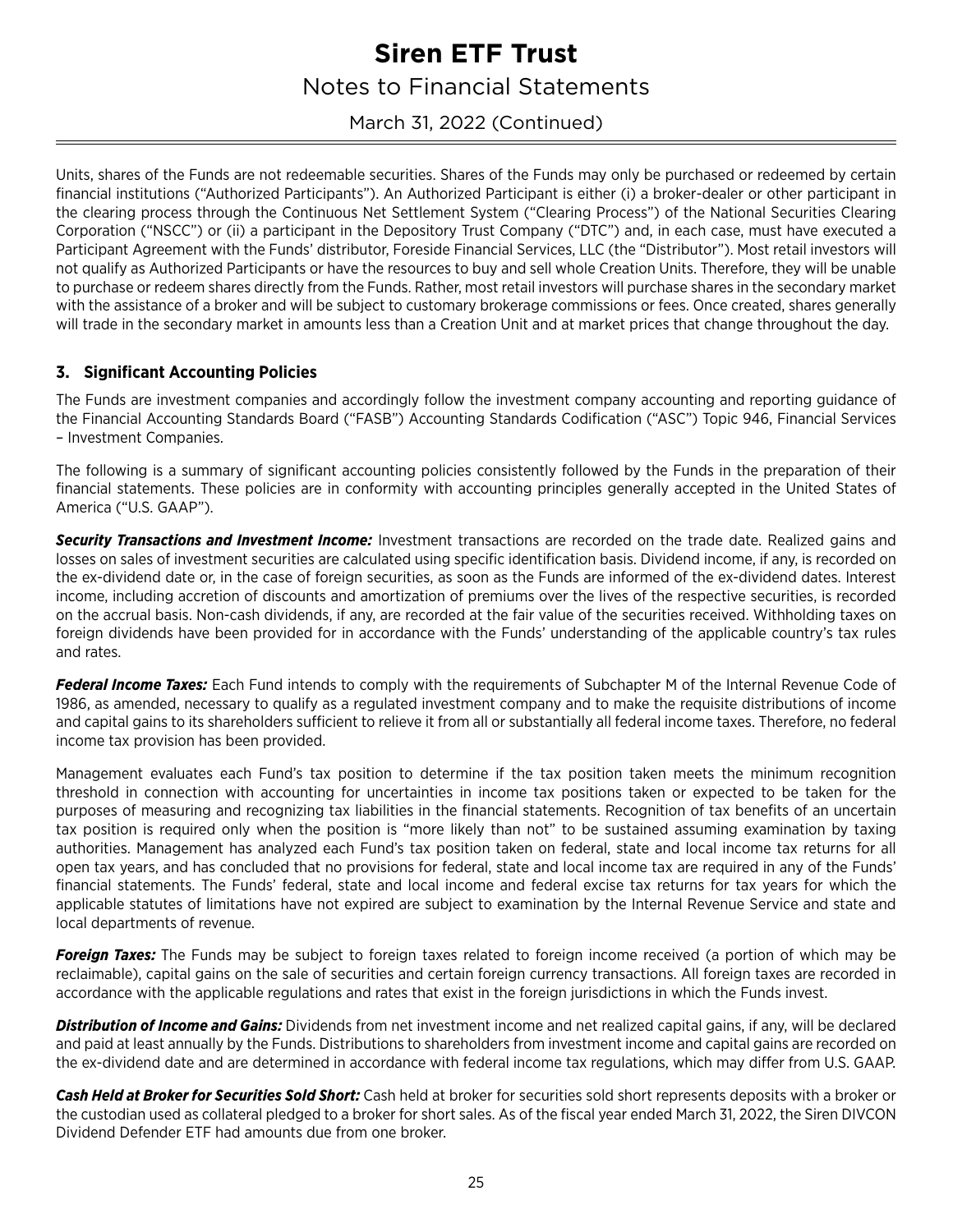Units, shares of the Funds are not redeemable securities. Shares of the Funds may only be purchased or redeemed by certain financial institutions ("Authorized Participants"). An Authorized Participant is either (i) a broker-dealer or other participant in the clearing process through the Continuous Net Settlement System ("Clearing Process") of the National Securities Clearing Corporation ("NSCC") or (ii) a participant in the Depository Trust Company ("DTC") and, in each case, must have executed a Participant Agreement with the Funds' distributor, Foreside Financial Services, LLC (the "Distributor"). Most retail investors will not qualify as Authorized Participants or have the resources to buy and sell whole Creation Units. Therefore, they will be unable to purchase or redeem shares directly from the Funds. Rather, most retail investors will purchase shares in the secondary market with the assistance of a broker and will be subject to customary brokerage commissions or fees. Once created, shares generally will trade in the secondary market in amounts less than a Creation Unit and at market prices that change throughout the day.

### 3. Significant Accounting Policies

The Funds are investment companies and accordingly follow the investment company accounting and reporting guidance of the Financial Accounting Standards Board ("FASB") Accounting Standards Codification ("ASC") Topic 946, Financial Services – Investment Companies.

The following is a summary of significant accounting policies consistently followed by the Funds in the preparation of their financial statements. These policies are in conformity with accounting principles generally accepted in the United States of America ("U.S. GAAP").

***Security Transactions and Investment Income:*** Investment transactions are recorded on the trade date. Realized gains and losses on sales of investment securities are calculated using specific identification basis. Dividend income, if any, is recorded on the ex-dividend date or, in the case of foreign securities, as soon as the Funds are informed of the ex-dividend dates. Interest income, including accretion of discounts and amortization of premiums over the lives of the respective securities, is recorded on the accrual basis. Non-cash dividends, if any, are recorded at the fair value of the securities received. Withholding taxes on foreign dividends have been provided for in accordance with the Funds' understanding of the applicable country's tax rules and rates.

***Federal Income Taxes:*** Each Fund intends to comply with the requirements of Subchapter M of the Internal Revenue Code of 1986, as amended, necessary to qualify as a regulated investment company and to make the requisite distributions of income and capital gains to its shareholders sufficient to relieve it from all or substantially all federal income taxes. Therefore, no federal income tax provision has been provided.

Management evaluates each Fund's tax position to determine if the tax position taken meets the minimum recognition threshold in connection with accounting for uncertainties in income tax positions taken or expected to be taken for the purposes of measuring and recognizing tax liabilities in the financial statements. Recognition of tax benefits of an uncertain tax position is required only when the position is "more likely than not" to be sustained assuming examination by taxing authorities. Management has analyzed each Fund's tax position taken on federal, state and local income tax returns for all open tax years, and has concluded that no provisions for federal, state and local income tax are required in any of the Funds' financial statements. The Funds' federal, state and local income and federal excise tax returns for tax years for which the applicable statutes of limitations have not expired are subject to examination by the Internal Revenue Service and state and local departments of revenue.

***Foreign Taxes:*** The Funds may be subject to foreign taxes related to foreign income received (a portion of which may be reclaimable), capital gains on the sale of securities and certain foreign currency transactions. All foreign taxes are recorded in accordance with the applicable regulations and rates that exist in the foreign jurisdictions in which the Funds invest.

***Distribution of Income and Gains:*** Dividends from net investment income and net realized capital gains, if any, will be declared and paid at least annually by the Funds. Distributions to shareholders from investment income and capital gains are recorded on the ex-dividend date and are determined in accordance with federal income tax regulations, which may differ from U.S. GAAP.

***Cash Held at Broker for Securities Sold Short:*** Cash held at broker for securities sold short represents deposits with a broker or the custodian used as collateral pledged to a broker for short sales. As of the fiscal year ended March 31, 2022, the Siren DIVCON Dividend Defender ETF had amounts due from one broker.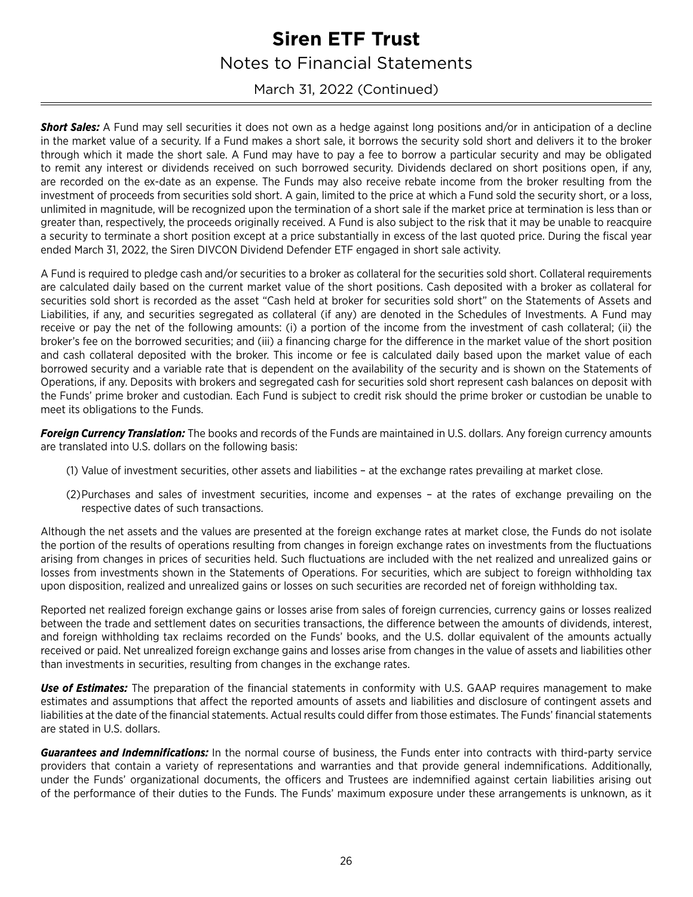***Short Sales:*** A Fund may sell securities it does not own as a hedge against long positions and/or in anticipation of a decline in the market value of a security. If a Fund makes a short sale, it borrows the security sold short and delivers it to the broker through which it made the short sale. A Fund may have to pay a fee to borrow a particular security and may be obligated to remit any interest or dividends received on such borrowed security. Dividends declared on short positions open, if any, are recorded on the ex-date as an expense. The Funds may also receive rebate income from the broker resulting from the investment of proceeds from securities sold short. A gain, limited to the price at which a Fund sold the security short, or a loss, unlimited in magnitude, will be recognized upon the termination of a short sale if the market price at termination is less than or greater than, respectively, the proceeds originally received. A Fund is also subject to the risk that it may be unable to reacquire a security to terminate a short position except at a price substantially in excess of the last quoted price. During the fiscal year ended March 31, 2022, the Siren DIVCON Dividend Defender ETF engaged in short sale activity.

A Fund is required to pledge cash and/or securities to a broker as collateral for the securities sold short. Collateral requirements are calculated daily based on the current market value of the short positions. Cash deposited with a broker as collateral for securities sold short is recorded as the asset "Cash held at broker for securities sold short" on the Statements of Assets and Liabilities, if any, and securities segregated as collateral (if any) are denoted in the Schedules of Investments. A Fund may receive or pay the net of the following amounts: (i) a portion of the income from the investment of cash collateral; (ii) the broker's fee on the borrowed securities; and (iii) a financing charge for the difference in the market value of the short position and cash collateral deposited with the broker. This income or fee is calculated daily based upon the market value of each borrowed security and a variable rate that is dependent on the availability of the security and is shown on the Statements of Operations, if any. Deposits with brokers and segregated cash for securities sold short represent cash balances on deposit with the Funds' prime broker and custodian. Each Fund is subject to credit risk should the prime broker or custodian be unable to meet its obligations to the Funds.

***Foreign Currency Translation:*** The books and records of the Funds are maintained in U.S. dollars. Any foreign currency amounts are translated into U.S. dollars on the following basis:

(1) Value of investment securities, other assets and liabilities – at the exchange rates prevailing at market close.

(2) Purchases and sales of investment securities, income and expenses – at the rates of exchange prevailing on the respective dates of such transactions.

Although the net assets and the values are presented at the foreign exchange rates at market close, the Funds do not isolate the portion of the results of operations resulting from changes in foreign exchange rates on investments from the fluctuations arising from changes in prices of securities held. Such fluctuations are included with the net realized and unrealized gains or losses from investments shown in the Statements of Operations. For securities, which are subject to foreign withholding tax upon disposition, realized and unrealized gains or losses on such securities are recorded net of foreign withholding tax.

Reported net realized foreign exchange gains or losses arise from sales of foreign currencies, currency gains or losses realized between the trade and settlement dates on securities transactions, the difference between the amounts of dividends, interest, and foreign withholding tax reclaims recorded on the Funds' books, and the U.S. dollar equivalent of the amounts actually received or paid. Net unrealized foreign exchange gains and losses arise from changes in the value of assets and liabilities other than investments in securities, resulting from changes in the exchange rates.

***Use of Estimates:*** The preparation of the financial statements in conformity with U.S. GAAP requires management to make estimates and assumptions that affect the reported amounts of assets and liabilities and disclosure of contingent assets and liabilities at the date of the financial statements. Actual results could differ from those estimates. The Funds' financial statements are stated in U.S. dollars.

***Guarantees and Indemnifications:*** In the normal course of business, the Funds enter into contracts with third-party service providers that contain a variety of representations and warranties and that provide general indemnifications. Additionally, under the Funds' organizational documents, the officers and Trustees are indemnified against certain liabilities arising out of the performance of their duties to the Funds. The Funds' maximum exposure under these arrangements is unknown, as it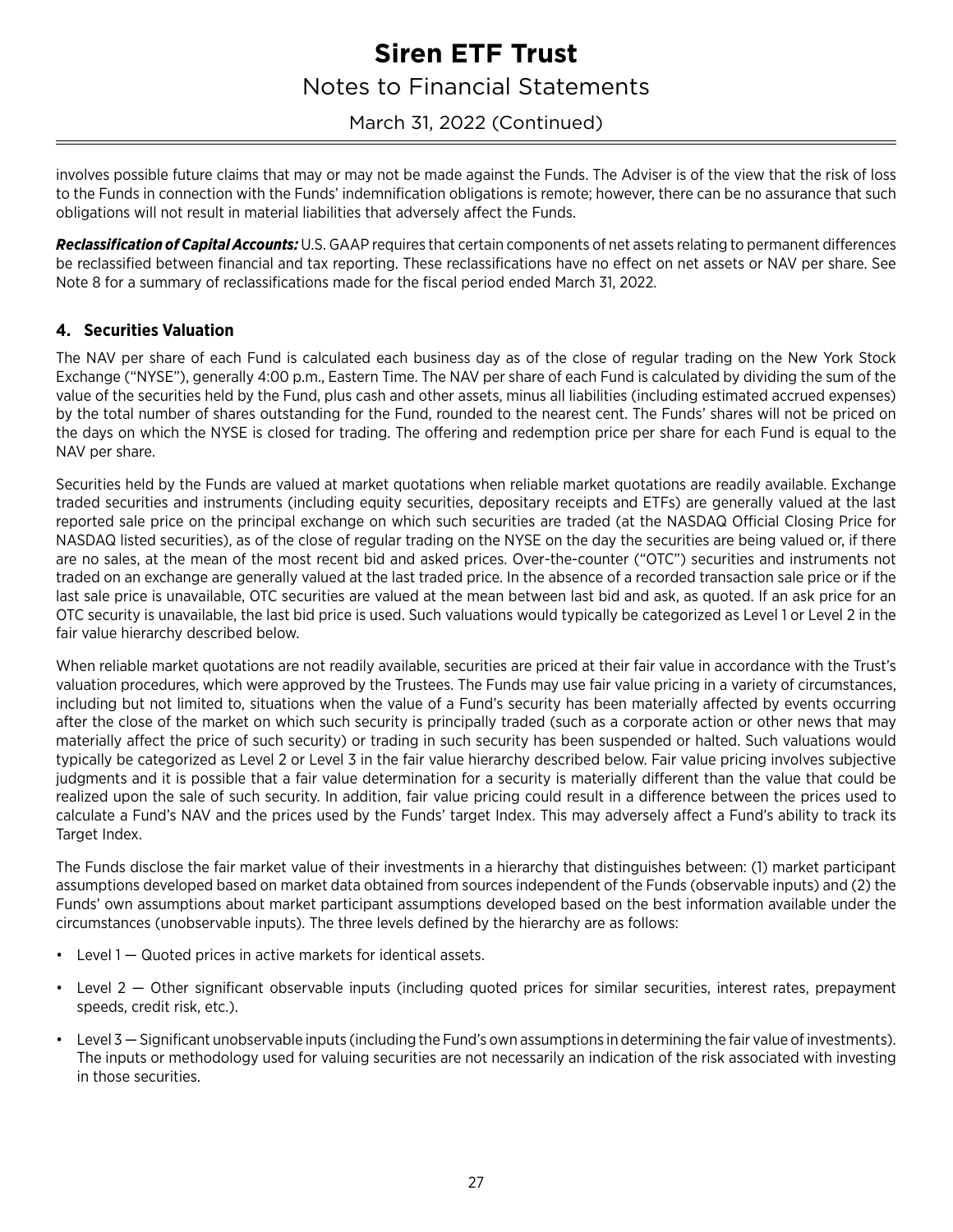involves possible future claims that may or may not be made against the Funds. The Adviser is of the view that the risk of loss to the Funds in connection with the Funds' indemnification obligations is remote; however, there can be no assurance that such obligations will not result in material liabilities that adversely affect the Funds.

***Reclassification of Capital Accounts:*** U.S. GAAP requires that certain components of net assets relating to permanent differences be reclassified between financial and tax reporting. These reclassifications have no effect on net assets or NAV per share. See Note 8 for a summary of reclassifications made for the fiscal period ended March 31, 2022.

## 4. Securities Valuation

The NAV per share of each Fund is calculated each business day as of the close of regular trading on the New York Stock Exchange ("NYSE"), generally 4:00 p.m., Eastern Time. The NAV per share of each Fund is calculated by dividing the sum of the value of the securities held by the Fund, plus cash and other assets, minus all liabilities (including estimated accrued expenses) by the total number of shares outstanding for the Fund, rounded to the nearest cent. The Funds' shares will not be priced on the days on which the NYSE is closed for trading. The offering and redemption price per share for each Fund is equal to the NAV per share.

Securities held by the Funds are valued at market quotations when reliable market quotations are readily available. Exchange traded securities and instruments (including equity securities, depositary receipts and ETFs) are generally valued at the last reported sale price on the principal exchange on which such securities are traded (at the NASDAQ Official Closing Price for NASDAQ listed securities), as of the close of regular trading on the NYSE on the day the securities are being valued or, if there are no sales, at the mean of the most recent bid and asked prices. Over-the-counter ("OTC") securities and instruments not traded on an exchange are generally valued at the last traded price. In the absence of a recorded transaction sale price or if the last sale price is unavailable, OTC securities are valued at the mean between last bid and ask, as quoted. If an ask price for an OTC security is unavailable, the last bid price is used. Such valuations would typically be categorized as Level 1 or Level 2 in the fair value hierarchy described below.

When reliable market quotations are not readily available, securities are priced at their fair value in accordance with the Trust's valuation procedures, which were approved by the Trustees. The Funds may use fair value pricing in a variety of circumstances, including but not limited to, situations when the value of a Fund's security has been materially affected by events occurring after the close of the market on which such security is principally traded (such as a corporate action or other news that may materially affect the price of such security) or trading in such security has been suspended or halted. Such valuations would typically be categorized as Level 2 or Level 3 in the fair value hierarchy described below. Fair value pricing involves subjective judgments and it is possible that a fair value determination for a security is materially different than the value that could be realized upon the sale of such security. In addition, fair value pricing could result in a difference between the prices used to calculate a Fund's NAV and the prices used by the Funds' target Index. This may adversely affect a Fund's ability to track its Target Index.

The Funds disclose the fair market value of their investments in a hierarchy that distinguishes between: (1) market participant assumptions developed based on market data obtained from sources independent of the Funds (observable inputs) and (2) the Funds' own assumptions about market participant assumptions developed based on the best information available under the circumstances (unobservable inputs). The three levels defined by the hierarchy are as follows:

- Level 1 — Quoted prices in active markets for identical assets.
- Level 2 — Other significant observable inputs (including quoted prices for similar securities, interest rates, prepayment speeds, credit risk, etc.).
- Level 3 — Significant unobservable inputs (including the Fund's own assumptions in determining the fair value of investments). The inputs or methodology used for valuing securities are not necessarily an indication of the risk associated with investing in those securities.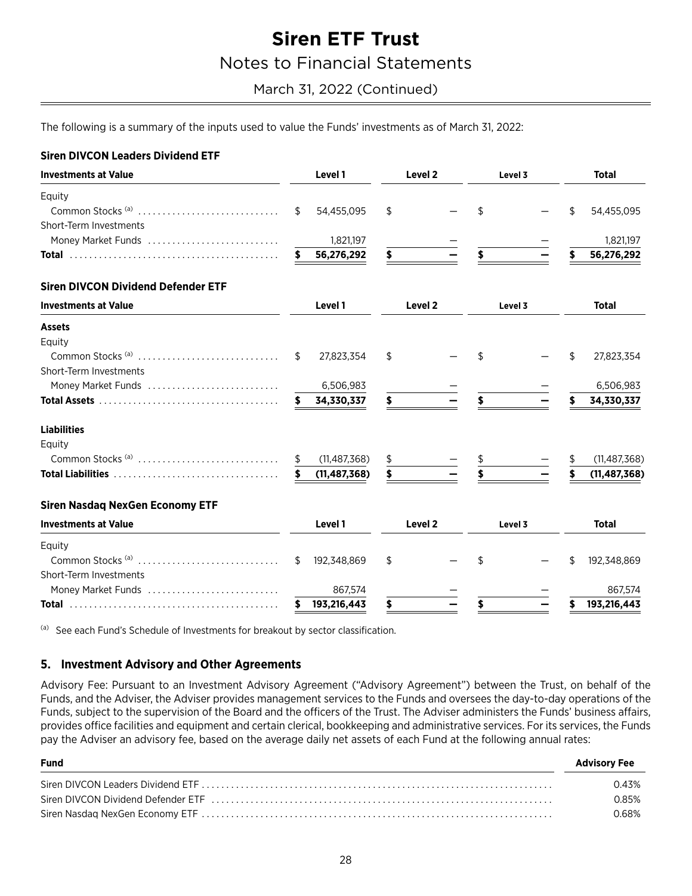The following is a summary of the inputs used to value the Funds' investments as of March 31, 2022:

**Siren DIVCON Leaders Dividend ETF**

| Investments at Value | Level 1 | Level 2 | Level 3 | Total |
|---|---|---|---|---|
| Equity | | | | |
| Common Stocks [(a)] | $ 54,455,095 | $ — | $ — | $ 54,455,095 |
| Short-Term Investments | | | | |
| Money Market Funds | 1,821,197 | — | — | 1,821,197 |
| **Total** | **$ 56,276,292** | **$ —** | **$ —** | **$ 56,276,292** |

**Siren DIVCON Dividend Defender ETF**

| Investments at Value | Level 1 | Level 2 | Level 3 | Total |
|---|---|---|---|---|
| **Assets** | | | | |
| Equity | | | | |
| Common Stocks [(a)] | $ 27,823,354 | $ — | $ — | $ 27,823,354 |
| Short-Term Investments | | | | |
| Money Market Funds | 6,506,983 | — | — | 6,506,983 |
| **Total Assets** | **$ 34,330,337** | **$ —** | **$ —** | **$ 34,330,337** |
| **Liabilities** | | | | |
| Equity | | | | |
| Common Stocks [(a)] | $ (11,487,368) | $ — | $ — | $ (11,487,368) |
| **Total Liabilities** | **$ (11,487,368)** | **$ —** | **$ —** | **$ (11,487,368)** |

**Siren Nasdaq NexGen Economy ETF**

| Investments at Value | Level 1 | Level 2 | Level 3 | Total |
|---|---|---|---|---|
| Equity | | | | |
| Common Stocks [(a)] | $ 192,348,869 | $ — | $ — | $ 192,348,869 |
| Short-Term Investments | | | | |
| Money Market Funds | 867,574 | — | — | 867,574 |
| **Total** | **$ 193,216,443** | **$ —** | **$ —** | **$ 193,216,443** |

[(a)] See each Fund's Schedule of Investments for breakout by sector classification.

## 5. Investment Advisory and Other Agreements

Advisory Fee: Pursuant to an Investment Advisory Agreement ("Advisory Agreement") between the Trust, on behalf of the Funds, and the Adviser, the Adviser provides management services to the Funds and oversees the day-to-day operations of the Funds, subject to the supervision of the Board and the officers of the Trust. The Adviser administers the Funds' business affairs, provides office facilities and equipment and certain clerical, bookkeeping and administrative services. For its services, the Funds pay the Adviser an advisory fee, based on the average daily net assets of each Fund at the following annual rates:

| Fund | Advisory Fee |
|---|---|
| Siren DIVCON Leaders Dividend ETF | 0.43% |
| Siren DIVCON Dividend Defender ETF | 0.85% |
| Siren Nasdaq NexGen Economy ETF | 0.68% |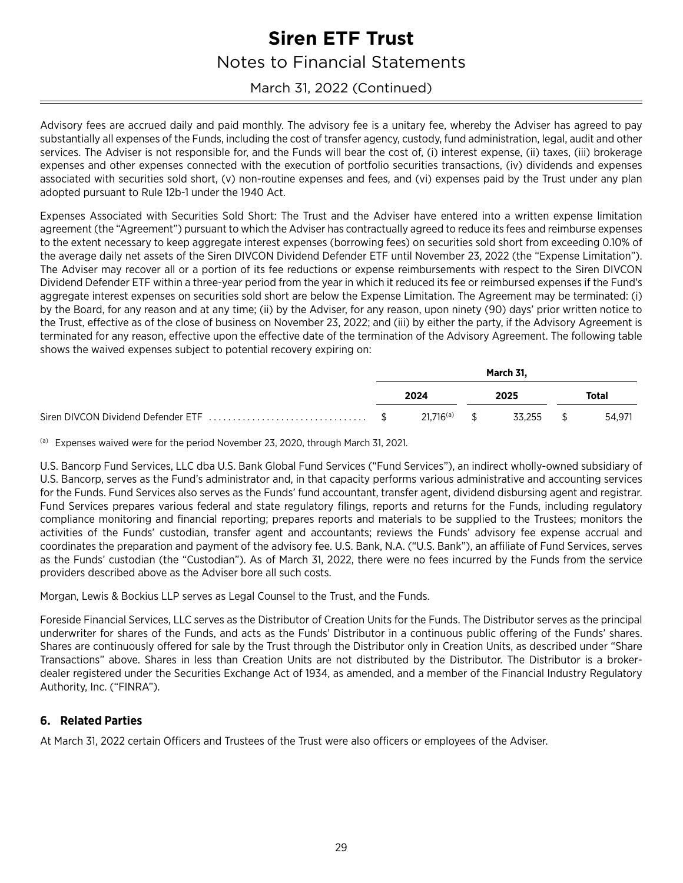Advisory fees are accrued daily and paid monthly. The advisory fee is a unitary fee, whereby the Adviser has agreed to pay substantially all expenses of the Funds, including the cost of transfer agency, custody, fund administration, legal, audit and other services. The Adviser is not responsible for, and the Funds will bear the cost of, (i) interest expense, (ii) taxes, (iii) brokerage expenses and other expenses connected with the execution of portfolio securities transactions, (iv) dividends and expenses associated with securities sold short, (v) non-routine expenses and fees, and (vi) expenses paid by the Trust under any plan adopted pursuant to Rule 12b-1 under the 1940 Act.

Expenses Associated with Securities Sold Short: The Trust and the Adviser have entered into a written expense limitation agreement (the "Agreement") pursuant to which the Adviser has contractually agreed to reduce its fees and reimburse expenses to the extent necessary to keep aggregate interest expenses (borrowing fees) on securities sold short from exceeding 0.10% of the average daily net assets of the Siren DIVCON Dividend Defender ETF until November 23, 2022 (the "Expense Limitation"). The Adviser may recover all or a portion of its fee reductions or expense reimbursements with respect to the Siren DIVCON Dividend Defender ETF within a three-year period from the year in which it reduced its fee or reimbursed expenses if the Fund's aggregate interest expenses on securities sold short are below the Expense Limitation. The Agreement may be terminated: (i) by the Board, for any reason and at any time; (ii) by the Adviser, for any reason, upon ninety (90) days' prior written notice to the Trust, effective as of the close of business on November 23, 2022; and (iii) by either the party, if the Advisory Agreement is terminated for any reason, effective upon the effective date of the termination of the Advisory Agreement. The following table shows the waived expenses subject to potential recovery expiring on:

| | March 31, | | |
|---|---|---|---|
| | 2024 | 2025 | Total |
| Siren DIVCON Dividend Defender ETF | $ 21,716[(a)] | $ 33,255 | $ 54,971 |

(a) Expenses waived were for the period November 23, 2020, through March 31, 2021.

U.S. Bancorp Fund Services, LLC dba U.S. Bank Global Fund Services ("Fund Services"), an indirect wholly-owned subsidiary of U.S. Bancorp, serves as the Fund's administrator and, in that capacity performs various administrative and accounting services for the Funds. Fund Services also serves as the Funds' fund accountant, transfer agent, dividend disbursing agent and registrar. Fund Services prepares various federal and state regulatory filings, reports and returns for the Funds, including regulatory compliance monitoring and financial reporting; prepares reports and materials to be supplied to the Trustees; monitors the activities of the Funds' custodian, transfer agent and accountants; reviews the Funds' advisory fee expense accrual and coordinates the preparation and payment of the advisory fee. U.S. Bank, N.A. ("U.S. Bank"), an affiliate of Fund Services, serves as the Funds' custodian (the "Custodian"). As of March 31, 2022, there were no fees incurred by the Funds from the service providers described above as the Adviser bore all such costs.

Morgan, Lewis & Bockius LLP serves as Legal Counsel to the Trust, and the Funds.

Foreside Financial Services, LLC serves as the Distributor of Creation Units for the Funds. The Distributor serves as the principal underwriter for shares of the Funds, and acts as the Funds' Distributor in a continuous public offering of the Funds' shares. Shares are continuously offered for sale by the Trust through the Distributor only in Creation Units, as described under "Share Transactions" above. Shares in less than Creation Units are not distributed by the Distributor. The Distributor is a broker-dealer registered under the Securities Exchange Act of 1934, as amended, and a member of the Financial Industry Regulatory Authority, Inc. ("FINRA").

## 6. Related Parties

At March 31, 2022 certain Officers and Trustees of the Trust were also officers or employees of the Adviser.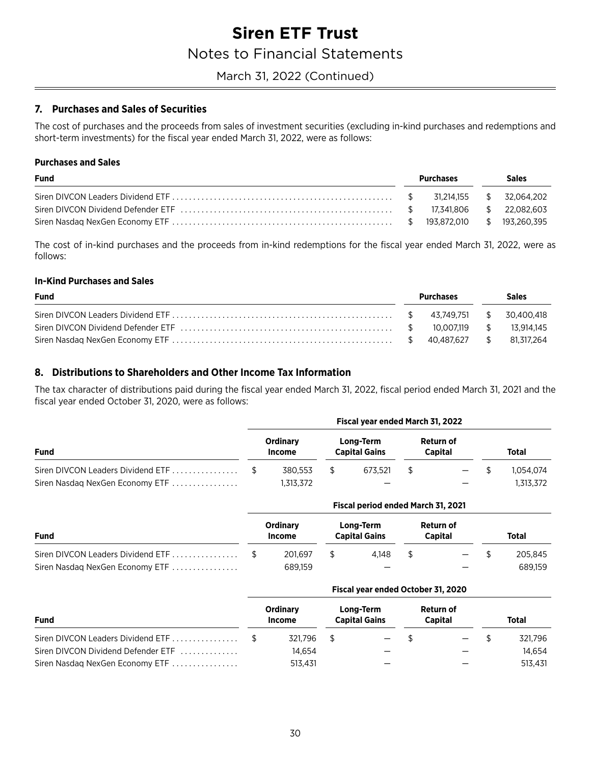# Siren ETF Trust

## Notes to Financial Statements

March 31, 2022 (Continued)

### 7. Purchases and Sales of Securities

The cost of purchases and the proceeds from sales of investment securities (excluding in-kind purchases and redemptions and short-term investments) for the fiscal year ended March 31, 2022, were as follows:

**Purchases and Sales**

| Fund | Purchases | Sales |
|---|---|---|
| Siren DIVCON Leaders Dividend ETF | $ 31,214,155 | $ 32,064,202 |
| Siren DIVCON Dividend Defender ETF | $ 17,341,806 | $ 22,082,603 |
| Siren Nasdaq NexGen Economy ETF | $ 193,872,010 | $ 193,260,395 |

The cost of in-kind purchases and the proceeds from in-kind redemptions for the fiscal year ended March 31, 2022, were as follows:

**In-Kind Purchases and Sales**

| Fund | Purchases | Sales |
|---|---|---|
| Siren DIVCON Leaders Dividend ETF | $ 43,749,751 | $ 30,400,418 |
| Siren DIVCON Dividend Defender ETF | $ 10,007,119 | $ 13,914,145 |
| Siren Nasdaq NexGen Economy ETF | $ 40,487,627 | $ 81,317,264 |

### 8. Distributions to Shareholders and Other Income Tax Information

The tax character of distributions paid during the fiscal year ended March 31, 2022, fiscal period ended March 31, 2021 and the fiscal year ended October 31, 2020, were as follows:

| | Fiscal year ended March 31, 2022 | | | |
|---|---|---|---|---|
| Fund | Ordinary Income | Long-Term Capital Gains | Return of Capital | Total |
| Siren DIVCON Leaders Dividend ETF | $ 380,553 | $ 673,521 | $ — | $ 1,054,074 |
| Siren Nasdaq NexGen Economy ETF | 1,313,372 | — | — | 1,313,372 |

| | Fiscal period ended March 31, 2021 | | | |
|---|---|---|---|---|
| Fund | Ordinary Income | Long-Term Capital Gains | Return of Capital | Total |
| Siren DIVCON Leaders Dividend ETF | $ 201,697 | $ 4,148 | $ — | $ 205,845 |
| Siren Nasdaq NexGen Economy ETF | 689,159 | — | — | 689,159 |

| | Fiscal year ended October 31, 2020 | | | |
|---|---|---|---|---|
| Fund | Ordinary Income | Long-Term Capital Gains | Return of Capital | Total |
| Siren DIVCON Leaders Dividend ETF | $ 321,796 | $ — | $ — | $ 321,796 |
| Siren DIVCON Dividend Defender ETF | 14,654 | — | — | 14,654 |
| Siren Nasdaq NexGen Economy ETF | 513,431 | — | — | 513,431 |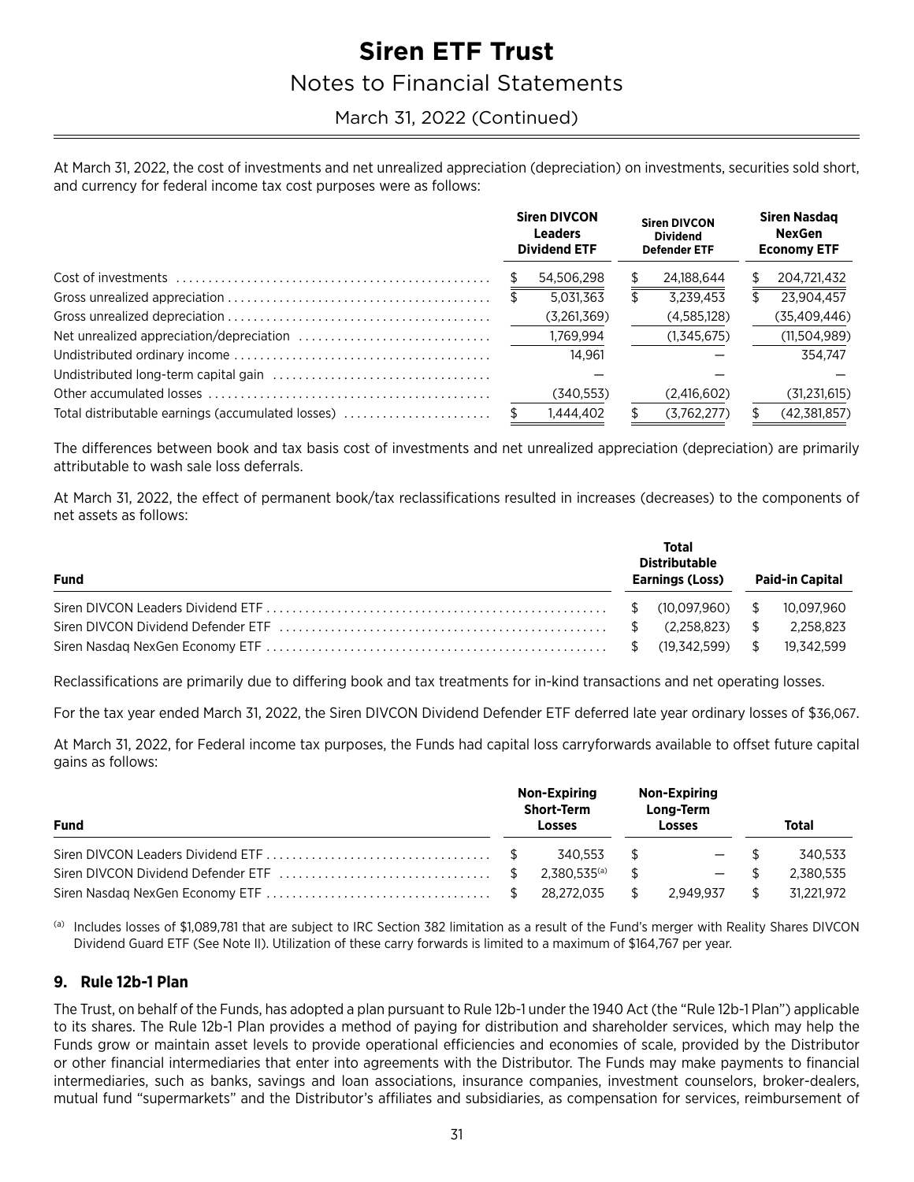At March 31, 2022, the cost of investments and net unrealized appreciation (depreciation) on investments, securities sold short, and currency for federal income tax cost purposes were as follows:

| | Siren DIVCON Leaders Dividend ETF | Siren DIVCON Dividend Defender ETF | Siren Nasdaq NexGen Economy ETF |
|---|---|---|---|
| Cost of investments | $ 54,506,298 | $ 24,188,644 | $ 204,721,432 |
| Gross unrealized appreciation | $ 5,031,363 | $ 3,239,453 | $ 23,904,457 |
| Gross unrealized depreciation | (3,261,369) | (4,585,128) | (35,409,446) |
| Net unrealized appreciation/depreciation | 1,769,994 | (1,345,675) | (11,504,989) |
| Undistributed ordinary income | 14,961 | — | 354,747 |
| Undistributed long-term capital gain | — | — | — |
| Other accumulated losses | (340,553) | (2,416,602) | (31,231,615) |
| Total distributable earnings (accumulated losses) | $ 1,444,402 | $ (3,762,277) | $ (42,381,857) |

The differences between book and tax basis cost of investments and net unrealized appreciation (depreciation) are primarily attributable to wash sale loss deferrals.

At March 31, 2022, the effect of permanent book/tax reclassifications resulted in increases (decreases) to the components of net assets as follows:

| Fund | Total Distributable Earnings (Loss) | Paid-in Capital |
|---|---|---|
| Siren DIVCON Leaders Dividend ETF | $ (10,097,960) | $ 10,097,960 |
| Siren DIVCON Dividend Defender ETF | $ (2,258,823) | $ 2,258,823 |
| Siren Nasdaq NexGen Economy ETF | $ (19,342,599) | $ 19,342,599 |

Reclassifications are primarily due to differing book and tax treatments for in-kind transactions and net operating losses.

For the tax year ended March 31, 2022, the Siren DIVCON Dividend Defender ETF deferred late year ordinary losses of $36,067.

At March 31, 2022, for Federal income tax purposes, the Funds had capital loss carryforwards available to offset future capital gains as follows:

| Fund | Non-Expiring Short-Term Losses | Non-Expiring Long-Term Losses | Total |
|---|---|---|---|
| Siren DIVCON Leaders Dividend ETF | $ 340,553 | $ — | $ 340,533 |
| Siren DIVCON Dividend Defender ETF | $ 2,380,535[(a)] | $ — | $ 2,380,535 |
| Siren Nasdaq NexGen Economy ETF | $ 28,272,035 | $ 2,949,937 | $ 31,221,972 |

[(a)] Includes losses of $1,089,781 that are subject to IRC Section 382 limitation as a result of the Fund's merger with Reality Shares DIVCON Dividend Guard ETF (See Note II). Utilization of these carry forwards is limited to a maximum of $164,767 per year.

## 9. Rule 12b-1 Plan

The Trust, on behalf of the Funds, has adopted a plan pursuant to Rule 12b-1 under the 1940 Act (the "Rule 12b-1 Plan") applicable to its shares. The Rule 12b-1 Plan provides a method of paying for distribution and shareholder services, which may help the Funds grow or maintain asset levels to provide operational efficiencies and economies of scale, provided by the Distributor or other financial intermediaries that enter into agreements with the Distributor. The Funds may make payments to financial intermediaries, such as banks, savings and loan associations, insurance companies, investment counselors, broker-dealers, mutual fund "supermarkets" and the Distributor's affiliates and subsidiaries, as compensation for services, reimbursement of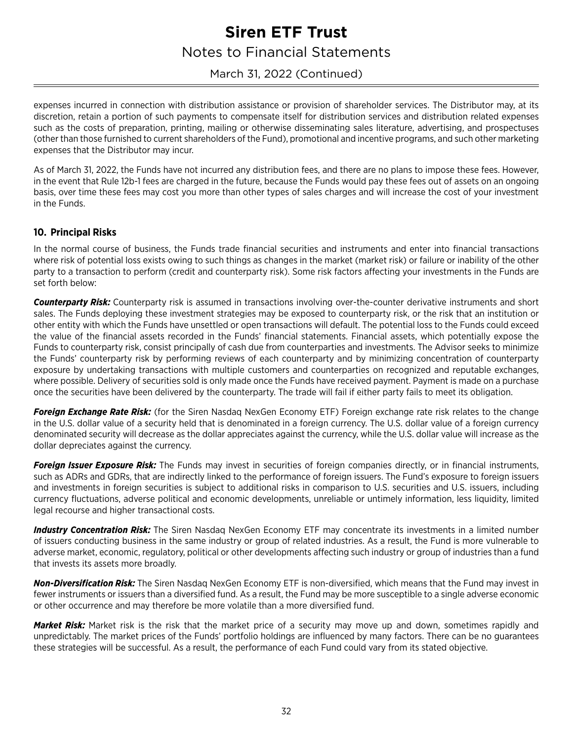expenses incurred in connection with distribution assistance or provision of shareholder services. The Distributor may, at its discretion, retain a portion of such payments to compensate itself for distribution services and distribution related expenses such as the costs of preparation, printing, mailing or otherwise disseminating sales literature, advertising, and prospectuses (other than those furnished to current shareholders of the Fund), promotional and incentive programs, and such other marketing expenses that the Distributor may incur.

As of March 31, 2022, the Funds have not incurred any distribution fees, and there are no plans to impose these fees. However, in the event that Rule 12b-1 fees are charged in the future, because the Funds would pay these fees out of assets on an ongoing basis, over time these fees may cost you more than other types of sales charges and will increase the cost of your investment in the Funds.

## 10. Principal Risks

In the normal course of business, the Funds trade financial securities and instruments and enter into financial transactions where risk of potential loss exists owing to such things as changes in the market (market risk) or failure or inability of the other party to a transaction to perform (credit and counterparty risk). Some risk factors affecting your investments in the Funds are set forth below:

***Counterparty Risk:*** Counterparty risk is assumed in transactions involving over-the-counter derivative instruments and short sales. The Funds deploying these investment strategies may be exposed to counterparty risk, or the risk that an institution or other entity with which the Funds have unsettled or open transactions will default. The potential loss to the Funds could exceed the value of the financial assets recorded in the Funds' financial statements. Financial assets, which potentially expose the Funds to counterparty risk, consist principally of cash due from counterparties and investments. The Advisor seeks to minimize the Funds' counterparty risk by performing reviews of each counterparty and by minimizing concentration of counterparty exposure by undertaking transactions with multiple customers and counterparties on recognized and reputable exchanges, where possible. Delivery of securities sold is only made once the Funds have received payment. Payment is made on a purchase once the securities have been delivered by the counterparty. The trade will fail if either party fails to meet its obligation.

***Foreign Exchange Rate Risk:*** (for the Siren Nasdaq NexGen Economy ETF) Foreign exchange rate risk relates to the change in the U.S. dollar value of a security held that is denominated in a foreign currency. The U.S. dollar value of a foreign currency denominated security will decrease as the dollar appreciates against the currency, while the U.S. dollar value will increase as the dollar depreciates against the currency.

***Foreign Issuer Exposure Risk:*** The Funds may invest in securities of foreign companies directly, or in financial instruments, such as ADRs and GDRs, that are indirectly linked to the performance of foreign issuers. The Fund's exposure to foreign issuers and investments in foreign securities is subject to additional risks in comparison to U.S. securities and U.S. issuers, including currency fluctuations, adverse political and economic developments, unreliable or untimely information, less liquidity, limited legal recourse and higher transactional costs.

***Industry Concentration Risk:*** The Siren Nasdaq NexGen Economy ETF may concentrate its investments in a limited number of issuers conducting business in the same industry or group of related industries. As a result, the Fund is more vulnerable to adverse market, economic, regulatory, political or other developments affecting such industry or group of industries than a fund that invests its assets more broadly.

***Non-Diversification Risk:*** The Siren Nasdaq NexGen Economy ETF is non-diversified, which means that the Fund may invest in fewer instruments or issuers than a diversified fund. As a result, the Fund may be more susceptible to a single adverse economic or other occurrence and may therefore be more volatile than a more diversified fund.

***Market Risk:*** Market risk is the risk that the market price of a security may move up and down, sometimes rapidly and unpredictably. The market prices of the Funds' portfolio holdings are influenced by many factors. There can be no guarantees these strategies will be successful. As a result, the performance of each Fund could vary from its stated objective.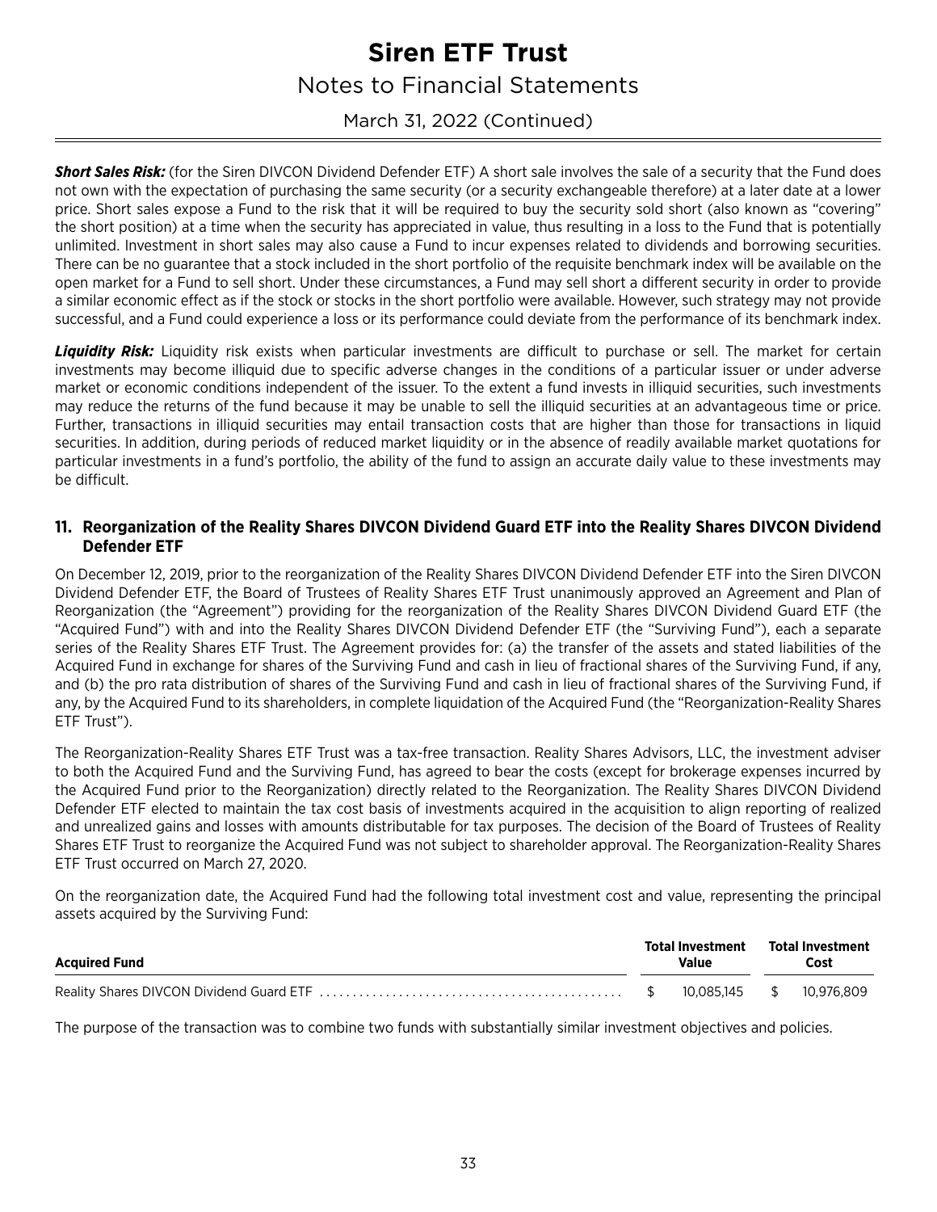***Short Sales Risk:*** (for the Siren DIVCON Dividend Defender ETF) A short sale involves the sale of a security that the Fund does not own with the expectation of purchasing the same security (or a security exchangeable therefore) at a later date at a lower price. Short sales expose a Fund to the risk that it will be required to buy the security sold short (also known as "covering" the short position) at a time when the security has appreciated in value, thus resulting in a loss to the Fund that is potentially unlimited. Investment in short sales may also cause a Fund to incur expenses related to dividends and borrowing securities. There can be no guarantee that a stock included in the short portfolio of the requisite benchmark index will be available on the open market for a Fund to sell short. Under these circumstances, a Fund may sell short a different security in order to provide a similar economic effect as if the stock or stocks in the short portfolio were available. However, such strategy may not provide successful, and a Fund could experience a loss or its performance could deviate from the performance of its benchmark index.

***Liquidity Risk:*** Liquidity risk exists when particular investments are difficult to purchase or sell. The market for certain investments may become illiquid due to specific adverse changes in the conditions of a particular issuer or under adverse market or economic conditions independent of the issuer. To the extent a fund invests in illiquid securities, such investments may reduce the returns of the fund because it may be unable to sell the illiquid securities at an advantageous time or price. Further, transactions in illiquid securities may entail transaction costs that are higher than those for transactions in liquid securities. In addition, during periods of reduced market liquidity or in the absence of readily available market quotations for particular investments in a fund's portfolio, the ability of the fund to assign an accurate daily value to these investments may be difficult.

## 11. Reorganization of the Reality Shares DIVCON Dividend Guard ETF into the Reality Shares DIVCON Dividend Defender ETF

On December 12, 2019, prior to the reorganization of the Reality Shares DIVCON Dividend Defender ETF into the Siren DIVCON Dividend Defender ETF, the Board of Trustees of Reality Shares ETF Trust unanimously approved an Agreement and Plan of Reorganization (the "Agreement") providing for the reorganization of the Reality Shares DIVCON Dividend Guard ETF (the "Acquired Fund") with and into the Reality Shares DIVCON Dividend Defender ETF (the "Surviving Fund"), each a separate series of the Reality Shares ETF Trust. The Agreement provides for: (a) the transfer of the assets and stated liabilities of the Acquired Fund in exchange for shares of the Surviving Fund and cash in lieu of fractional shares of the Surviving Fund, if any, and (b) the pro rata distribution of shares of the Surviving Fund and cash in lieu of fractional shares of the Surviving Fund, if any, by the Acquired Fund to its shareholders, in complete liquidation of the Acquired Fund (the "Reorganization-Reality Shares ETF Trust").

The Reorganization-Reality Shares ETF Trust was a tax-free transaction. Reality Shares Advisors, LLC, the investment adviser to both the Acquired Fund and the Surviving Fund, has agreed to bear the costs (except for brokerage expenses incurred by the Acquired Fund prior to the Reorganization) directly related to the Reorganization. The Reality Shares DIVCON Dividend Defender ETF elected to maintain the tax cost basis of investments acquired in the acquisition to align reporting of realized and unrealized gains and losses with amounts distributable for tax purposes. The decision of the Board of Trustees of Reality Shares ETF Trust to reorganize the Acquired Fund was not subject to shareholder approval. The Reorganization-Reality Shares ETF Trust occurred on March 27, 2020.

On the reorganization date, the Acquired Fund had the following total investment cost and value, representing the principal assets acquired by the Surviving Fund:

| Acquired Fund | Total Investment Value | Total Investment Cost |
|---|---|---|
| Reality Shares DIVCON Dividend Guard ETF | $ 10,085,145 | $ 10,976,809 |

The purpose of the transaction was to combine two funds with substantially similar investment objectives and policies.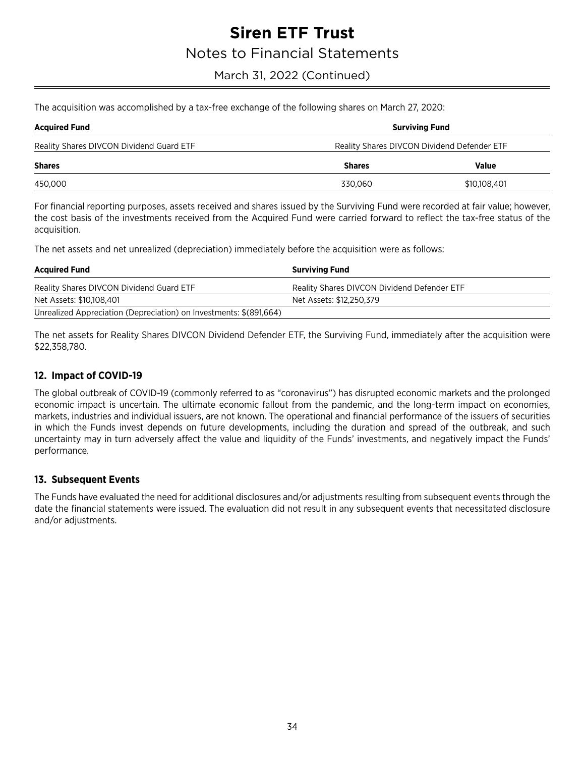The acquisition was accomplished by a tax-free exchange of the following shares on March 27, 2020:

| Acquired Fund | Surviving Fund | |
|---|---|---|
| Reality Shares DIVCON Dividend Guard ETF | Reality Shares DIVCON Dividend Defender ETF | |
| **Shares** | **Shares** | **Value** |
| 450,000 | 330,060 | $10,108,401 |

For financial reporting purposes, assets received and shares issued by the Surviving Fund were recorded at fair value; however, the cost basis of the investments received from the Acquired Fund were carried forward to reflect the tax-free status of the acquisition.

The net assets and net unrealized (depreciation) immediately before the acquisition were as follows:

| Acquired Fund | Surviving Fund |
|---|---|
| Reality Shares DIVCON Dividend Guard ETF | Reality Shares DIVCON Dividend Defender ETF |
| Net Assets: $10,108,401 | Net Assets: $12,250,379 |
| Unrealized Appreciation (Depreciation) on Investments: $(891,664) | |

The net assets for Reality Shares DIVCON Dividend Defender ETF, the Surviving Fund, immediately after the acquisition were $22,358,780.

## 12. Impact of COVID-19

The global outbreak of COVID-19 (commonly referred to as "coronavirus") has disrupted economic markets and the prolonged economic impact is uncertain. The ultimate economic fallout from the pandemic, and the long-term impact on economies, markets, industries and individual issuers, are not known. The operational and financial performance of the issuers of securities in which the Funds invest depends on future developments, including the duration and spread of the outbreak, and such uncertainty may in turn adversely affect the value and liquidity of the Funds' investments, and negatively impact the Funds' performance.

## 13. Subsequent Events

The Funds have evaluated the need for additional disclosures and/or adjustments resulting from subsequent events through the date the financial statements were issued. The evaluation did not result in any subsequent events that necessitated disclosure and/or adjustments.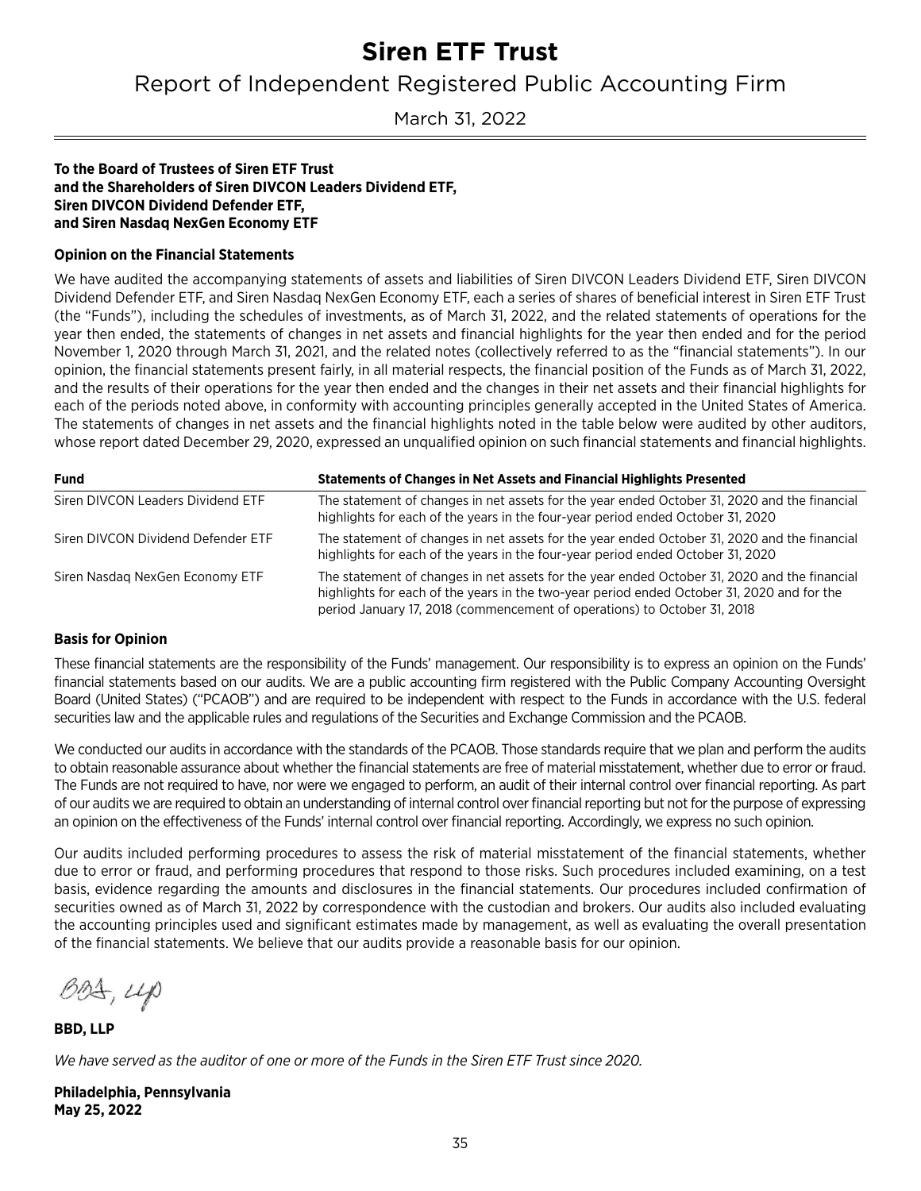# Siren ETF Trust

## Report of Independent Registered Public Accounting Firm

March 31, 2022

**To the Board of Trustees of Siren ETF Trust**
**and the Shareholders of Siren DIVCON Leaders Dividend ETF,**
**Siren DIVCON Dividend Defender ETF,**
**and Siren Nasdaq NexGen Economy ETF**

**Opinion on the Financial Statements**

We have audited the accompanying statements of assets and liabilities of Siren DIVCON Leaders Dividend ETF, Siren DIVCON Dividend Defender ETF, and Siren Nasdaq NexGen Economy ETF, each a series of shares of beneficial interest in Siren ETF Trust (the "Funds"), including the schedules of investments, as of March 31, 2022, and the related statements of operations for the year then ended, the statements of changes in net assets and financial highlights for the year then ended and for the period November 1, 2020 through March 31, 2021, and the related notes (collectively referred to as the "financial statements"). In our opinion, the financial statements present fairly, in all material respects, the financial position of the Funds as of March 31, 2022, and the results of their operations for the year then ended and the changes in their net assets and their financial highlights for each of the periods noted above, in conformity with accounting principles generally accepted in the United States of America. The statements of changes in net assets and the financial highlights noted in the table below were audited by other auditors, whose report dated December 29, 2020, expressed an unqualified opinion on such financial statements and financial highlights.

| Fund | Statements of Changes in Net Assets and Financial Highlights Presented |
|---|---|
| Siren DIVCON Leaders Dividend ETF | The statement of changes in net assets for the year ended October 31, 2020 and the financial highlights for each of the years in the four-year period ended October 31, 2020 |
| Siren DIVCON Dividend Defender ETF | The statement of changes in net assets for the year ended October 31, 2020 and the financial highlights for each of the years in the four-year period ended October 31, 2020 |
| Siren Nasdaq NexGen Economy ETF | The statement of changes in net assets for the year ended October 31, 2020 and the financial highlights for each of the years in the two-year period ended October 31, 2020 and for the period January 17, 2018 (commencement of operations) to October 31, 2018 |

**Basis for Opinion**

These financial statements are the responsibility of the Funds' management. Our responsibility is to express an opinion on the Funds' financial statements based on our audits. We are a public accounting firm registered with the Public Company Accounting Oversight Board (United States) ("PCAOB") and are required to be independent with respect to the Funds in accordance with the U.S. federal securities law and the applicable rules and regulations of the Securities and Exchange Commission and the PCAOB.

We conducted our audits in accordance with the standards of the PCAOB. Those standards require that we plan and perform the audits to obtain reasonable assurance about whether the financial statements are free of material misstatement, whether due to error or fraud. The Funds are not required to have, nor were we engaged to perform, an audit of their internal control over financial reporting. As part of our audits we are required to obtain an understanding of internal control over financial reporting but not for the purpose of expressing an opinion on the effectiveness of the Funds' internal control over financial reporting. Accordingly, we express no such opinion.

Our audits included performing procedures to assess the risk of material misstatement of the financial statements, whether due to error or fraud, and performing procedures that respond to those risks. Such procedures included examining, on a test basis, evidence regarding the amounts and disclosures in the financial statements. Our procedures included confirmation of securities owned as of March 31, 2022 by correspondence with the custodian and brokers. Our audits also included evaluating the accounting principles used and significant estimates made by management, as well as evaluating the overall presentation of the financial statements. We believe that our audits provide a reasonable basis for our opinion.

BBD, LLP

**BBD, LLP**

*We have served as the auditor of one or more of the Funds in the Siren ETF Trust since 2020.*

**Philadelphia, Pennsylvania**
**May 25, 2022**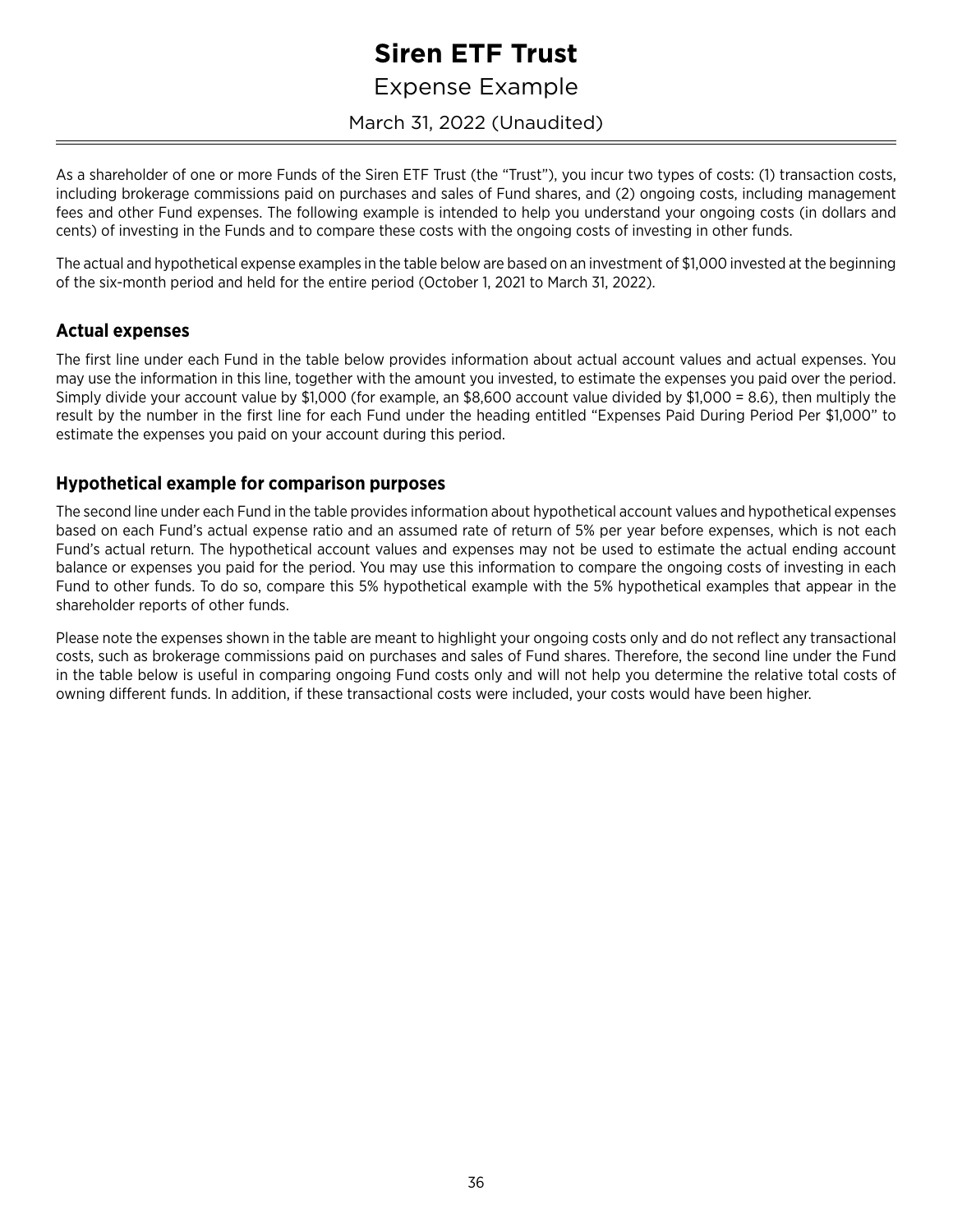# Siren ETF Trust

## Expense Example

March 31, 2022 (Unaudited)

As a shareholder of one or more Funds of the Siren ETF Trust (the "Trust"), you incur two types of costs: (1) transaction costs, including brokerage commissions paid on purchases and sales of Fund shares, and (2) ongoing costs, including management fees and other Fund expenses. The following example is intended to help you understand your ongoing costs (in dollars and cents) of investing in the Funds and to compare these costs with the ongoing costs of investing in other funds.

The actual and hypothetical expense examples in the table below are based on an investment of $1,000 invested at the beginning of the six-month period and held for the entire period (October 1, 2021 to March 31, 2022).

### Actual expenses

The first line under each Fund in the table below provides information about actual account values and actual expenses. You may use the information in this line, together with the amount you invested, to estimate the expenses you paid over the period. Simply divide your account value by $1,000 (for example, an $8,600 account value divided by $1,000 = 8.6), then multiply the result by the number in the first line for each Fund under the heading entitled "Expenses Paid During Period Per $1,000" to estimate the expenses you paid on your account during this period.

### Hypothetical example for comparison purposes

The second line under each Fund in the table provides information about hypothetical account values and hypothetical expenses based on each Fund's actual expense ratio and an assumed rate of return of 5% per year before expenses, which is not each Fund's actual return. The hypothetical account values and expenses may not be used to estimate the actual ending account balance or expenses you paid for the period. You may use this information to compare the ongoing costs of investing in each Fund to other funds. To do so, compare this 5% hypothetical example with the 5% hypothetical examples that appear in the shareholder reports of other funds.

Please note the expenses shown in the table are meant to highlight your ongoing costs only and do not reflect any transactional costs, such as brokerage commissions paid on purchases and sales of Fund shares. Therefore, the second line under the Fund in the table below is useful in comparing ongoing Fund costs only and will not help you determine the relative total costs of owning different funds. In addition, if these transactional costs were included, your costs would have been higher.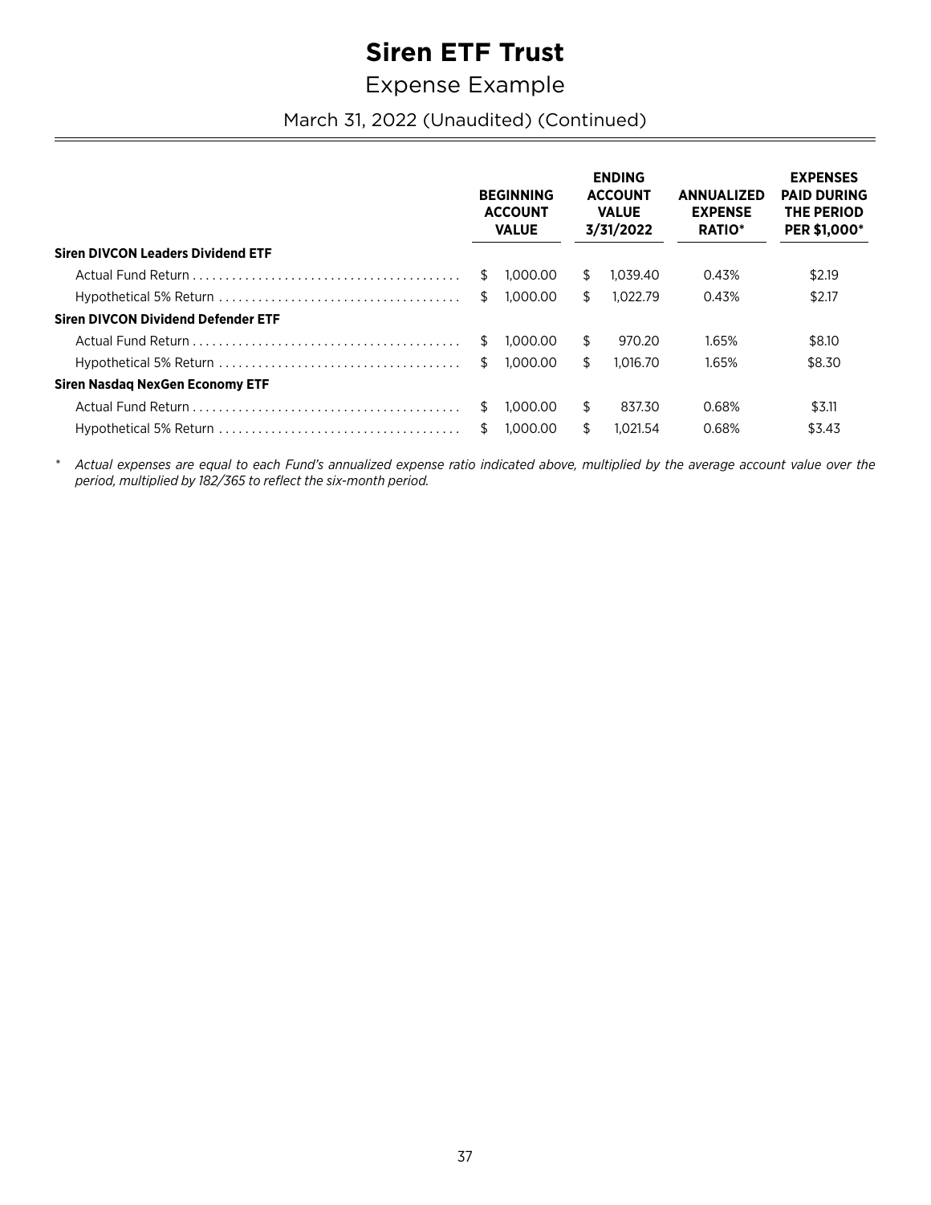# Siren ETF Trust

## Expense Example

### March 31, 2022 (Unaudited) (Continued)

| | BEGINNING ACCOUNT VALUE | ENDING ACCOUNT VALUE 3/31/2022 | ANNUALIZED EXPENSE RATIO* | EXPENSES PAID DURING THE PERIOD PER $1,000* |
|---|---|---|---|---|
| **Siren DIVCON Leaders Dividend ETF** | | | | |
| Actual Fund Return | $ 1,000.00 | $ 1,039.40 | 0.43% | $2.19 |
| Hypothetical 5% Return | $ 1,000.00 | $ 1,022.79 | 0.43% | $2.17 |
| **Siren DIVCON Dividend Defender ETF** | | | | |
| Actual Fund Return | $ 1,000.00 | $ 970.20 | 1.65% | $8.10 |
| Hypothetical 5% Return | $ 1,000.00 | $ 1,016.70 | 1.65% | $8.30 |
| **Siren Nasdaq NexGen Economy ETF** | | | | |
| Actual Fund Return | $ 1,000.00 | $ 837.30 | 0.68% | $3.11 |
| Hypothetical 5% Return | $ 1,000.00 | $ 1,021.54 | 0.68% | $3.43 |

\* *Actual expenses are equal to each Fund's annualized expense ratio indicated above, multiplied by the average account value over the period, multiplied by 182/365 to reflect the six-month period.*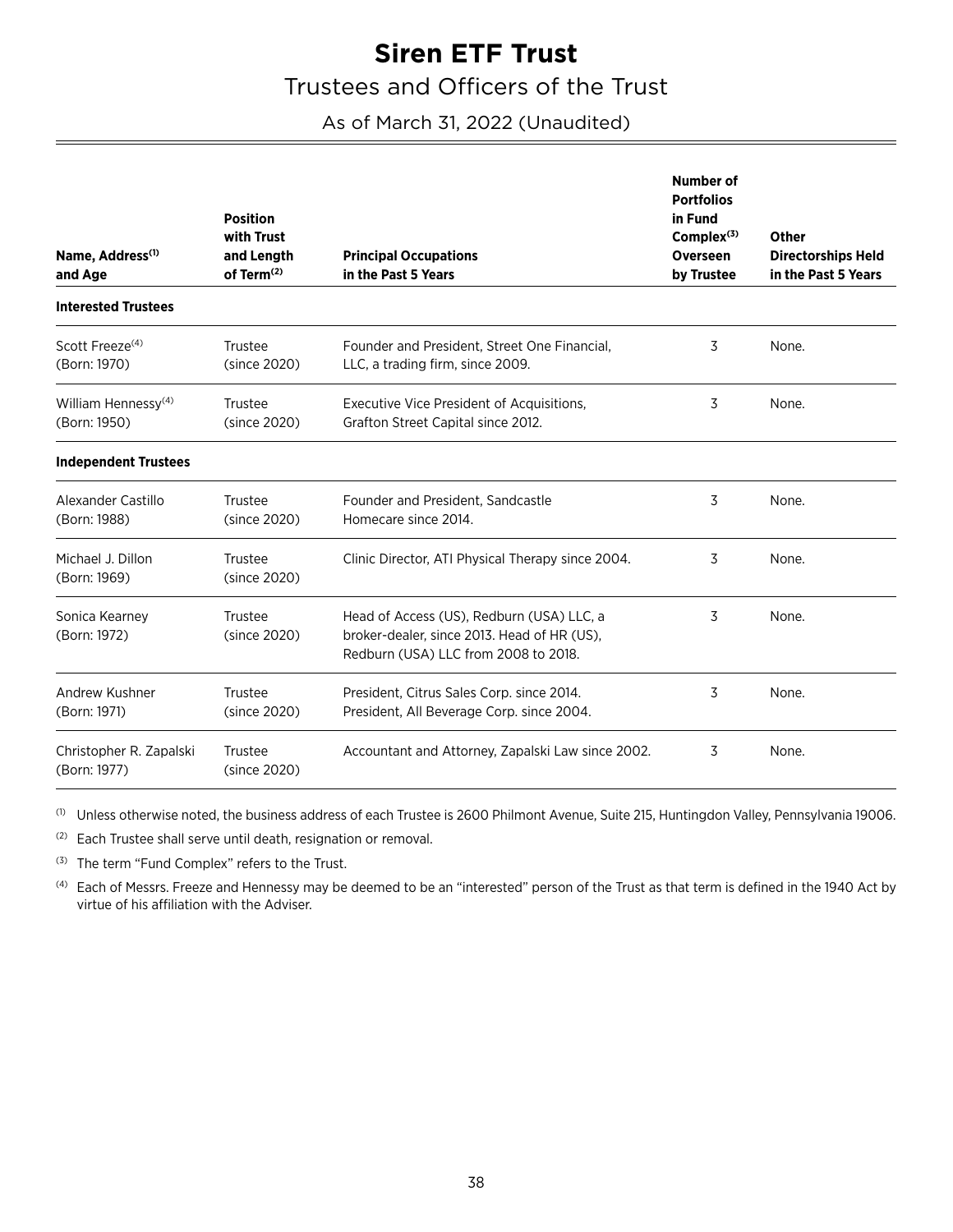# Siren ETF Trust

## Trustees and Officers of the Trust

As of March 31, 2022 (Unaudited)

| Name, Address[(1)] and Age | Position with Trust and Length of Term[(2)] | Principal Occupations in the Past 5 Years | Number of Portfolios in Fund Complex[(3)] Overseen by Trustee | Other Directorships Held in the Past 5 Years |
|---|---|---|---|---|
| **Interested Trustees** | | | | |
| Scott Freeze[(4)] (Born: 1970) | Trustee (since 2020) | Founder and President, Street One Financial, LLC, a trading firm, since 2009. | 3 | None. |
| William Hennessy[(4)] (Born: 1950) | Trustee (since 2020) | Executive Vice President of Acquisitions, Grafton Street Capital since 2012. | 3 | None. |
| **Independent Trustees** | | | | |
| Alexander Castillo (Born: 1988) | Trustee (since 2020) | Founder and President, Sandcastle Homecare since 2014. | 3 | None. |
| Michael J. Dillon (Born: 1969) | Trustee (since 2020) | Clinic Director, ATI Physical Therapy since 2004. | 3 | None. |
| Sonica Kearney (Born: 1972) | Trustee (since 2020) | Head of Access (US), Redburn (USA) LLC, a broker-dealer, since 2013. Head of HR (US), Redburn (USA) LLC from 2008 to 2018. | 3 | None. |
| Andrew Kushner (Born: 1971) | Trustee (since 2020) | President, Citrus Sales Corp. since 2014. President, All Beverage Corp. since 2004. | 3 | None. |
| Christopher R. Zapalski (Born: 1977) | Trustee (since 2020) | Accountant and Attorney, Zapalski Law since 2002. | 3 | None. |

(1) Unless otherwise noted, the business address of each Trustee is 2600 Philmont Avenue, Suite 215, Huntingdon Valley, Pennsylvania 19006.

(2) Each Trustee shall serve until death, resignation or removal.

(3) The term "Fund Complex" refers to the Trust.

(4) Each of Messrs. Freeze and Hennessy may be deemed to be an "interested" person of the Trust as that term is defined in the 1940 Act by virtue of his affiliation with the Adviser.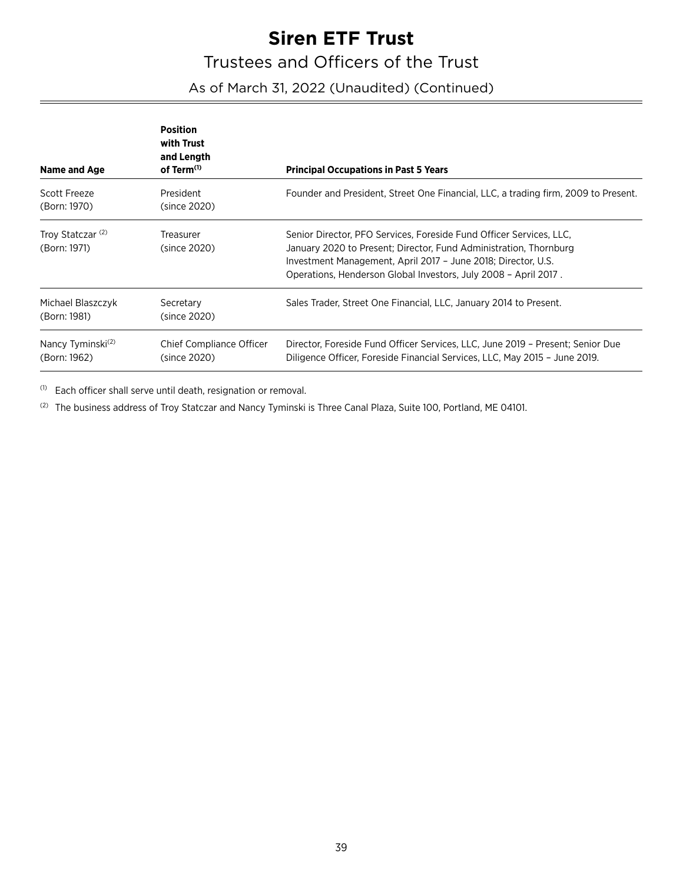# Siren ETF Trust

## Trustees and Officers of the Trust

### As of March 31, 2022 (Unaudited) (Continued)

| Name and Age | Position with Trust and Length of Term[1] | Principal Occupations in Past 5 Years |
|---|---|---|
| Scott Freeze (Born: 1970) | President (since 2020) | Founder and President, Street One Financial, LLC, a trading firm, 2009 to Present. |
| Troy Statczar [2] (Born: 1971) | Treasurer (since 2020) | Senior Director, PFO Services, Foreside Fund Officer Services, LLC, January 2020 to Present; Director, Fund Administration, Thornburg Investment Management, April 2017 – June 2018; Director, U.S. Operations, Henderson Global Investors, July 2008 – April 2017 . |
| Michael Blaszczyk (Born: 1981) | Secretary (since 2020) | Sales Trader, Street One Financial, LLC, January 2014 to Present. |
| Nancy Tyminski[2] (Born: 1962) | Chief Compliance Officer (since 2020) | Director, Foreside Fund Officer Services, LLC, June 2019 – Present; Senior Due Diligence Officer, Foreside Financial Services, LLC, May 2015 – June 2019. |

[1] Each officer shall serve until death, resignation or removal.

[2] The business address of Troy Statczar and Nancy Tyminski is Three Canal Plaza, Suite 100, Portland, ME 04101.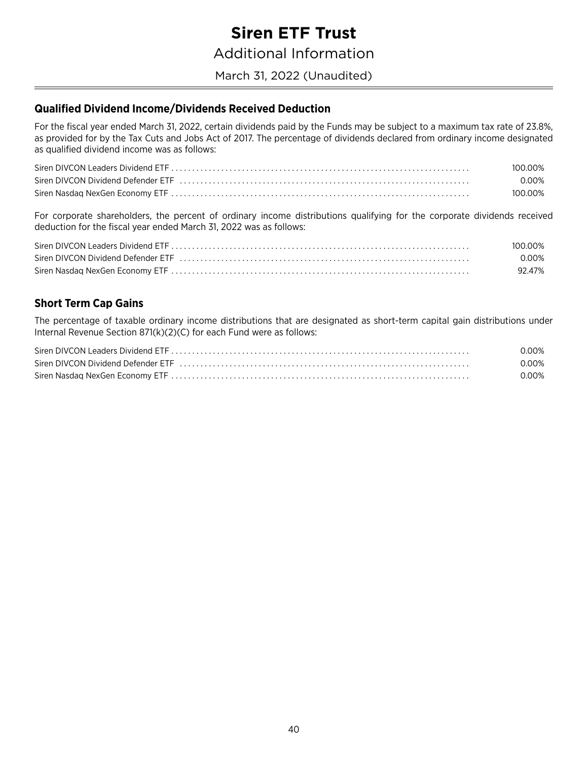# Siren ETF Trust

## Additional Information

March 31, 2022 (Unaudited)

### Qualified Dividend Income/Dividends Received Deduction

For the fiscal year ended March 31, 2022, certain dividends paid by the Funds may be subject to a maximum tax rate of 23.8%, as provided for by the Tax Cuts and Jobs Act of 2017. The percentage of dividends declared from ordinary income designated as qualified dividend income was as follows:

| | |
|---|---|
| Siren DIVCON Leaders Dividend ETF | 100.00% |
| Siren DIVCON Dividend Defender ETF | 0.00% |
| Siren Nasdaq NexGen Economy ETF | 100.00% |

For corporate shareholders, the percent of ordinary income distributions qualifying for the corporate dividends received deduction for the fiscal year ended March 31, 2022 was as follows:

| | |
|---|---|
| Siren DIVCON Leaders Dividend ETF | 100.00% |
| Siren DIVCON Dividend Defender ETF | 0.00% |
| Siren Nasdaq NexGen Economy ETF | 92.47% |

### Short Term Cap Gains

The percentage of taxable ordinary income distributions that are designated as short-term capital gain distributions under Internal Revenue Section 871(k)(2)(C) for each Fund were as follows:

| | |
|---|---|
| Siren DIVCON Leaders Dividend ETF | 0.00% |
| Siren DIVCON Dividend Defender ETF | 0.00% |
| Siren Nasdaq NexGen Economy ETF | 0.00% |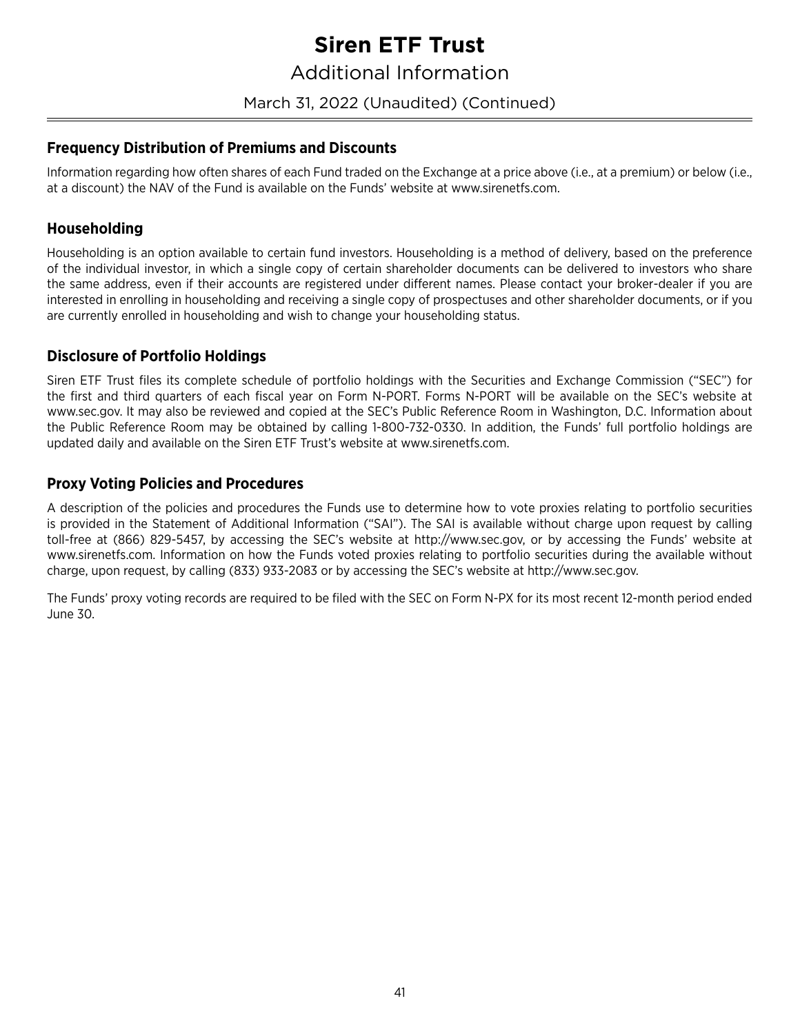# Siren ETF Trust

## Additional Information

March 31, 2022 (Unaudited) (Continued)

### Frequency Distribution of Premiums and Discounts

Information regarding how often shares of each Fund traded on the Exchange at a price above (i.e., at a premium) or below (i.e., at a discount) the NAV of the Fund is available on the Funds' website at www.sirenetfs.com.

### Householding

Householding is an option available to certain fund investors. Householding is a method of delivery, based on the preference of the individual investor, in which a single copy of certain shareholder documents can be delivered to investors who share the same address, even if their accounts are registered under different names. Please contact your broker-dealer if you are interested in enrolling in householding and receiving a single copy of prospectuses and other shareholder documents, or if you are currently enrolled in householding and wish to change your householding status.

### Disclosure of Portfolio Holdings

Siren ETF Trust files its complete schedule of portfolio holdings with the Securities and Exchange Commission ("SEC") for the first and third quarters of each fiscal year on Form N-PORT. Forms N-PORT will be available on the SEC's website at www.sec.gov. It may also be reviewed and copied at the SEC's Public Reference Room in Washington, D.C. Information about the Public Reference Room may be obtained by calling 1-800-732-0330. In addition, the Funds' full portfolio holdings are updated daily and available on the Siren ETF Trust's website at www.sirenetfs.com.

### Proxy Voting Policies and Procedures

A description of the policies and procedures the Funds use to determine how to vote proxies relating to portfolio securities is provided in the Statement of Additional Information ("SAI"). The SAI is available without charge upon request by calling toll-free at (866) 829-5457, by accessing the SEC's website at http://www.sec.gov, or by accessing the Funds' website at www.sirenetfs.com. Information on how the Funds voted proxies relating to portfolio securities during the available without charge, upon request, by calling (833) 933-2083 or by accessing the SEC's website at http://www.sec.gov.

The Funds' proxy voting records are required to be filed with the SEC on Form N-PX for its most recent 12-month period ended June 30.